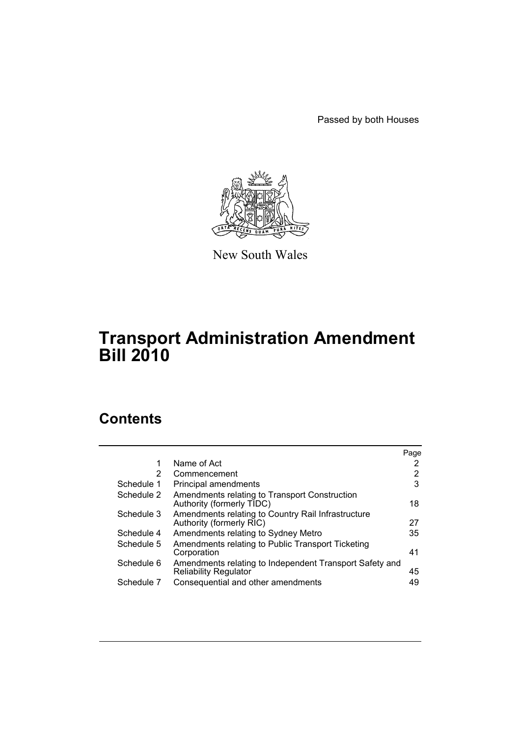Passed by both Houses

New South Wales

# Transport Administration Amendment Bill 2010

## Contents

| | | Page |
|---|---|---|
| 1 | Name of Act | 2 |
| 2 | Commencement | 2 |
| Schedule 1 | Principal amendments | 3 |
| Schedule 2 | Amendments relating to Transport Construction Authority (formerly TIDC) | 18 |
| Schedule 3 | Amendments relating to Country Rail Infrastructure Authority (formerly RIC) | 27 |
| Schedule 4 | Amendments relating to Sydney Metro | 35 |
| Schedule 5 | Amendments relating to Public Transport Ticketing Corporation | 41 |
| Schedule 6 | Amendments relating to Independent Transport Safety and Reliability Regulator | 45 |
| Schedule 7 | Consequential and other amendments | 49 |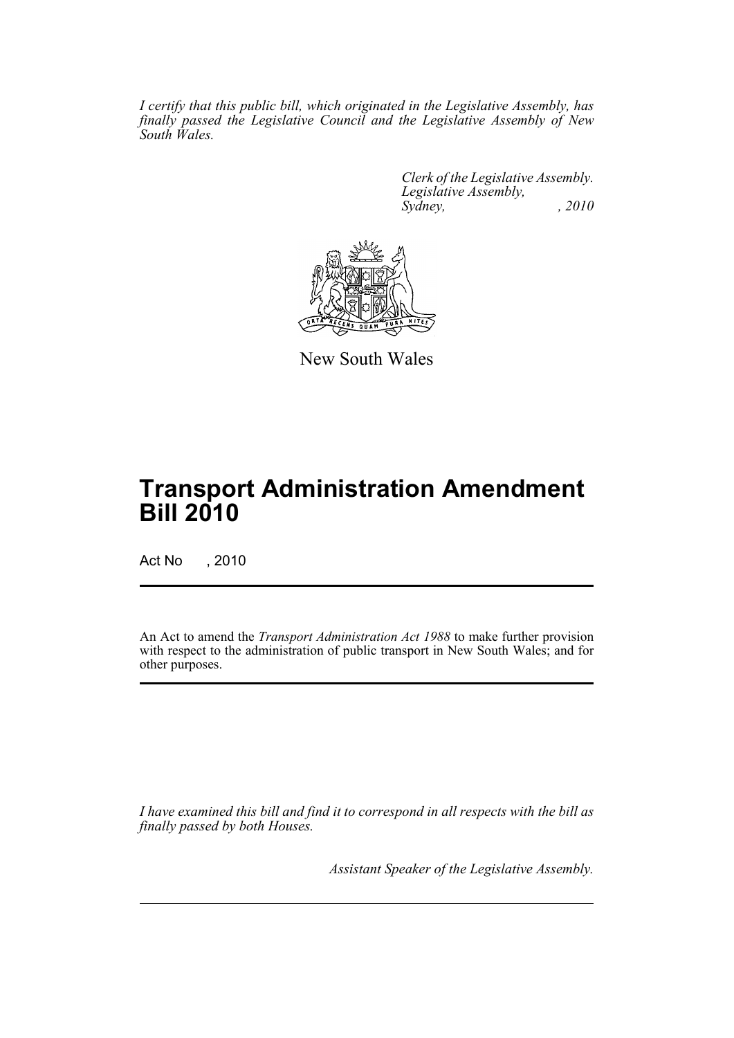*I certify that this public bill, which originated in the Legislative Assembly, has finally passed the Legislative Council and the Legislative Assembly of New South Wales.*

*Clerk of the Legislative Assembly.*
*Legislative Assembly,*
*Sydney, , 2010*

New South Wales

# Transport Administration Amendment Bill 2010

Act No , 2010

An Act to amend the *Transport Administration Act 1988* to make further provision with respect to the administration of public transport in New South Wales; and for other purposes.

*I have examined this bill and find it to correspond in all respects with the bill as finally passed by both Houses.*

*Assistant Speaker of the Legislative Assembly.*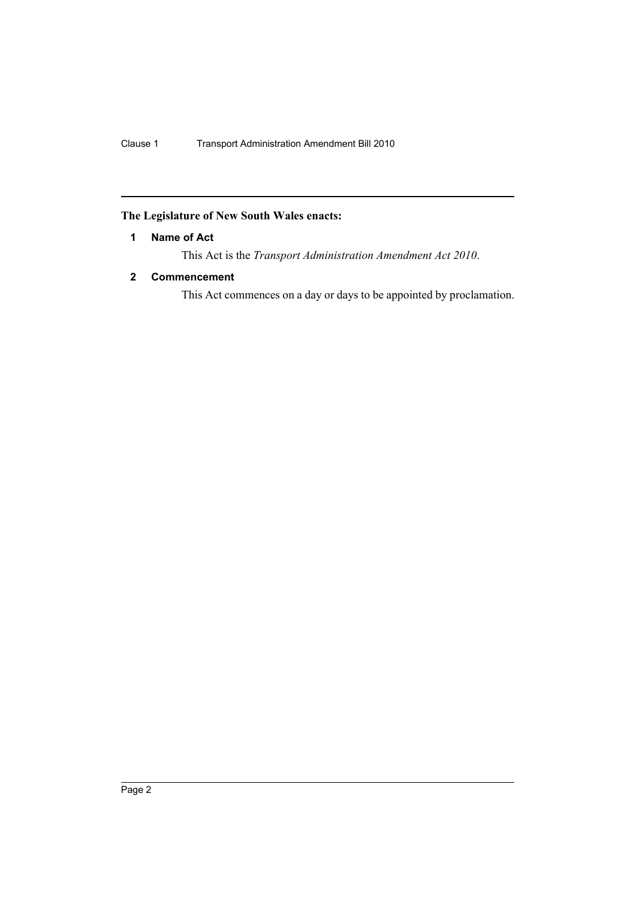**The Legislature of New South Wales enacts:**

## 1 Name of Act

This Act is the *Transport Administration Amendment Act 2010*.

## 2 Commencement

This Act commences on a day or days to be appointed by proclamation.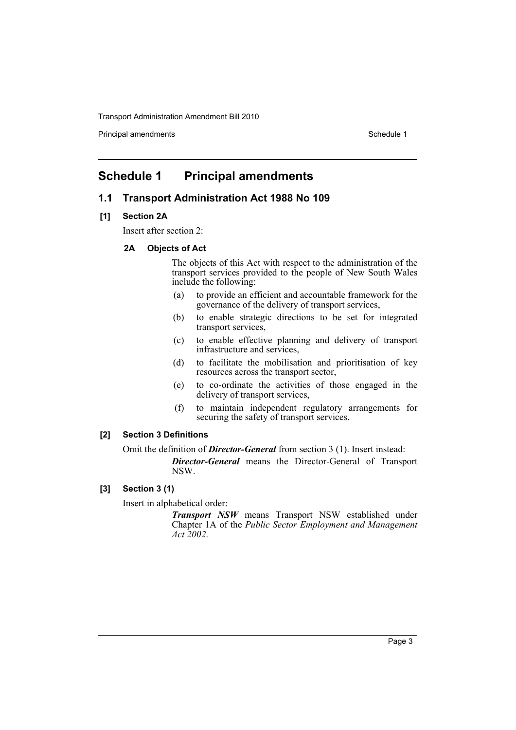# Schedule 1 Principal amendments

## 1.1 Transport Administration Act 1988 No 109

### [1] Section 2A

Insert after section 2:

#### 2A Objects of Act

The objects of this Act with respect to the administration of the transport services provided to the people of New South Wales include the following:

(a) to provide an efficient and accountable framework for the governance of the delivery of transport services,

(b) to enable strategic directions to be set for integrated transport services,

(c) to enable effective planning and delivery of transport infrastructure and services,

(d) to facilitate the mobilisation and prioritisation of key resources across the transport sector,

(e) to co-ordinate the activities of those engaged in the delivery of transport services,

(f) to maintain independent regulatory arrangements for securing the safety of transport services.

### [2] Section 3 Definitions

Omit the definition of ***Director-General*** from section 3 (1). Insert instead:

***Director-General*** means the Director-General of Transport NSW.

### [3] Section 3 (1)

Insert in alphabetical order:

***Transport NSW*** means Transport NSW established under Chapter 1A of the *Public Sector Employment and Management Act 2002*.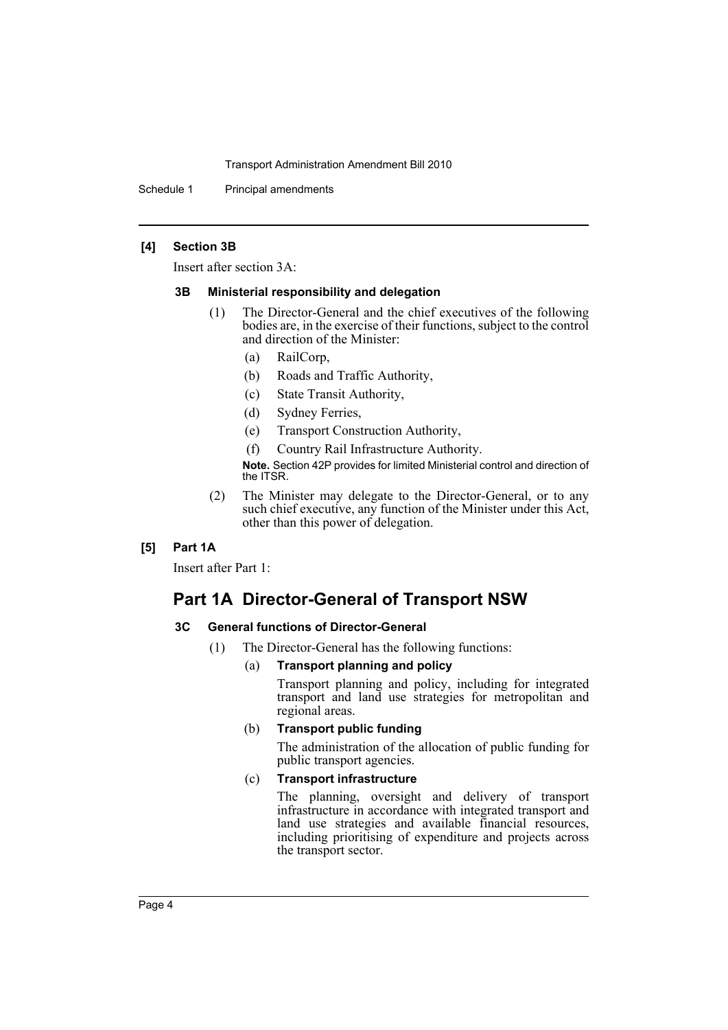**[4] Section 3B**

Insert after section 3A:

**3B Ministerial responsibility and delegation**

(1) The Director-General and the chief executives of the following bodies are, in the exercise of their functions, subject to the control and direction of the Minister:

(a) RailCorp,

(b) Roads and Traffic Authority,

(c) State Transit Authority,

(d) Sydney Ferries,

(e) Transport Construction Authority,

(f) Country Rail Infrastructure Authority.

**Note.** Section 42P provides for limited Ministerial control and direction of the ITSR.

(2) The Minister may delegate to the Director-General, or to any such chief executive, any function of the Minister under this Act, other than this power of delegation.

**[5] Part 1A**

Insert after Part 1:

## Part 1A Director-General of Transport NSW

**3C General functions of Director-General**

(1) The Director-General has the following functions:

(a) **Transport planning and policy**

Transport planning and policy, including for integrated transport and land use strategies for metropolitan and regional areas.

(b) **Transport public funding**

The administration of the allocation of public funding for public transport agencies.

(c) **Transport infrastructure**

The planning, oversight and delivery of transport infrastructure in accordance with integrated transport and land use strategies and available financial resources, including prioritising of expenditure and projects across the transport sector.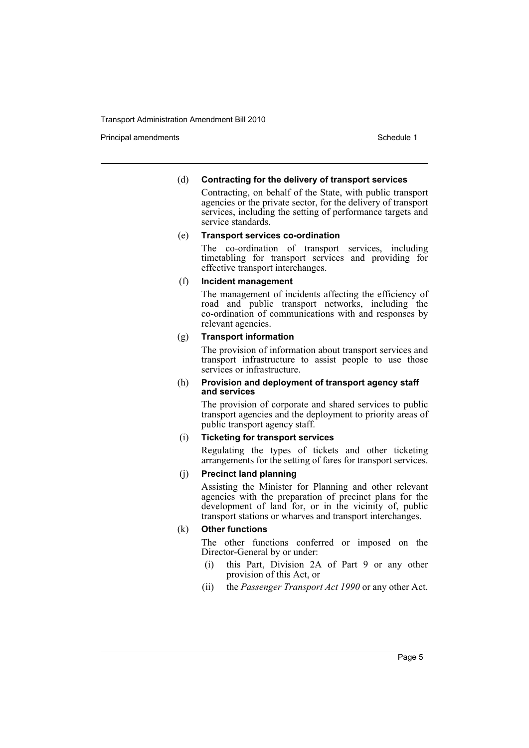(d) **Contracting for the delivery of transport services**

Contracting, on behalf of the State, with public transport agencies or the private sector, for the delivery of transport services, including the setting of performance targets and service standards.

(e) **Transport services co-ordination**

The co-ordination of transport services, including timetabling for transport services and providing for effective transport interchanges.

(f) **Incident management**

The management of incidents affecting the efficiency of road and public transport networks, including the co-ordination of communications with and responses by relevant agencies.

(g) **Transport information**

The provision of information about transport services and transport infrastructure to assist people to use those services or infrastructure.

(h) **Provision and deployment of transport agency staff and services**

The provision of corporate and shared services to public transport agencies and the deployment to priority areas of public transport agency staff.

(i) **Ticketing for transport services**

Regulating the types of tickets and other ticketing arrangements for the setting of fares for transport services.

(j) **Precinct land planning**

Assisting the Minister for Planning and other relevant agencies with the preparation of precinct plans for the development of land for, or in the vicinity of, public transport stations or wharves and transport interchanges.

(k) **Other functions**

The other functions conferred or imposed on the Director-General by or under:

(i) this Part, Division 2A of Part 9 or any other provision of this Act, or

(ii) the *Passenger Transport Act 1990* or any other Act.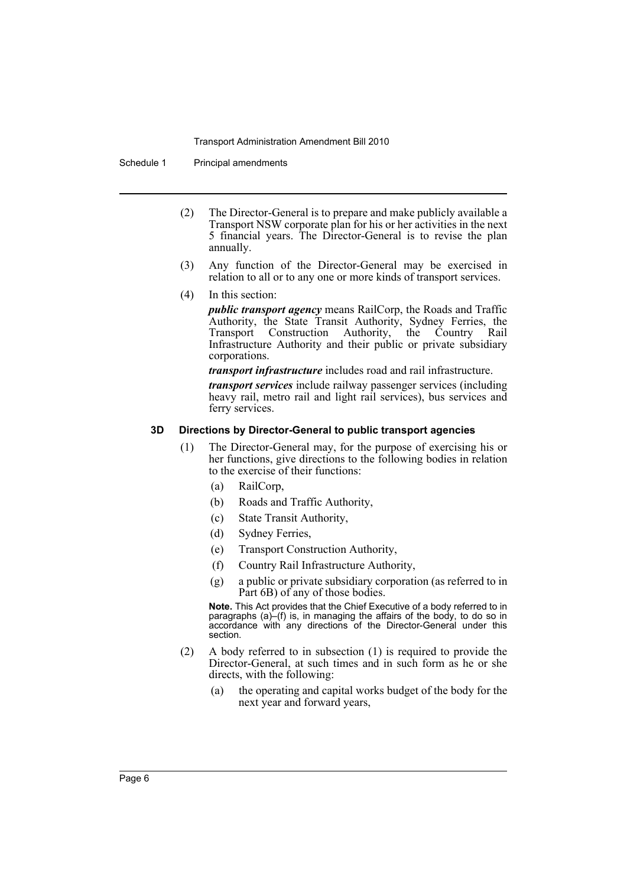(2) The Director-General is to prepare and make publicly available a Transport NSW corporate plan for his or her activities in the next 5 financial years. The Director-General is to revise the plan annually.

(3) Any function of the Director-General may be exercised in relation to all or to any one or more kinds of transport services.

(4) In this section:

***public transport agency*** means RailCorp, the Roads and Traffic Authority, the State Transit Authority, Sydney Ferries, the Transport Construction Authority, the Country Rail Infrastructure Authority and their public or private subsidiary corporations.

***transport infrastructure*** includes road and rail infrastructure.

***transport services*** include railway passenger services (including heavy rail, metro rail and light rail services), bus services and ferry services.

### 3D Directions by Director-General to public transport agencies

(1) The Director-General may, for the purpose of exercising his or her functions, give directions to the following bodies in relation to the exercise of their functions:

(a) RailCorp,

(b) Roads and Traffic Authority,

(c) State Transit Authority,

(d) Sydney Ferries,

(e) Transport Construction Authority,

(f) Country Rail Infrastructure Authority,

(g) a public or private subsidiary corporation (as referred to in Part 6B) of any of those bodies.

**Note.** This Act provides that the Chief Executive of a body referred to in paragraphs (a)–(f) is, in managing the affairs of the body, to do so in accordance with any directions of the Director-General under this section.

(2) A body referred to in subsection (1) is required to provide the Director-General, at such times and in such form as he or she directs, with the following:

(a) the operating and capital works budget of the body for the next year and forward years,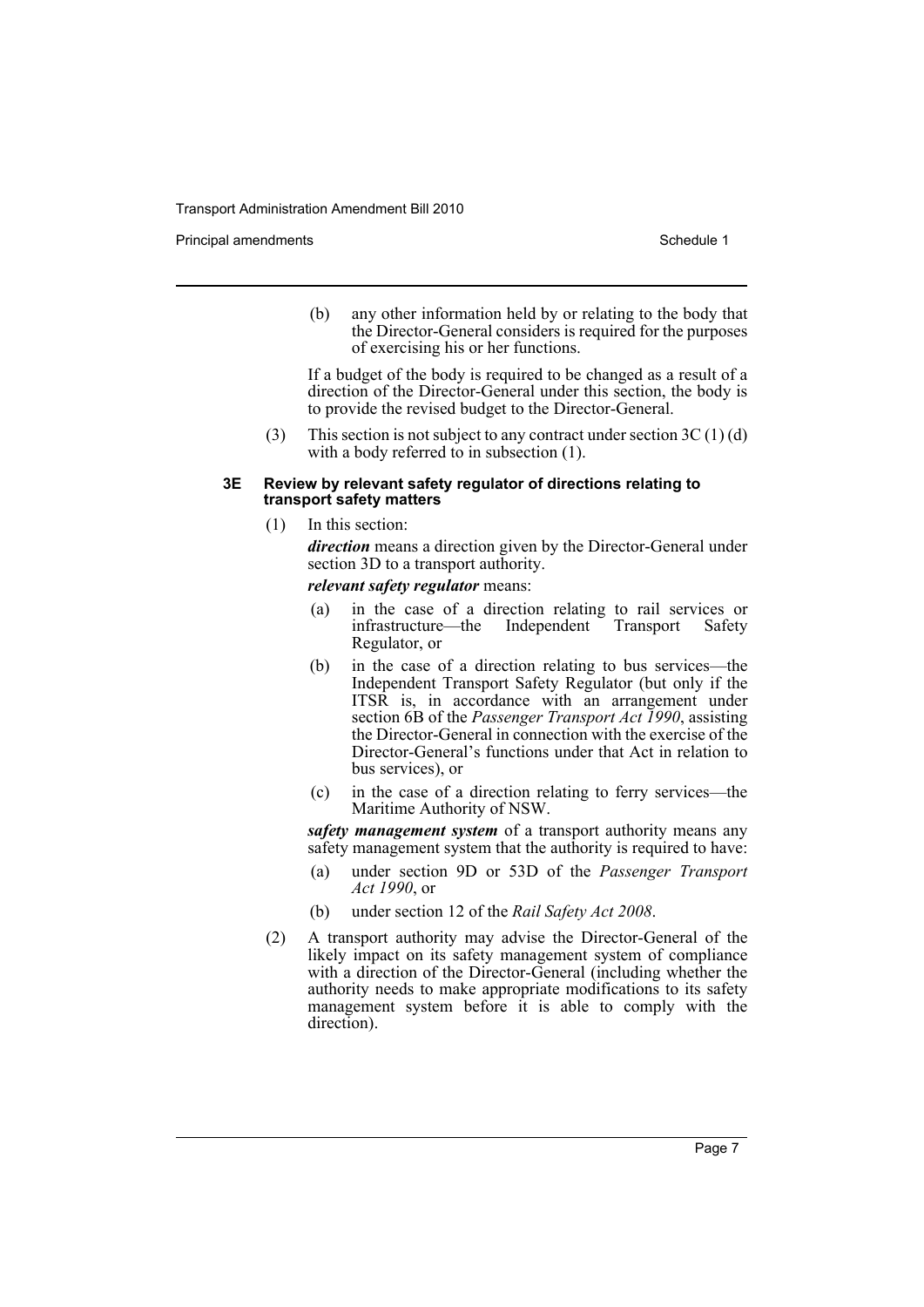(b) any other information held by or relating to the body that the Director-General considers is required for the purposes of exercising his or her functions.

If a budget of the body is required to be changed as a result of a direction of the Director-General under this section, the body is to provide the revised budget to the Director-General.

(3) This section is not subject to any contract under section 3C (1) (d) with a body referred to in subsection (1).

#### 3E Review by relevant safety regulator of directions relating to transport safety matters

(1) In this section:

***direction*** means a direction given by the Director-General under section 3D to a transport authority.

***relevant safety regulator*** means:

(a) in the case of a direction relating to rail services or infrastructure—the Independent Transport Safety Regulator, or

(b) in the case of a direction relating to bus services—the Independent Transport Safety Regulator (but only if the ITSR is, in accordance with an arrangement under section 6B of the *Passenger Transport Act 1990*, assisting the Director-General in connection with the exercise of the Director-General's functions under that Act in relation to bus services), or

(c) in the case of a direction relating to ferry services—the Maritime Authority of NSW.

***safety management system*** of a transport authority means any safety management system that the authority is required to have:

(a) under section 9D or 53D of the *Passenger Transport Act 1990*, or

(b) under section 12 of the *Rail Safety Act 2008*.

(2) A transport authority may advise the Director-General of the likely impact on its safety management system of compliance with a direction of the Director-General (including whether the authority needs to make appropriate modifications to its safety management system before it is able to comply with the direction).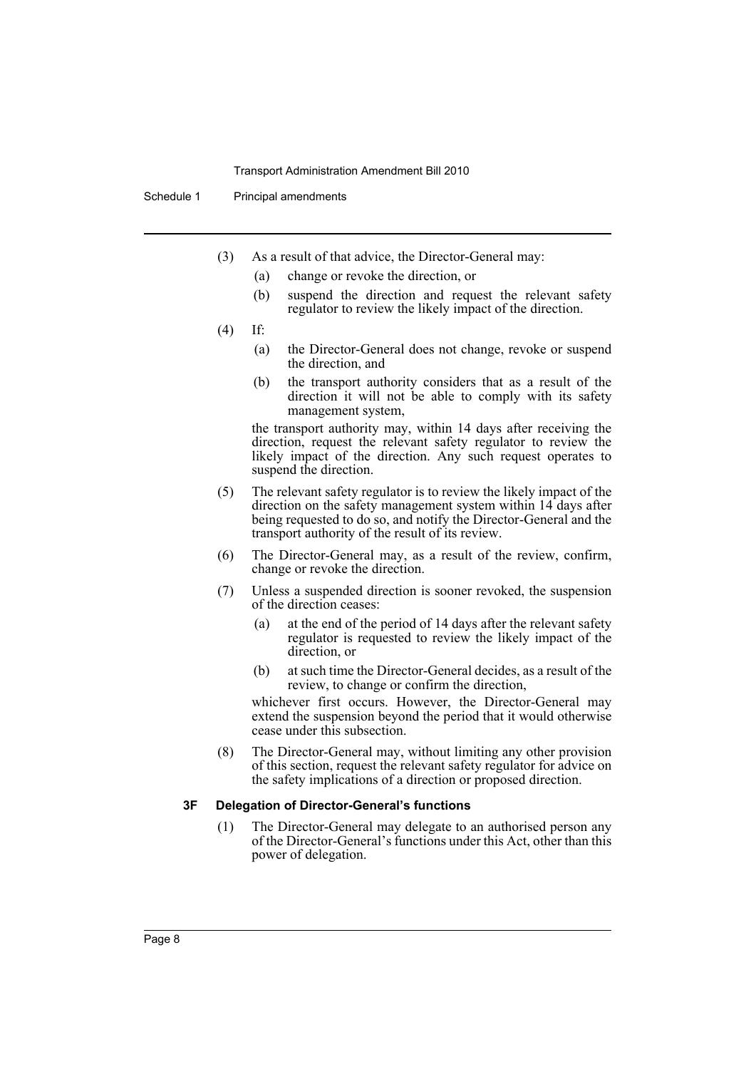(3) As a result of that advice, the Director-General may:

   (a) change or revoke the direction, or

   (b) suspend the direction and request the relevant safety regulator to review the likely impact of the direction.

(4) If:

   (a) the Director-General does not change, revoke or suspend the direction, and

   (b) the transport authority considers that as a result of the direction it will not be able to comply with its safety management system,

   the transport authority may, within 14 days after receiving the direction, request the relevant safety regulator to review the likely impact of the direction. Any such request operates to suspend the direction.

(5) The relevant safety regulator is to review the likely impact of the direction on the safety management system within 14 days after being requested to do so, and notify the Director-General and the transport authority of the result of its review.

(6) The Director-General may, as a result of the review, confirm, change or revoke the direction.

(7) Unless a suspended direction is sooner revoked, the suspension of the direction ceases:

   (a) at the end of the period of 14 days after the relevant safety regulator is requested to review the likely impact of the direction, or

   (b) at such time the Director-General decides, as a result of the review, to change or confirm the direction,

   whichever first occurs. However, the Director-General may extend the suspension beyond the period that it would otherwise cease under this subsection.

(8) The Director-General may, without limiting any other provision of this section, request the relevant safety regulator for advice on the safety implications of a direction or proposed direction.

### 3F Delegation of Director-General's functions

(1) The Director-General may delegate to an authorised person any of the Director-General's functions under this Act, other than this power of delegation.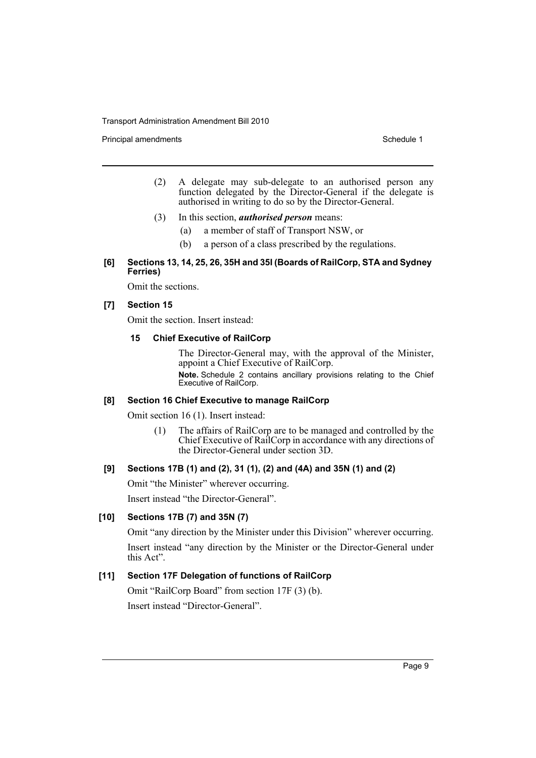(2) A delegate may sub-delegate to an authorised person any function delegated by the Director-General if the delegate is authorised in writing to do so by the Director-General.

(3) In this section, ***authorised person*** means:

(a) a member of staff of Transport NSW, or

(b) a person of a class prescribed by the regulations.

**[6] Sections 13, 14, 25, 26, 35H and 35I (Boards of RailCorp, STA and Sydney Ferries)**

Omit the sections.

**[7] Section 15**

Omit the section. Insert instead:

**15 Chief Executive of RailCorp**

The Director-General may, with the approval of the Minister, appoint a Chief Executive of RailCorp.

**Note.** Schedule 2 contains ancillary provisions relating to the Chief Executive of RailCorp.

**[8] Section 16 Chief Executive to manage RailCorp**

Omit section 16 (1). Insert instead:

(1) The affairs of RailCorp are to be managed and controlled by the Chief Executive of RailCorp in accordance with any directions of the Director-General under section 3D.

**[9] Sections 17B (1) and (2), 31 (1), (2) and (4A) and 35N (1) and (2)**

Omit "the Minister" wherever occurring.

Insert instead "the Director-General".

**[10] Sections 17B (7) and 35N (7)**

Omit "any direction by the Minister under this Division" wherever occurring.

Insert instead "any direction by the Minister or the Director-General under this Act".

**[11] Section 17F Delegation of functions of RailCorp**

Omit "RailCorp Board" from section 17F (3) (b).

Insert instead "Director-General".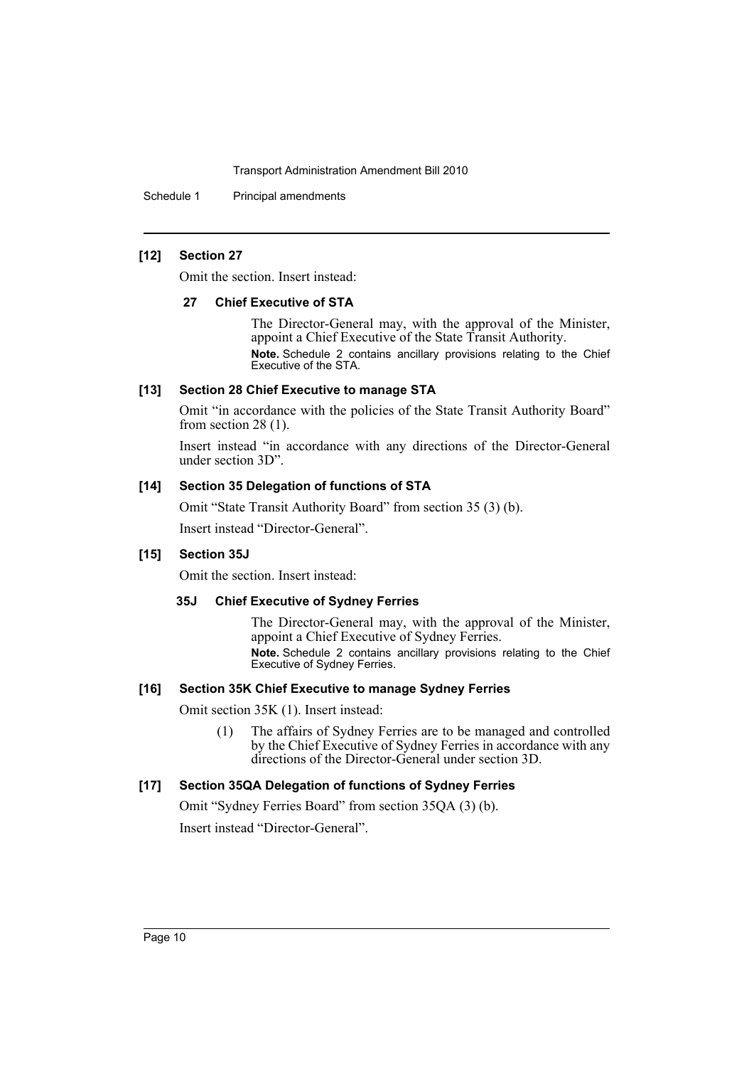### [12] Section 27

Omit the section. Insert instead:

#### 27 Chief Executive of STA

The Director-General may, with the approval of the Minister, appoint a Chief Executive of the State Transit Authority.

**Note.** Schedule 2 contains ancillary provisions relating to the Chief Executive of the STA.

### [13] Section 28 Chief Executive to manage STA

Omit "in accordance with the policies of the State Transit Authority Board" from section 28 (1).

Insert instead "in accordance with any directions of the Director-General under section 3D".

### [14] Section 35 Delegation of functions of STA

Omit "State Transit Authority Board" from section 35 (3) (b).

Insert instead "Director-General".

### [15] Section 35J

Omit the section. Insert instead:

#### 35J Chief Executive of Sydney Ferries

The Director-General may, with the approval of the Minister, appoint a Chief Executive of Sydney Ferries.

**Note.** Schedule 2 contains ancillary provisions relating to the Chief Executive of Sydney Ferries.

### [16] Section 35K Chief Executive to manage Sydney Ferries

Omit section 35K (1). Insert instead:

(1) The affairs of Sydney Ferries are to be managed and controlled by the Chief Executive of Sydney Ferries in accordance with any directions of the Director-General under section 3D.

### [17] Section 35QA Delegation of functions of Sydney Ferries

Omit "Sydney Ferries Board" from section 35QA (3) (b).

Insert instead "Director-General".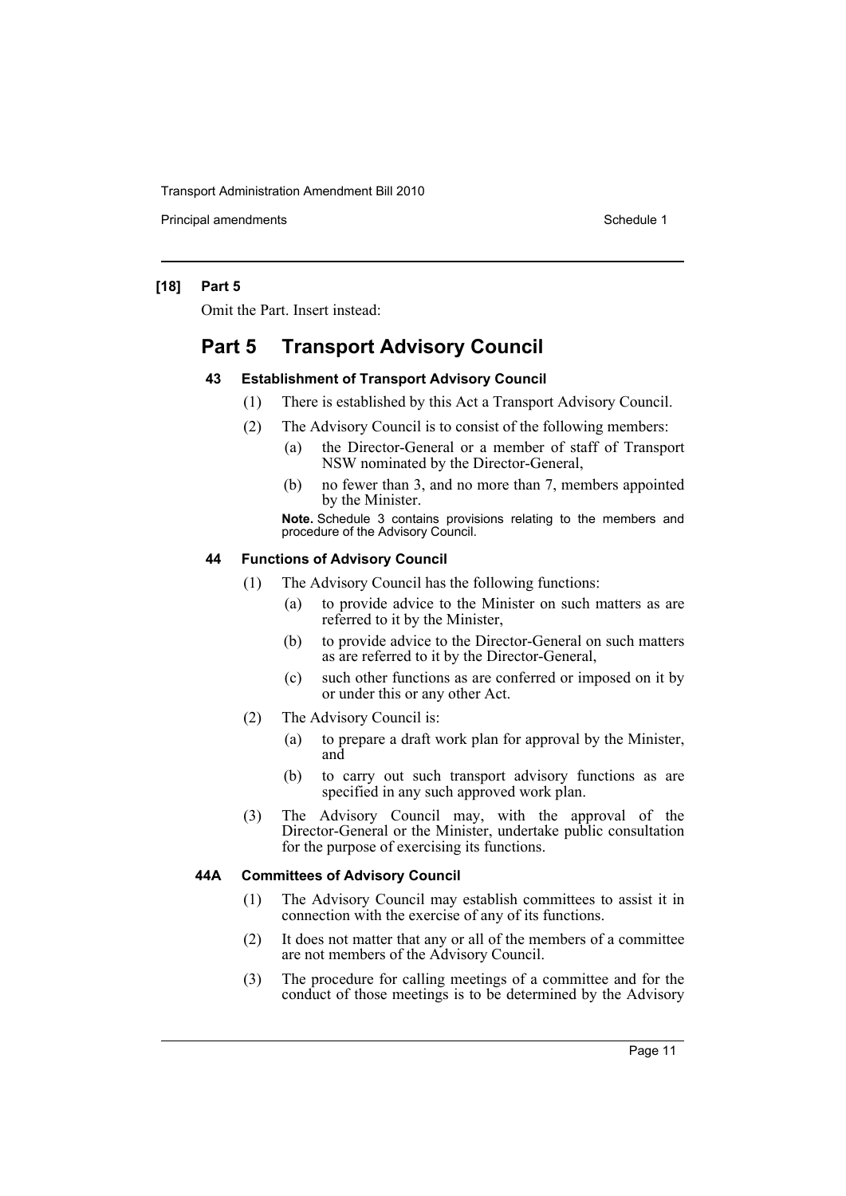**[18] Part 5**

Omit the Part. Insert instead:

## Part 5 Transport Advisory Council

### 43 Establishment of Transport Advisory Council

(1) There is established by this Act a Transport Advisory Council.

(2) The Advisory Council is to consist of the following members:

(a) the Director-General or a member of staff of Transport NSW nominated by the Director-General,

(b) no fewer than 3, and no more than 7, members appointed by the Minister.

**Note.** Schedule 3 contains provisions relating to the members and procedure of the Advisory Council.

### 44 Functions of Advisory Council

(1) The Advisory Council has the following functions:

(a) to provide advice to the Minister on such matters as are referred to it by the Minister,

(b) to provide advice to the Director-General on such matters as are referred to it by the Director-General,

(c) such other functions as are conferred or imposed on it by or under this or any other Act.

(2) The Advisory Council is:

(a) to prepare a draft work plan for approval by the Minister, and

(b) to carry out such transport advisory functions as are specified in any such approved work plan.

(3) The Advisory Council may, with the approval of the Director-General or the Minister, undertake public consultation for the purpose of exercising its functions.

### 44A Committees of Advisory Council

(1) The Advisory Council may establish committees to assist it in connection with the exercise of any of its functions.

(2) It does not matter that any or all of the members of a committee are not members of the Advisory Council.

(3) The procedure for calling meetings of a committee and for the conduct of those meetings is to be determined by the Advisory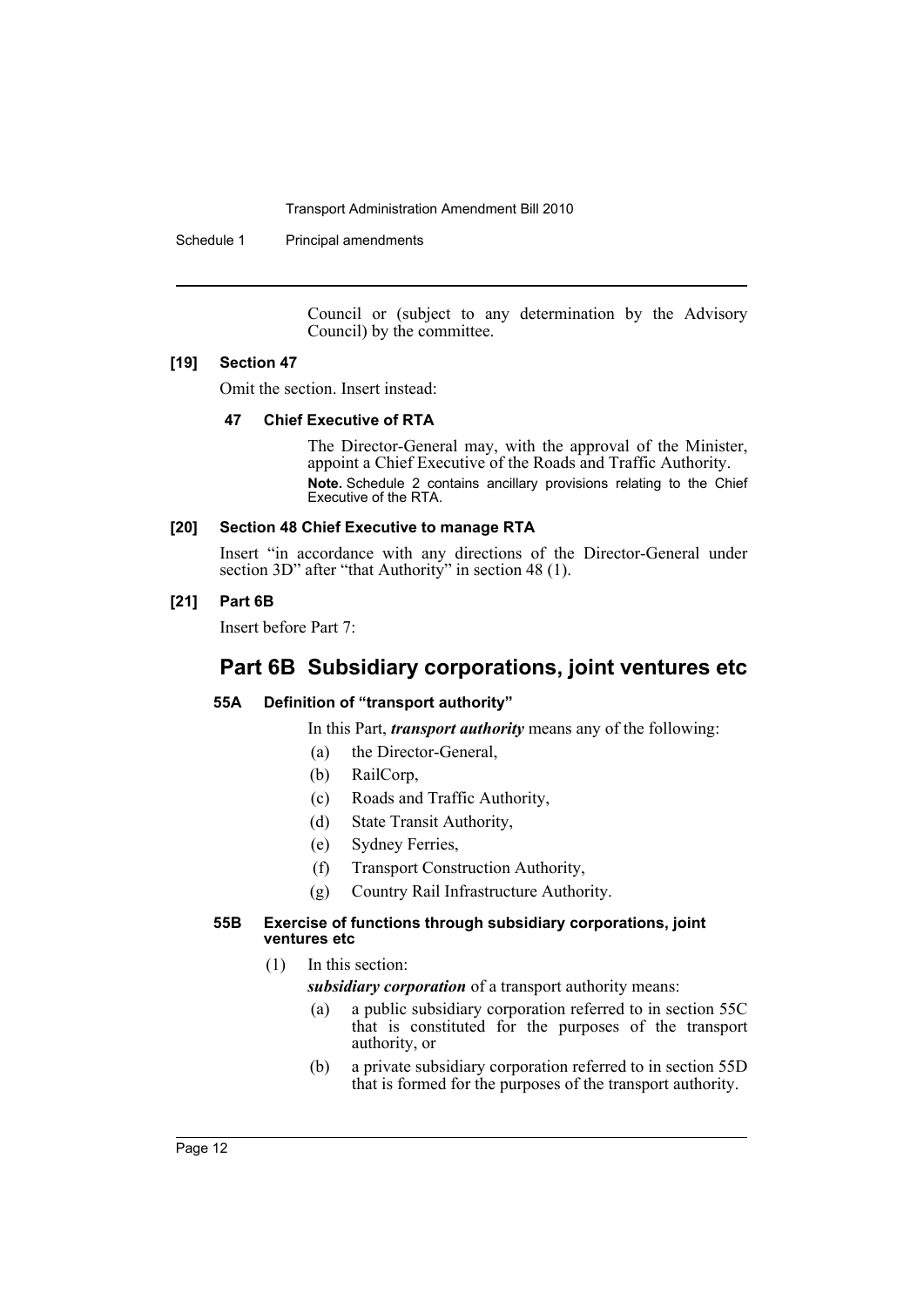Council or (subject to any determination by the Advisory Council) by the committee.

#### [19] Section 47

Omit the section. Insert instead:

##### 47 Chief Executive of RTA

The Director-General may, with the approval of the Minister, appoint a Chief Executive of the Roads and Traffic Authority.

**Note.** Schedule 2 contains ancillary provisions relating to the Chief Executive of the RTA.

#### [20] Section 48 Chief Executive to manage RTA

Insert "in accordance with any directions of the Director-General under section 3D" after "that Authority" in section 48 (1).

#### [21] Part 6B

Insert before Part 7:

## Part 6B Subsidiary corporations, joint ventures etc

##### 55A Definition of "transport authority"

In this Part, ***transport authority*** means any of the following:

- (a) the Director-General,
- (b) RailCorp,
- (c) Roads and Traffic Authority,
- (d) State Transit Authority,
- (e) Sydney Ferries,
- (f) Transport Construction Authority,
- (g) Country Rail Infrastructure Authority.

##### 55B Exercise of functions through subsidiary corporations, joint ventures etc

(1) In this section:

***subsidiary corporation*** of a transport authority means:

- (a) a public subsidiary corporation referred to in section 55C that is constituted for the purposes of the transport authority, or
- (b) a private subsidiary corporation referred to in section 55D that is formed for the purposes of the transport authority.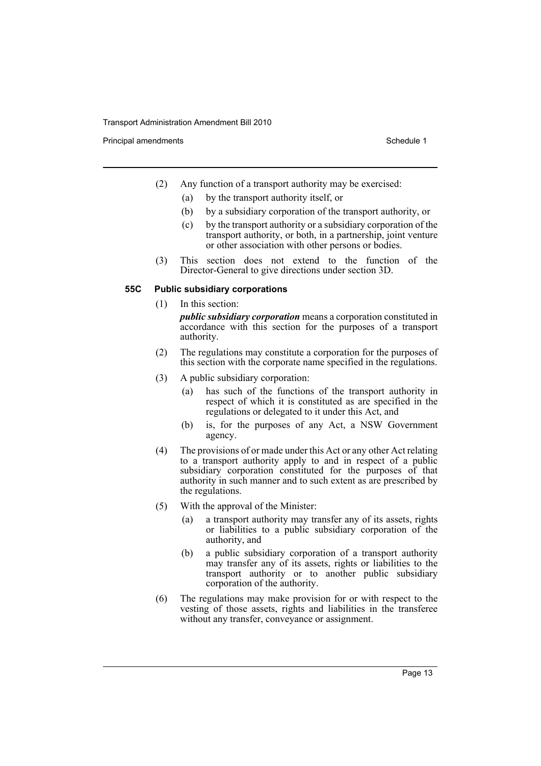(2) Any function of a transport authority may be exercised:

- (a) by the transport authority itself, or
- (b) by a subsidiary corporation of the transport authority, or
- (c) by the transport authority or a subsidiary corporation of the transport authority, or both, in a partnership, joint venture or other association with other persons or bodies.

(3) This section does not extend to the function of the Director-General to give directions under section 3D.

**55C Public subsidiary corporations**

(1) In this section:

***public subsidiary corporation*** means a corporation constituted in accordance with this section for the purposes of a transport authority.

(2) The regulations may constitute a corporation for the purposes of this section with the corporate name specified in the regulations.

(3) A public subsidiary corporation:

- (a) has such of the functions of the transport authority in respect of which it is constituted as are specified in the regulations or delegated to it under this Act, and
- (b) is, for the purposes of any Act, a NSW Government agency.

(4) The provisions of or made under this Act or any other Act relating to a transport authority apply to and in respect of a public subsidiary corporation constituted for the purposes of that authority in such manner and to such extent as are prescribed by the regulations.

(5) With the approval of the Minister:

- (a) a transport authority may transfer any of its assets, rights or liabilities to a public subsidiary corporation of the authority, and
- (b) a public subsidiary corporation of a transport authority may transfer any of its assets, rights or liabilities to the transport authority or to another public subsidiary corporation of the authority.

(6) The regulations may make provision for or with respect to the vesting of those assets, rights and liabilities in the transferee without any transfer, conveyance or assignment.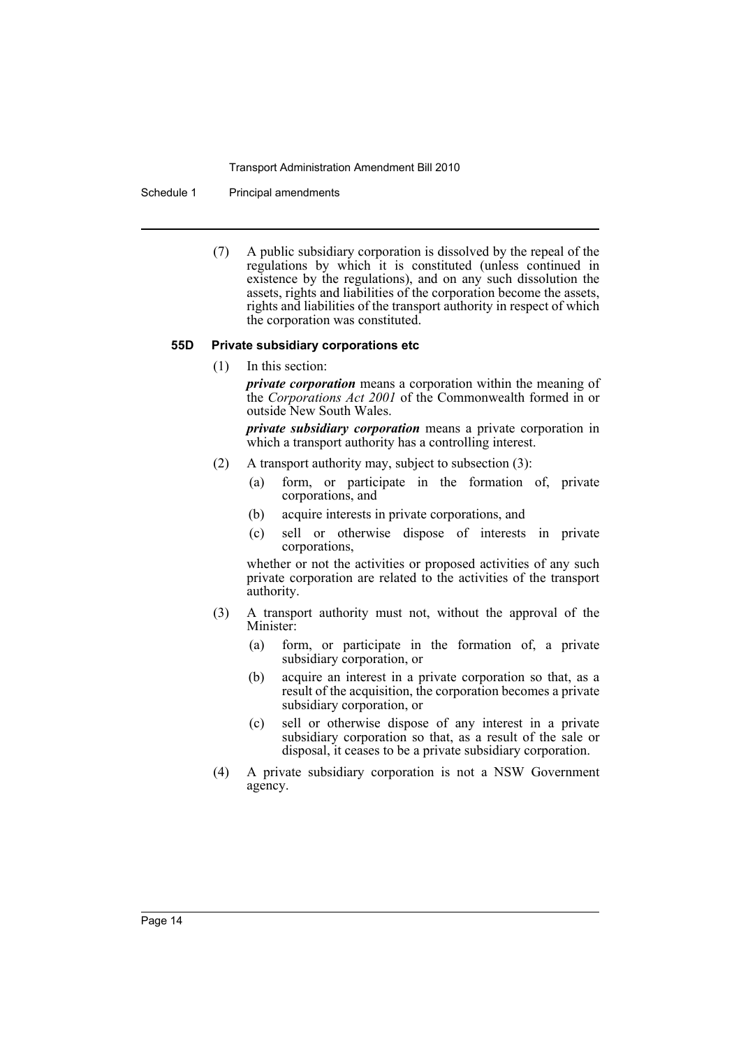(7) A public subsidiary corporation is dissolved by the repeal of the regulations by which it is constituted (unless continued in existence by the regulations), and on any such dissolution the assets, rights and liabilities of the corporation become the assets, rights and liabilities of the transport authority in respect of which the corporation was constituted.

### 55D Private subsidiary corporations etc

(1) In this section:

***private corporation*** means a corporation within the meaning of the *Corporations Act 2001* of the Commonwealth formed in or outside New South Wales.

***private subsidiary corporation*** means a private corporation in which a transport authority has a controlling interest.

(2) A transport authority may, subject to subsection (3):

- (a) form, or participate in the formation of, private corporations, and
- (b) acquire interests in private corporations, and
- (c) sell or otherwise dispose of interests in private corporations,

whether or not the activities or proposed activities of any such private corporation are related to the activities of the transport authority.

(3) A transport authority must not, without the approval of the Minister:

- (a) form, or participate in the formation of, a private subsidiary corporation, or
- (b) acquire an interest in a private corporation so that, as a result of the acquisition, the corporation becomes a private subsidiary corporation, or
- (c) sell or otherwise dispose of any interest in a private subsidiary corporation so that, as a result of the sale or disposal, it ceases to be a private subsidiary corporation.

(4) A private subsidiary corporation is not a NSW Government agency.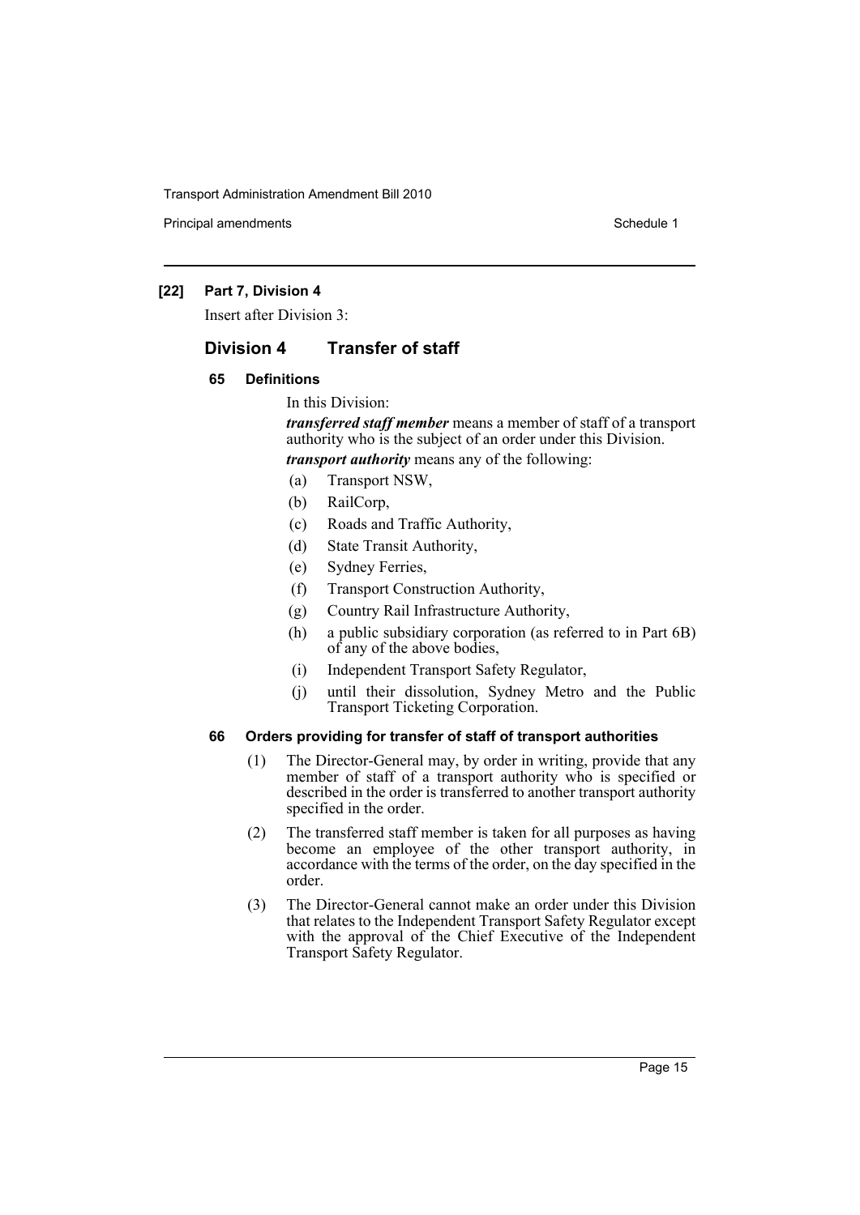**[22] Part 7, Division 4**

Insert after Division 3:

## Division 4 Transfer of staff

### 65 Definitions

In this Division:

***transferred staff member*** means a member of staff of a transport authority who is the subject of an order under this Division.

***transport authority*** means any of the following:

- (a) Transport NSW,
- (b) RailCorp,
- (c) Roads and Traffic Authority,
- (d) State Transit Authority,
- (e) Sydney Ferries,
- (f) Transport Construction Authority,
- (g) Country Rail Infrastructure Authority,
- (h) a public subsidiary corporation (as referred to in Part 6B) of any of the above bodies,
- (i) Independent Transport Safety Regulator,
- (j) until their dissolution, Sydney Metro and the Public Transport Ticketing Corporation.

### 66 Orders providing for transfer of staff of transport authorities

(1) The Director-General may, by order in writing, provide that any member of staff of a transport authority who is specified or described in the order is transferred to another transport authority specified in the order.

(2) The transferred staff member is taken for all purposes as having become an employee of the other transport authority, in accordance with the terms of the order, on the day specified in the order.

(3) The Director-General cannot make an order under this Division that relates to the Independent Transport Safety Regulator except with the approval of the Chief Executive of the Independent Transport Safety Regulator.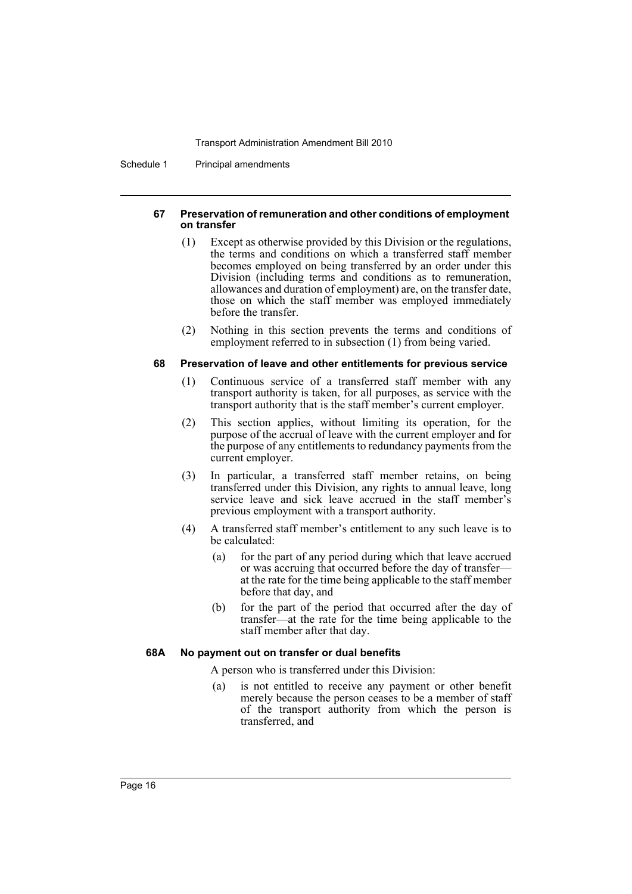#### 67 Preservation of remuneration and other conditions of employment on transfer

(1) Except as otherwise provided by this Division or the regulations, the terms and conditions on which a transferred staff member becomes employed on being transferred by an order under this Division (including terms and conditions as to remuneration, allowances and duration of employment) are, on the transfer date, those on which the staff member was employed immediately before the transfer.

(2) Nothing in this section prevents the terms and conditions of employment referred to in subsection (1) from being varied.

#### 68 Preservation of leave and other entitlements for previous service

(1) Continuous service of a transferred staff member with any transport authority is taken, for all purposes, as service with the transport authority that is the staff member's current employer.

(2) This section applies, without limiting its operation, for the purpose of the accrual of leave with the current employer and for the purpose of any entitlements to redundancy payments from the current employer.

(3) In particular, a transferred staff member retains, on being transferred under this Division, any rights to annual leave, long service leave and sick leave accrued in the staff member's previous employment with a transport authority.

(4) A transferred staff member's entitlement to any such leave is to be calculated:

(a) for the part of any period during which that leave accrued or was accruing that occurred before the day of transfer—at the rate for the time being applicable to the staff member before that day, and

(b) for the part of the period that occurred after the day of transfer—at the rate for the time being applicable to the staff member after that day.

#### 68A No payment out on transfer or dual benefits

A person who is transferred under this Division:

(a) is not entitled to receive any payment or other benefit merely because the person ceases to be a member of staff of the transport authority from which the person is transferred, and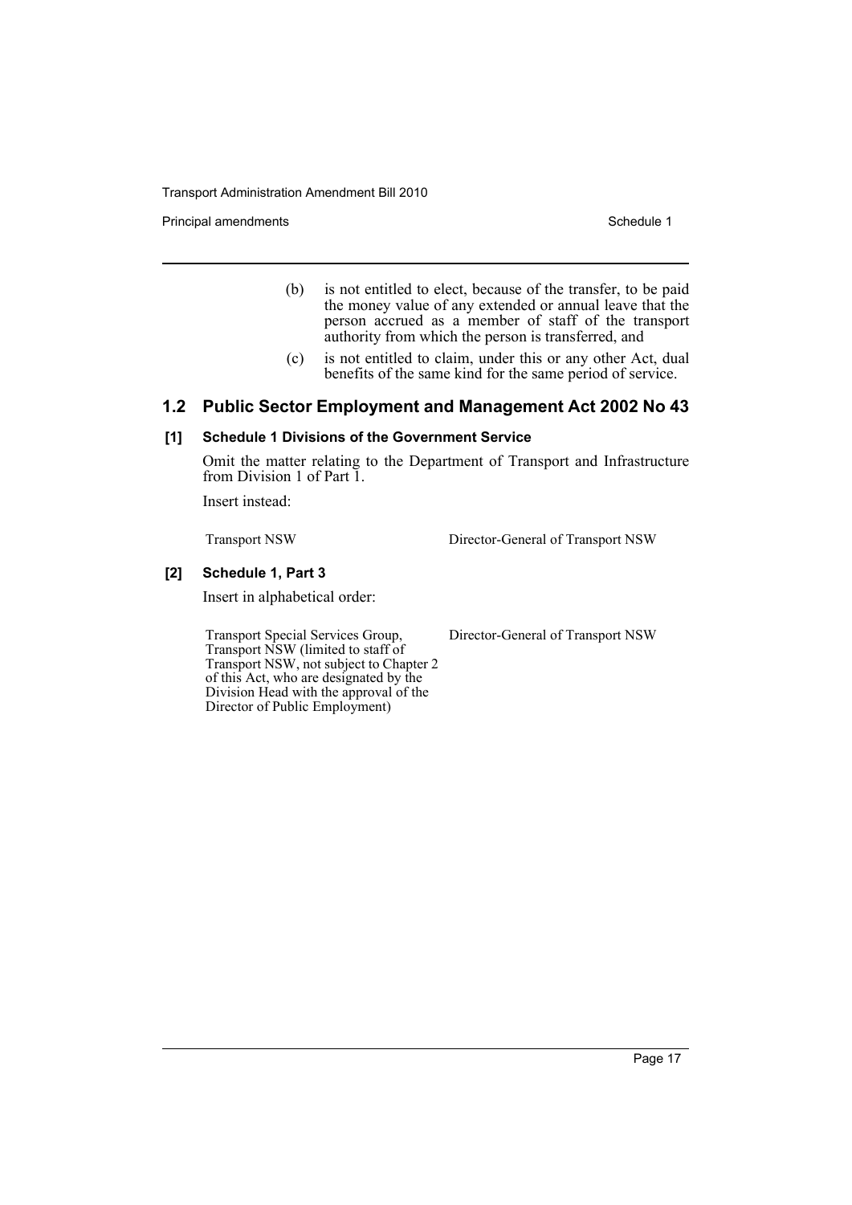(b) is not entitled to elect, because of the transfer, to be paid the money value of any extended or annual leave that the person accrued as a member of staff of the transport authority from which the person is transferred, and

(c) is not entitled to claim, under this or any other Act, dual benefits of the same kind for the same period of service.

## 1.2 Public Sector Employment and Management Act 2002 No 43

### [1] Schedule 1 Divisions of the Government Service

Omit the matter relating to the Department of Transport and Infrastructure from Division 1 of Part 1.

Insert instead:

| | |
|---|---|
| Transport NSW | Director-General of Transport NSW |

### [2] Schedule 1, Part 3

Insert in alphabetical order:

| | |
|---|---|
| Transport Special Services Group, Transport NSW (limited to staff of Transport NSW, not subject to Chapter 2 of this Act, who are designated by the Division Head with the approval of the Director of Public Employment) | Director-General of Transport NSW |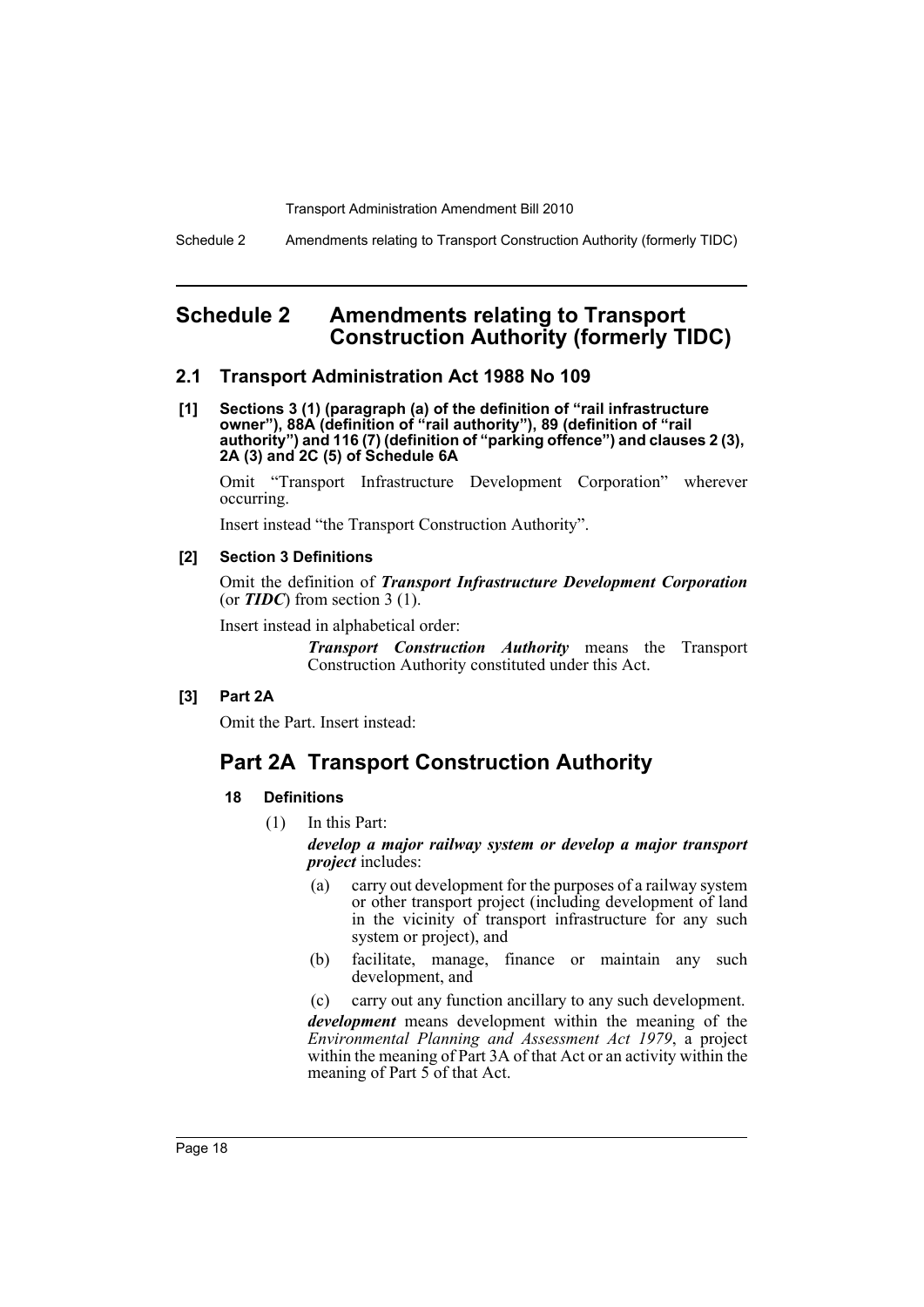# Schedule 2 Amendments relating to Transport Construction Authority (formerly TIDC)

## 2.1 Transport Administration Act 1988 No 109

**[1] Sections 3 (1) (paragraph (a) of the definition of "rail infrastructure owner"), 88A (definition of "rail authority"), 89 (definition of "rail authority") and 116 (7) (definition of "parking offence") and clauses 2 (3), 2A (3) and 2C (5) of Schedule 6A**

Omit "Transport Infrastructure Development Corporation" wherever occurring.

Insert instead "the Transport Construction Authority".

**[2] Section 3 Definitions**

Omit the definition of ***Transport Infrastructure Development Corporation*** (or ***TIDC***) from section 3 (1).

Insert instead in alphabetical order:

> ***Transport Construction Authority*** means the Transport Construction Authority constituted under this Act.

**[3] Part 2A**

Omit the Part. Insert instead:

## Part 2A Transport Construction Authority

**18 Definitions**

(1) In this Part:

***develop a major railway system or develop a major transport project*** includes:

- (a) carry out development for the purposes of a railway system or other transport project (including development of land in the vicinity of transport infrastructure for any such system or project), and
- (b) facilitate, manage, finance or maintain any such development, and
- (c) carry out any function ancillary to any such development.

***development*** means development within the meaning of the *Environmental Planning and Assessment Act 1979*, a project within the meaning of Part 3A of that Act or an activity within the meaning of Part 5 of that Act.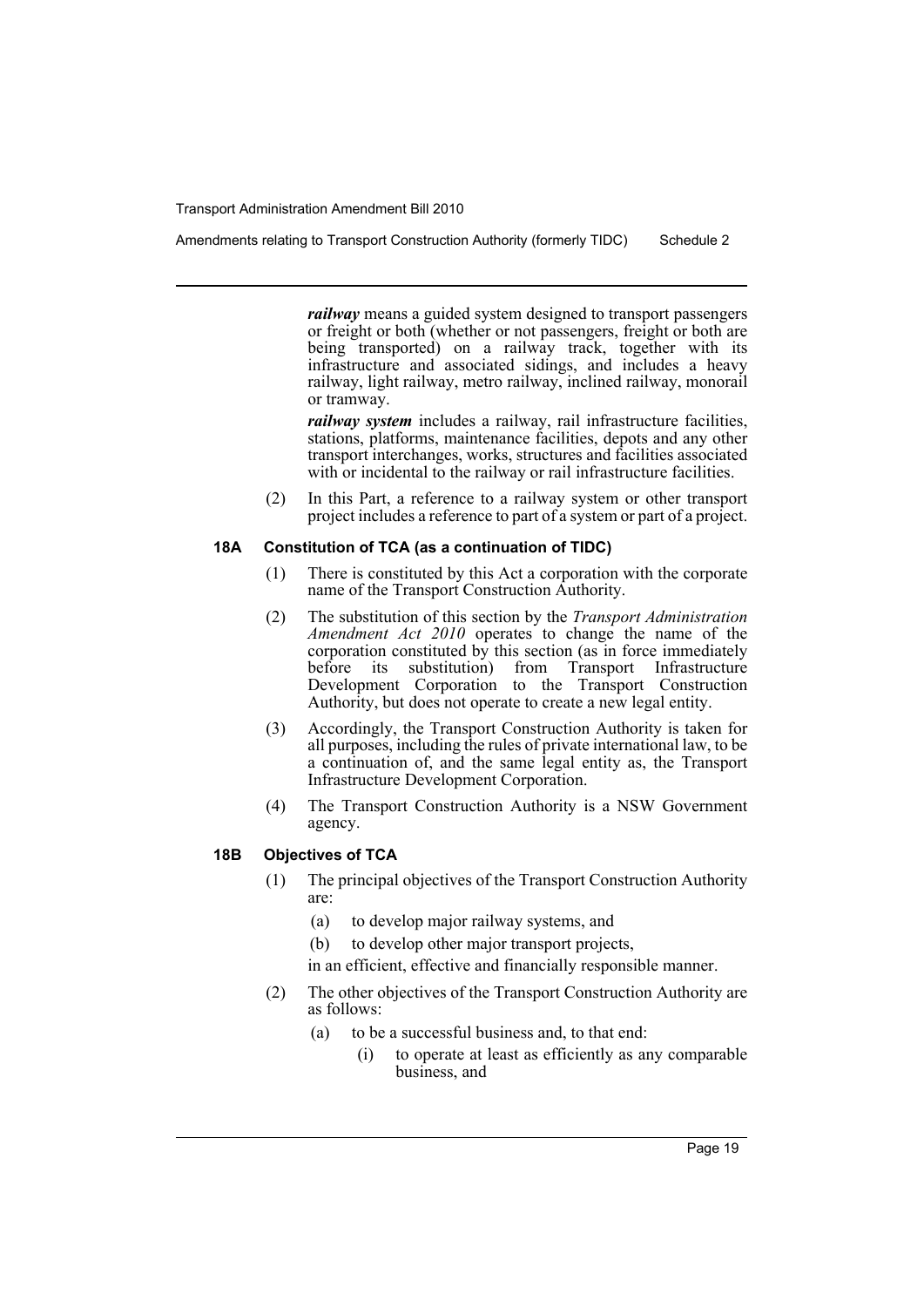***railway*** means a guided system designed to transport passengers or freight or both (whether or not passengers, freight or both are being transported) on a railway track, together with its infrastructure and associated sidings, and includes a heavy railway, light railway, metro railway, inclined railway, monorail or tramway.

***railway system*** includes a railway, rail infrastructure facilities, stations, platforms, maintenance facilities, depots and any other transport interchanges, works, structures and facilities associated with or incidental to the railway or rail infrastructure facilities.

(2) In this Part, a reference to a railway system or other transport project includes a reference to part of a system or part of a project.

### 18A Constitution of TCA (as a continuation of TIDC)

(1) There is constituted by this Act a corporation with the corporate name of the Transport Construction Authority.

(2) The substitution of this section by the *Transport Administration Amendment Act 2010* operates to change the name of the corporation constituted by this section (as in force immediately before its substitution) from Transport Infrastructure Development Corporation to the Transport Construction Authority, but does not operate to create a new legal entity.

(3) Accordingly, the Transport Construction Authority is taken for all purposes, including the rules of private international law, to be a continuation of, and the same legal entity as, the Transport Infrastructure Development Corporation.

(4) The Transport Construction Authority is a NSW Government agency.

### 18B Objectives of TCA

(1) The principal objectives of the Transport Construction Authority are:

- (a) to develop major railway systems, and
- (b) to develop other major transport projects,

in an efficient, effective and financially responsible manner.

(2) The other objectives of the Transport Construction Authority are as follows:

- (a) to be a successful business and, to that end:
  - (i) to operate at least as efficiently as any comparable business, and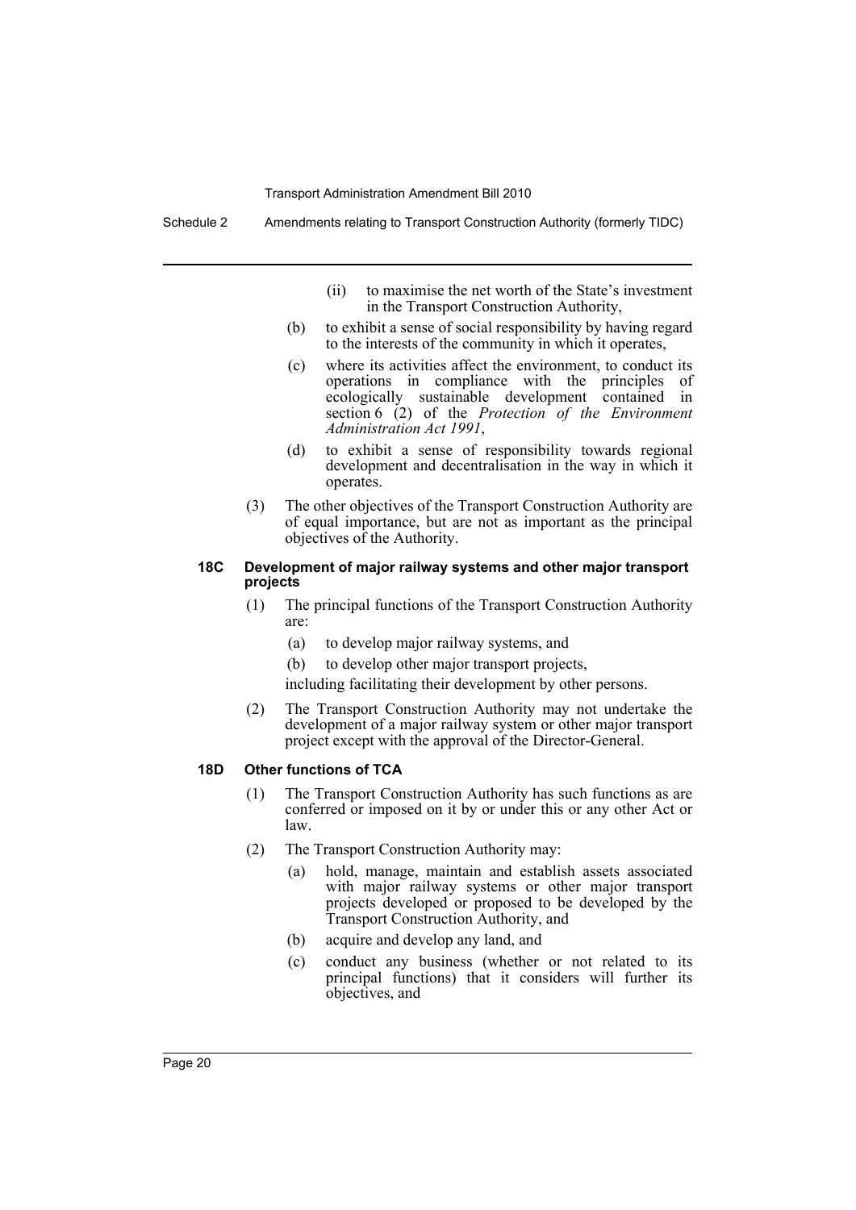(ii) to maximise the net worth of the State's investment in the Transport Construction Authority,

(b) to exhibit a sense of social responsibility by having regard to the interests of the community in which it operates,

(c) where its activities affect the environment, to conduct its operations in compliance with the principles of ecologically sustainable development contained in section 6 (2) of the *Protection of the Environment Administration Act 1991*,

(d) to exhibit a sense of responsibility towards regional development and decentralisation in the way in which it operates.

(3) The other objectives of the Transport Construction Authority are of equal importance, but are not as important as the principal objectives of the Authority.

**18C Development of major railway systems and other major transport projects**

(1) The principal functions of the Transport Construction Authority are:

(a) to develop major railway systems, and

(b) to develop other major transport projects,

including facilitating their development by other persons.

(2) The Transport Construction Authority may not undertake the development of a major railway system or other major transport project except with the approval of the Director-General.

**18D Other functions of TCA**

(1) The Transport Construction Authority has such functions as are conferred or imposed on it by or under this or any other Act or law.

(2) The Transport Construction Authority may:

(a) hold, manage, maintain and establish assets associated with major railway systems or other major transport projects developed or proposed to be developed by the Transport Construction Authority, and

(b) acquire and develop any land, and

(c) conduct any business (whether or not related to its principal functions) that it considers will further its objectives, and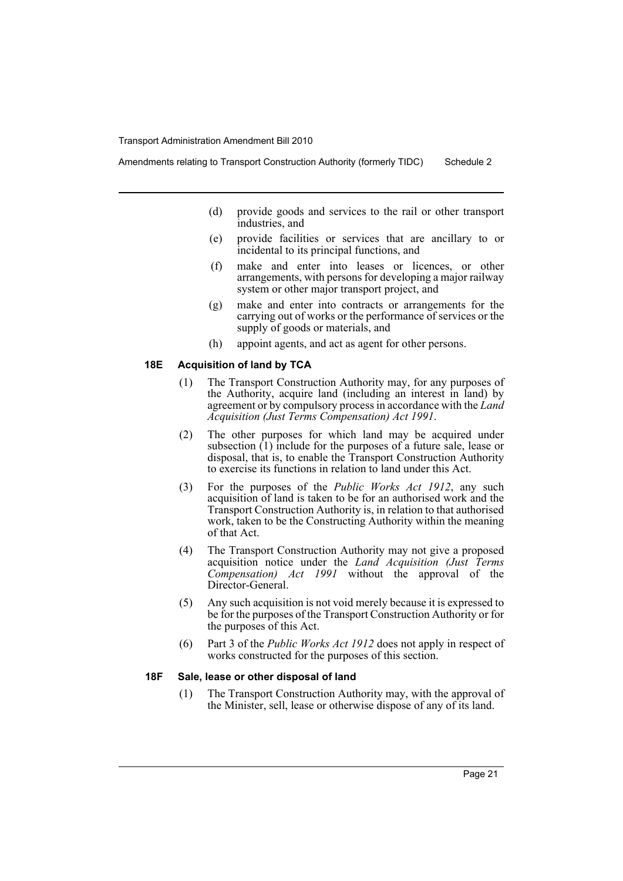(d) provide goods and services to the rail or other transport industries, and

(e) provide facilities or services that are ancillary to or incidental to its principal functions, and

(f) make and enter into leases or licences, or other arrangements, with persons for developing a major railway system or other major transport project, and

(g) make and enter into contracts or arrangements for the carrying out of works or the performance of services or the supply of goods or materials, and

(h) appoint agents, and act as agent for other persons.

### 18E Acquisition of land by TCA

(1) The Transport Construction Authority may, for any purposes of the Authority, acquire land (including an interest in land) by agreement or by compulsory process in accordance with the *Land Acquisition (Just Terms Compensation) Act 1991*.

(2) The other purposes for which land may be acquired under subsection (1) include for the purposes of a future sale, lease or disposal, that is, to enable the Transport Construction Authority to exercise its functions in relation to land under this Act.

(3) For the purposes of the *Public Works Act 1912*, any such acquisition of land is taken to be for an authorised work and the Transport Construction Authority is, in relation to that authorised work, taken to be the Constructing Authority within the meaning of that Act.

(4) The Transport Construction Authority may not give a proposed acquisition notice under the *Land Acquisition (Just Terms Compensation) Act 1991* without the approval of the Director-General.

(5) Any such acquisition is not void merely because it is expressed to be for the purposes of the Transport Construction Authority or for the purposes of this Act.

(6) Part 3 of the *Public Works Act 1912* does not apply in respect of works constructed for the purposes of this section.

### 18F Sale, lease or other disposal of land

(1) The Transport Construction Authority may, with the approval of the Minister, sell, lease or otherwise dispose of any of its land.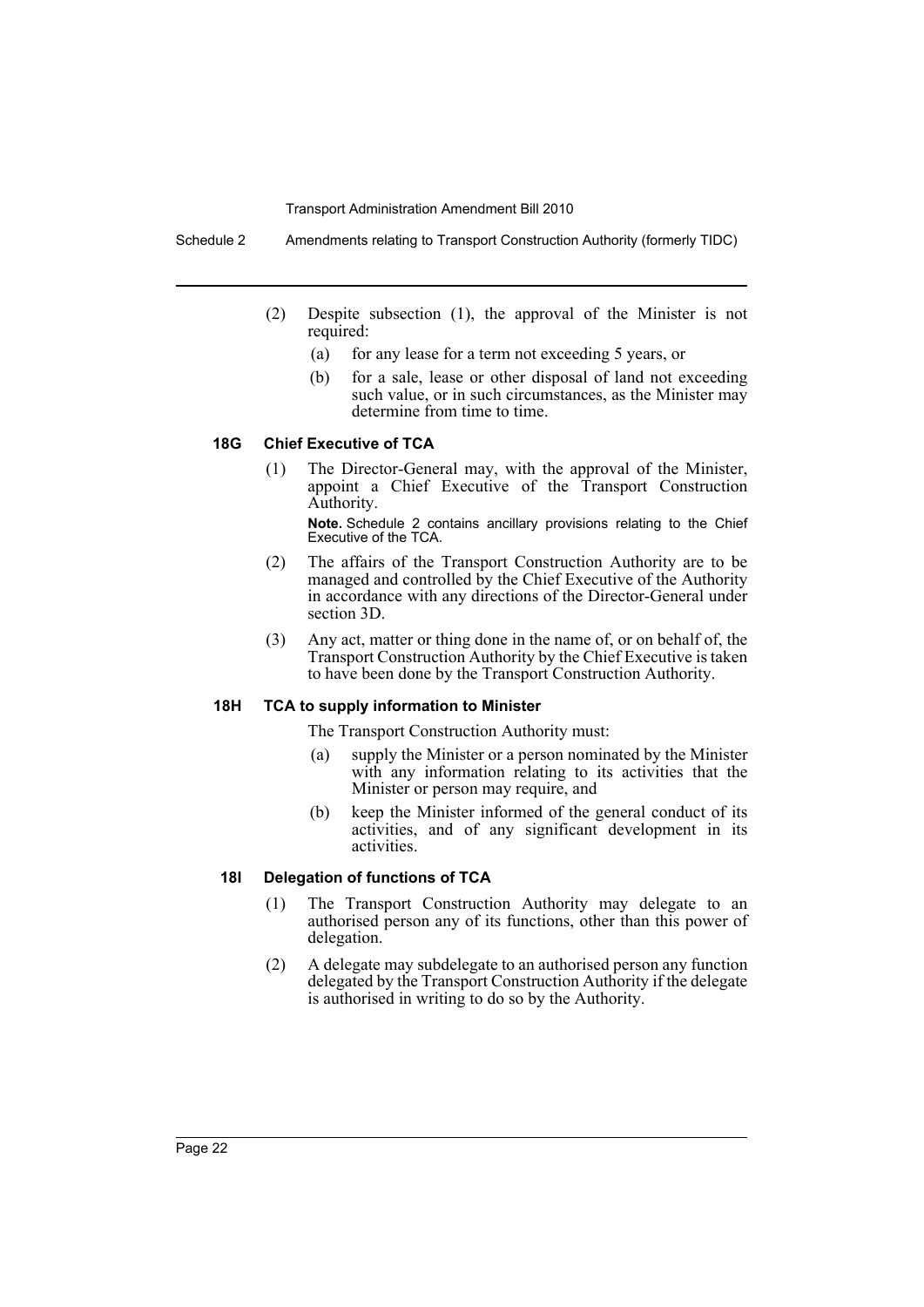(2) Despite subsection (1), the approval of the Minister is not required:

(a) for any lease for a term not exceeding 5 years, or

(b) for a sale, lease or other disposal of land not exceeding such value, or in such circumstances, as the Minister may determine from time to time.

#### 18G Chief Executive of TCA

(1) The Director-General may, with the approval of the Minister, appoint a Chief Executive of the Transport Construction Authority.

**Note.** Schedule 2 contains ancillary provisions relating to the Chief Executive of the TCA.

(2) The affairs of the Transport Construction Authority are to be managed and controlled by the Chief Executive of the Authority in accordance with any directions of the Director-General under section 3D.

(3) Any act, matter or thing done in the name of, or on behalf of, the Transport Construction Authority by the Chief Executive is taken to have been done by the Transport Construction Authority.

#### 18H TCA to supply information to Minister

The Transport Construction Authority must:

(a) supply the Minister or a person nominated by the Minister with any information relating to its activities that the Minister or person may require, and

(b) keep the Minister informed of the general conduct of its activities, and of any significant development in its activities.

#### 18I Delegation of functions of TCA

(1) The Transport Construction Authority may delegate to an authorised person any of its functions, other than this power of delegation.

(2) A delegate may subdelegate to an authorised person any function delegated by the Transport Construction Authority if the delegate is authorised in writing to do so by the Authority.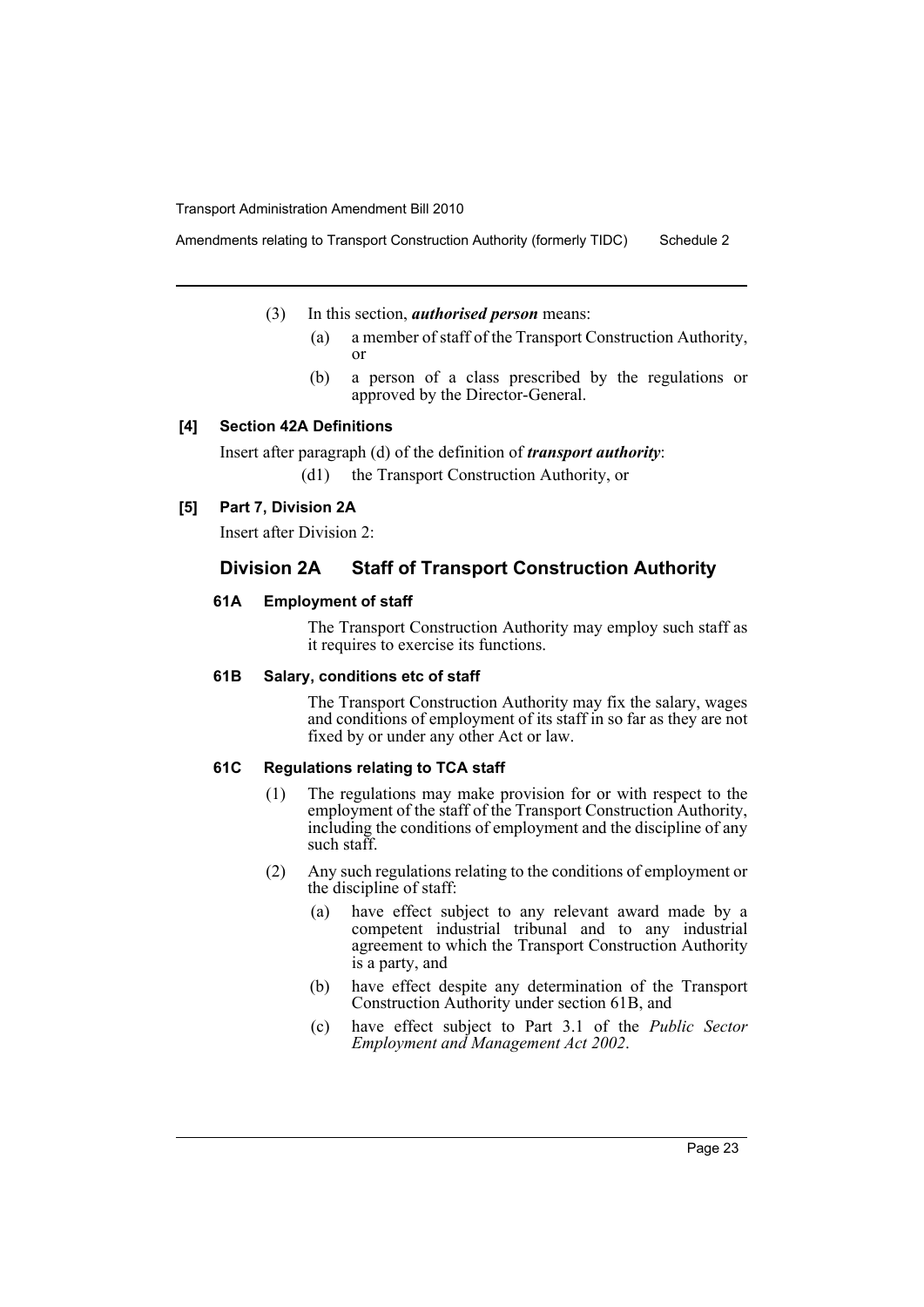(3) In this section, ***authorised person*** means:

(a) a member of staff of the Transport Construction Authority, or

(b) a person of a class prescribed by the regulations or approved by the Director-General.

**[4] Section 42A Definitions**

Insert after paragraph (d) of the definition of ***transport authority***:

(d1) the Transport Construction Authority, or

**[5] Part 7, Division 2A**

Insert after Division 2:

## Division 2A Staff of Transport Construction Authority

### 61A Employment of staff

The Transport Construction Authority may employ such staff as it requires to exercise its functions.

### 61B Salary, conditions etc of staff

The Transport Construction Authority may fix the salary, wages and conditions of employment of its staff in so far as they are not fixed by or under any other Act or law.

### 61C Regulations relating to TCA staff

(1) The regulations may make provision for or with respect to the employment of the staff of the Transport Construction Authority, including the conditions of employment and the discipline of any such staff.

(2) Any such regulations relating to the conditions of employment or the discipline of staff:

(a) have effect subject to any relevant award made by a competent industrial tribunal and to any industrial agreement to which the Transport Construction Authority is a party, and

(b) have effect despite any determination of the Transport Construction Authority under section 61B, and

(c) have effect subject to Part 3.1 of the *Public Sector Employment and Management Act 2002*.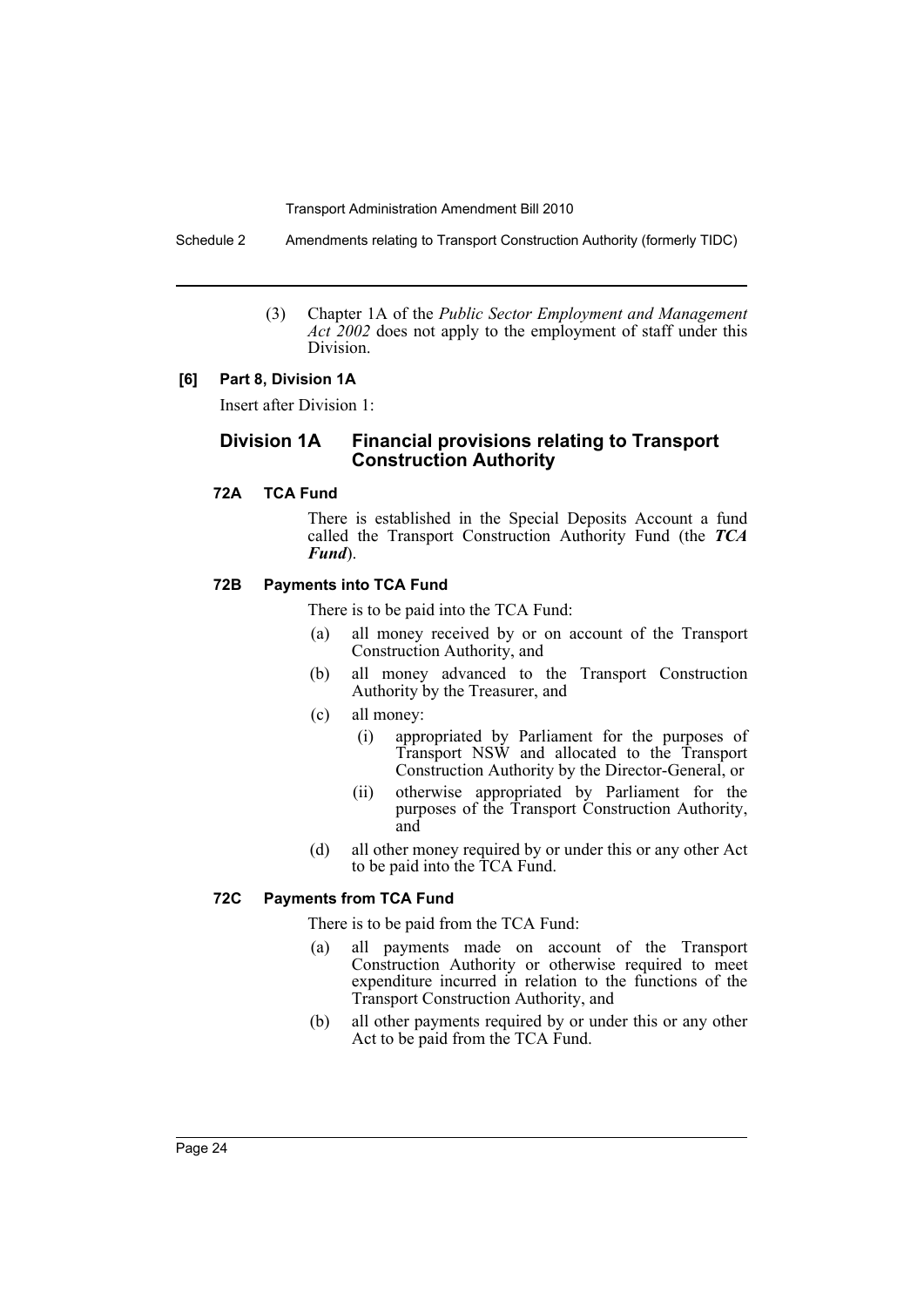(3) Chapter 1A of the *Public Sector Employment and Management Act 2002* does not apply to the employment of staff under this Division.

**[6] Part 8, Division 1A**

Insert after Division 1:

## Division 1A Financial provisions relating to Transport Construction Authority

### 72A TCA Fund

There is established in the Special Deposits Account a fund called the Transport Construction Authority Fund (the ***TCA Fund***).

### 72B Payments into TCA Fund

There is to be paid into the TCA Fund:

(a) all money received by or on account of the Transport Construction Authority, and

(b) all money advanced to the Transport Construction Authority by the Treasurer, and

(c) all money:

(i) appropriated by Parliament for the purposes of Transport NSW and allocated to the Transport Construction Authority by the Director-General, or

(ii) otherwise appropriated by Parliament for the purposes of the Transport Construction Authority, and

(d) all other money required by or under this or any other Act to be paid into the TCA Fund.

### 72C Payments from TCA Fund

There is to be paid from the TCA Fund:

(a) all payments made on account of the Transport Construction Authority or otherwise required to meet expenditure incurred in relation to the functions of the Transport Construction Authority, and

(b) all other payments required by or under this or any other Act to be paid from the TCA Fund.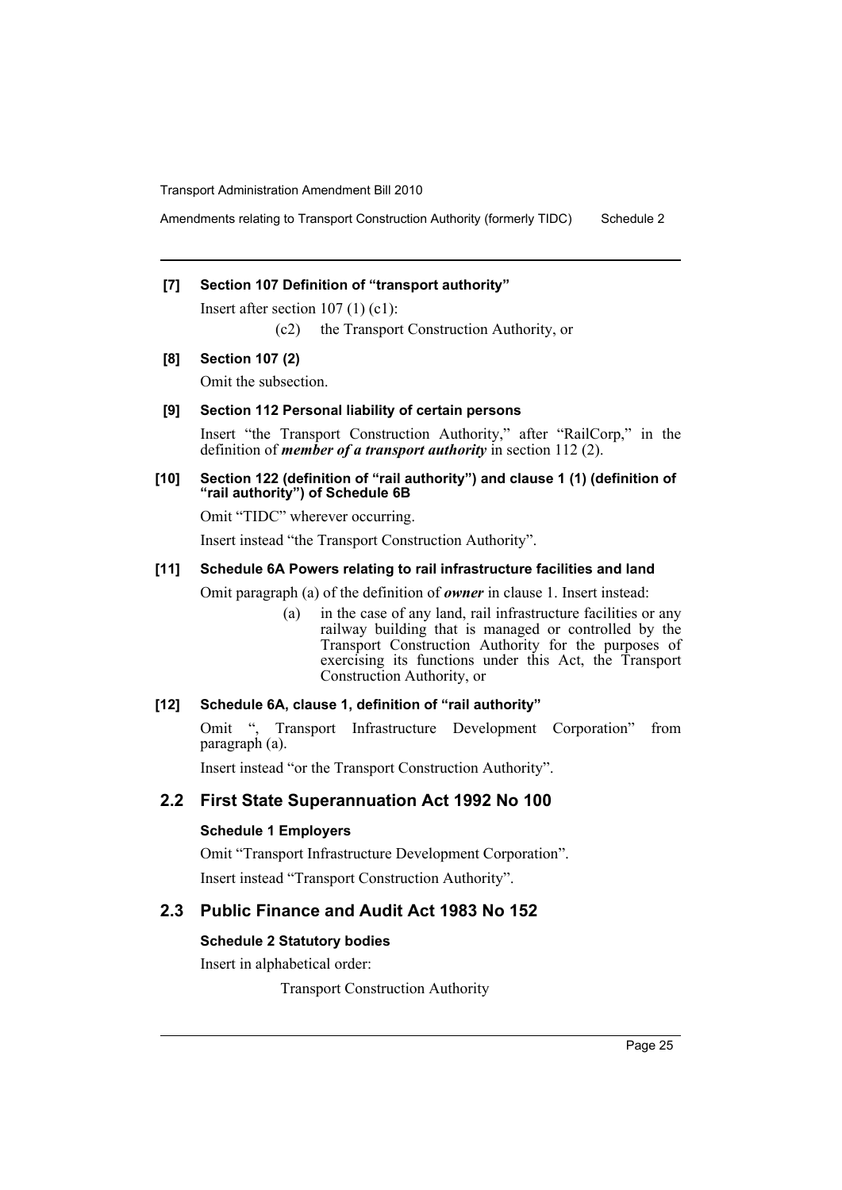**[7] Section 107 Definition of "transport authority"**

Insert after section 107 (1) (c1):

(c2) the Transport Construction Authority, or

**[8] Section 107 (2)**

Omit the subsection.

**[9] Section 112 Personal liability of certain persons**

Insert "the Transport Construction Authority," after "RailCorp," in the definition of ***member of a transport authority*** in section 112 (2).

**[10] Section 122 (definition of "rail authority") and clause 1 (1) (definition of "rail authority") of Schedule 6B**

Omit "TIDC" wherever occurring.

Insert instead "the Transport Construction Authority".

**[11] Schedule 6A Powers relating to rail infrastructure facilities and land**

Omit paragraph (a) of the definition of ***owner*** in clause 1. Insert instead:

(a) in the case of any land, rail infrastructure facilities or any railway building that is managed or controlled by the Transport Construction Authority for the purposes of exercising its functions under this Act, the Transport Construction Authority, or

**[12] Schedule 6A, clause 1, definition of "rail authority"**

Omit ", Transport Infrastructure Development Corporation" from paragraph (a).

Insert instead "or the Transport Construction Authority".

## 2.2 First State Superannuation Act 1992 No 100

**Schedule 1 Employers**

Omit "Transport Infrastructure Development Corporation".

Insert instead "Transport Construction Authority".

## 2.3 Public Finance and Audit Act 1983 No 152

**Schedule 2 Statutory bodies**

Insert in alphabetical order:

Transport Construction Authority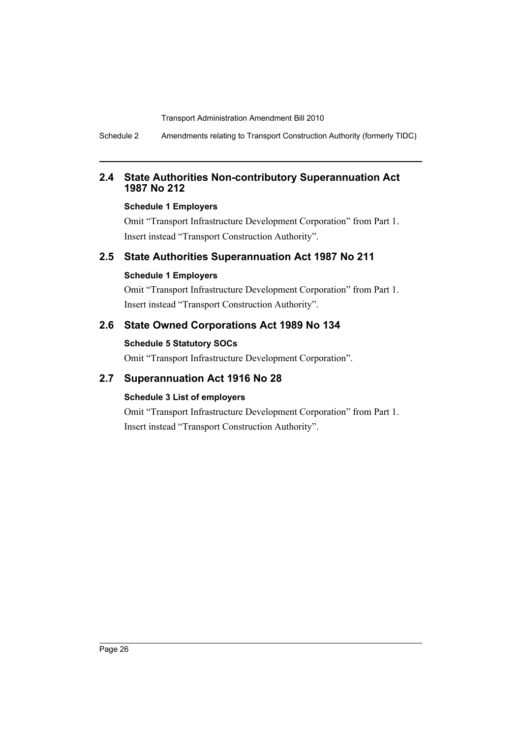## 2.4 State Authorities Non-contributory Superannuation Act 1987 No 212

### Schedule 1 Employers

Omit "Transport Infrastructure Development Corporation" from Part 1.

Insert instead "Transport Construction Authority".

## 2.5 State Authorities Superannuation Act 1987 No 211

### Schedule 1 Employers

Omit "Transport Infrastructure Development Corporation" from Part 1.

Insert instead "Transport Construction Authority".

## 2.6 State Owned Corporations Act 1989 No 134

### Schedule 5 Statutory SOCs

Omit "Transport Infrastructure Development Corporation".

## 2.7 Superannuation Act 1916 No 28

### Schedule 3 List of employers

Omit "Transport Infrastructure Development Corporation" from Part 1.

Insert instead "Transport Construction Authority".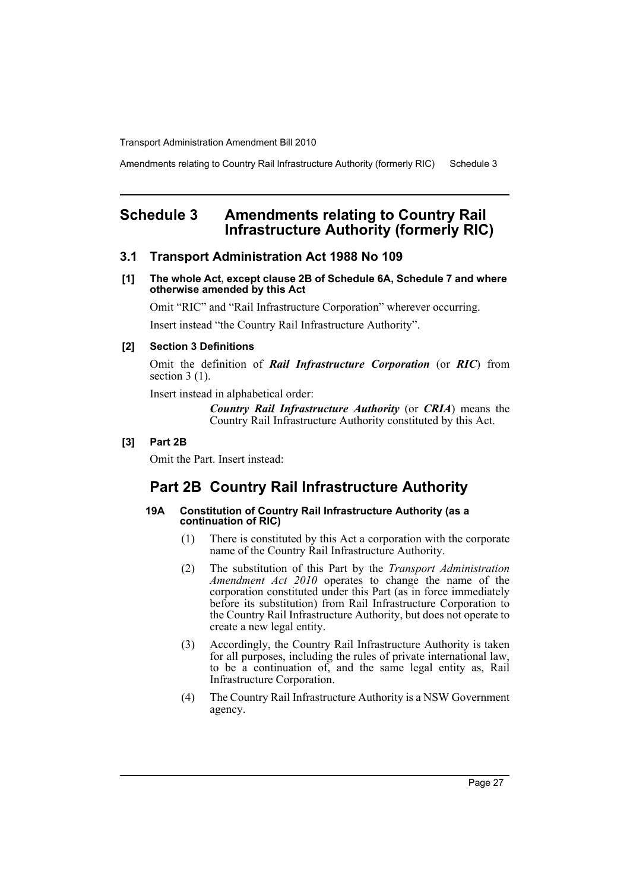# Schedule 3 Amendments relating to Country Rail Infrastructure Authority (formerly RIC)

## 3.1 Transport Administration Act 1988 No 109

**[1] The whole Act, except clause 2B of Schedule 6A, Schedule 7 and where otherwise amended by this Act**

Omit "RIC" and "Rail Infrastructure Corporation" wherever occurring.

Insert instead "the Country Rail Infrastructure Authority".

**[2] Section 3 Definitions**

Omit the definition of ***Rail Infrastructure Corporation*** (or ***RIC***) from section 3 (1).

Insert instead in alphabetical order:

> ***Country Rail Infrastructure Authority*** (or ***CRIA***) means the Country Rail Infrastructure Authority constituted by this Act.

**[3] Part 2B**

Omit the Part. Insert instead:

## Part 2B Country Rail Infrastructure Authority

#### 19A Constitution of Country Rail Infrastructure Authority (as a continuation of RIC)

(1) There is constituted by this Act a corporation with the corporate name of the Country Rail Infrastructure Authority.

(2) The substitution of this Part by the *Transport Administration Amendment Act 2010* operates to change the name of the corporation constituted under this Part (as in force immediately before its substitution) from Rail Infrastructure Corporation to the Country Rail Infrastructure Authority, but does not operate to create a new legal entity.

(3) Accordingly, the Country Rail Infrastructure Authority is taken for all purposes, including the rules of private international law, to be a continuation of, and the same legal entity as, Rail Infrastructure Corporation.

(4) The Country Rail Infrastructure Authority is a NSW Government agency.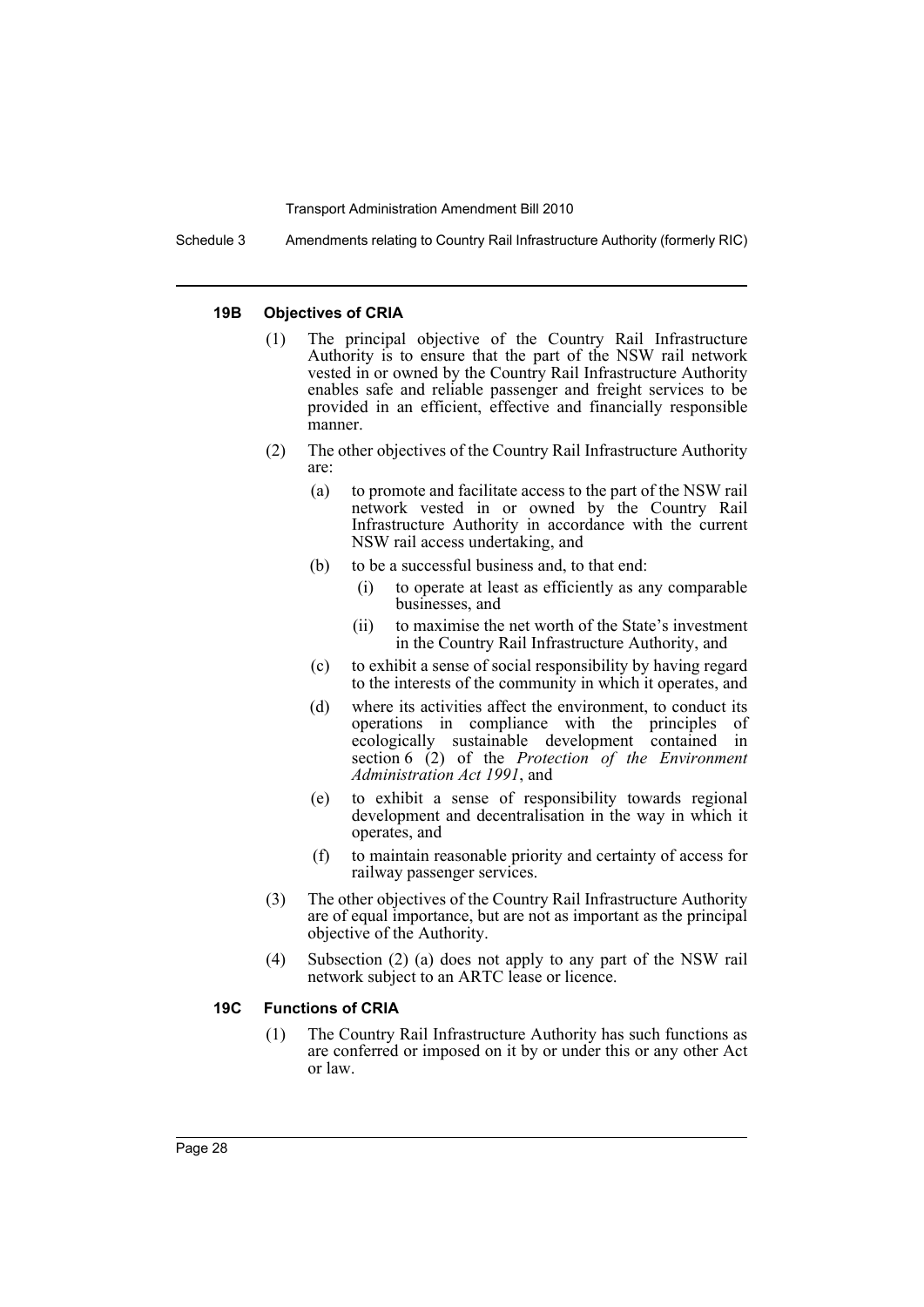#### 19B Objectives of CRIA

(1) The principal objective of the Country Rail Infrastructure Authority is to ensure that the part of the NSW rail network vested in or owned by the Country Rail Infrastructure Authority enables safe and reliable passenger and freight services to be provided in an efficient, effective and financially responsible manner.

(2) The other objectives of the Country Rail Infrastructure Authority are:

- (a) to promote and facilitate access to the part of the NSW rail network vested in or owned by the Country Rail Infrastructure Authority in accordance with the current NSW rail access undertaking, and
- (b) to be a successful business and, to that end:
  - (i) to operate at least as efficiently as any comparable businesses, and
  - (ii) to maximise the net worth of the State's investment in the Country Rail Infrastructure Authority, and
- (c) to exhibit a sense of social responsibility by having regard to the interests of the community in which it operates, and
- (d) where its activities affect the environment, to conduct its operations in compliance with the principles of ecologically sustainable development contained in section 6 (2) of the *Protection of the Environment Administration Act 1991*, and
- (e) to exhibit a sense of responsibility towards regional development and decentralisation in the way in which it operates, and
- (f) to maintain reasonable priority and certainty of access for railway passenger services.

(3) The other objectives of the Country Rail Infrastructure Authority are of equal importance, but are not as important as the principal objective of the Authority.

(4) Subsection (2) (a) does not apply to any part of the NSW rail network subject to an ARTC lease or licence.

#### 19C Functions of CRIA

(1) The Country Rail Infrastructure Authority has such functions as are conferred or imposed on it by or under this or any other Act or law.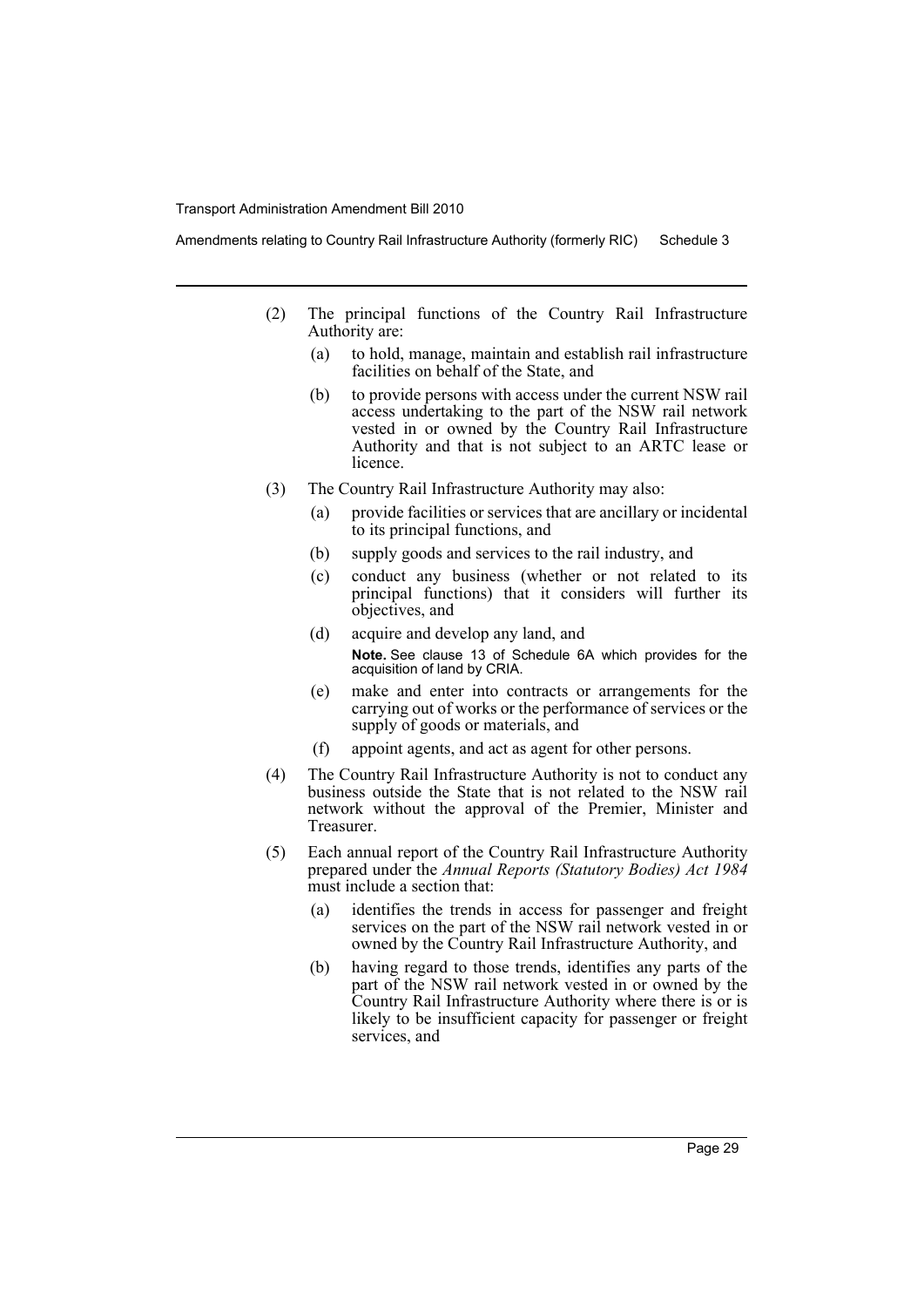(2) The principal functions of the Country Rail Infrastructure Authority are:

(a) to hold, manage, maintain and establish rail infrastructure facilities on behalf of the State, and

(b) to provide persons with access under the current NSW rail access undertaking to the part of the NSW rail network vested in or owned by the Country Rail Infrastructure Authority and that is not subject to an ARTC lease or licence.

(3) The Country Rail Infrastructure Authority may also:

(a) provide facilities or services that are ancillary or incidental to its principal functions, and

(b) supply goods and services to the rail industry, and

(c) conduct any business (whether or not related to its principal functions) that it considers will further its objectives, and

(d) acquire and develop any land, and

**Note.** See clause 13 of Schedule 6A which provides for the acquisition of land by CRIA.

(e) make and enter into contracts or arrangements for the carrying out of works or the performance of services or the supply of goods or materials, and

(f) appoint agents, and act as agent for other persons.

(4) The Country Rail Infrastructure Authority is not to conduct any business outside the State that is not related to the NSW rail network without the approval of the Premier, Minister and Treasurer.

(5) Each annual report of the Country Rail Infrastructure Authority prepared under the *Annual Reports (Statutory Bodies) Act 1984* must include a section that:

(a) identifies the trends in access for passenger and freight services on the part of the NSW rail network vested in or owned by the Country Rail Infrastructure Authority, and

(b) having regard to those trends, identifies any parts of the part of the NSW rail network vested in or owned by the Country Rail Infrastructure Authority where there is or is likely to be insufficient capacity for passenger or freight services, and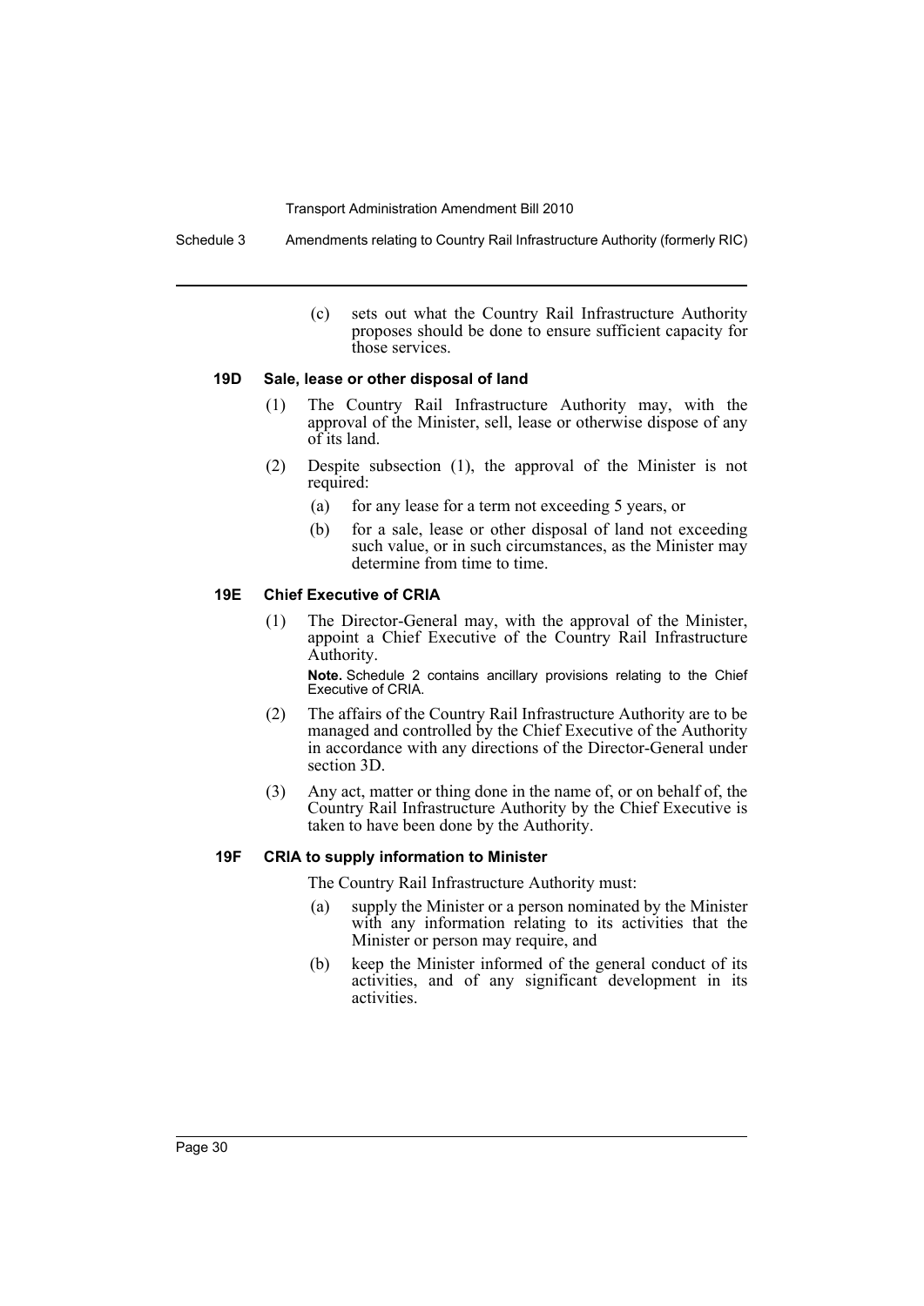(c) sets out what the Country Rail Infrastructure Authority proposes should be done to ensure sufficient capacity for those services.

#### 19D Sale, lease or other disposal of land

(1) The Country Rail Infrastructure Authority may, with the approval of the Minister, sell, lease or otherwise dispose of any of its land.

(2) Despite subsection (1), the approval of the Minister is not required:

- (a) for any lease for a term not exceeding 5 years, or
- (b) for a sale, lease or other disposal of land not exceeding such value, or in such circumstances, as the Minister may determine from time to time.

#### 19E Chief Executive of CRIA

(1) The Director-General may, with the approval of the Minister, appoint a Chief Executive of the Country Rail Infrastructure Authority.

**Note.** Schedule 2 contains ancillary provisions relating to the Chief Executive of CRIA.

(2) The affairs of the Country Rail Infrastructure Authority are to be managed and controlled by the Chief Executive of the Authority in accordance with any directions of the Director-General under section 3D.

(3) Any act, matter or thing done in the name of, or on behalf of, the Country Rail Infrastructure Authority by the Chief Executive is taken to have been done by the Authority.

#### 19F CRIA to supply information to Minister

The Country Rail Infrastructure Authority must:

- (a) supply the Minister or a person nominated by the Minister with any information relating to its activities that the Minister or person may require, and
- (b) keep the Minister informed of the general conduct of its activities, and of any significant development in its activities.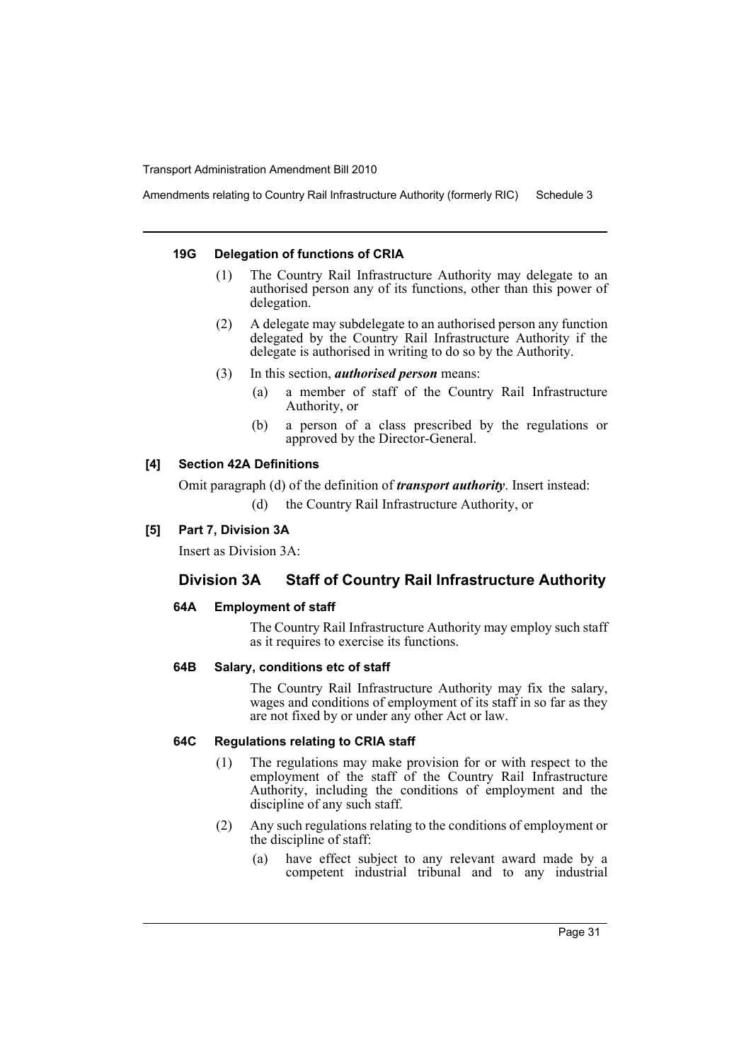#### 19G Delegation of functions of CRIA

(1) The Country Rail Infrastructure Authority may delegate to an authorised person any of its functions, other than this power of delegation.

(2) A delegate may subdelegate to an authorised person any function delegated by the Country Rail Infrastructure Authority if the delegate is authorised in writing to do so by the Authority.

(3) In this section, ***authorised person*** means:

- (a) a member of staff of the Country Rail Infrastructure Authority, or
- (b) a person of a class prescribed by the regulations or approved by the Director-General.

#### [4] Section 42A Definitions

Omit paragraph (d) of the definition of ***transport authority***. Insert instead:

- (d) the Country Rail Infrastructure Authority, or

#### [5] Part 7, Division 3A

Insert as Division 3A:

### Division 3A Staff of Country Rail Infrastructure Authority

#### 64A Employment of staff

The Country Rail Infrastructure Authority may employ such staff as it requires to exercise its functions.

#### 64B Salary, conditions etc of staff

The Country Rail Infrastructure Authority may fix the salary, wages and conditions of employment of its staff in so far as they are not fixed by or under any other Act or law.

#### 64C Regulations relating to CRIA staff

(1) The regulations may make provision for or with respect to the employment of the staff of the Country Rail Infrastructure Authority, including the conditions of employment and the discipline of any such staff.

(2) Any such regulations relating to the conditions of employment or the discipline of staff:

- (a) have effect subject to any relevant award made by a competent industrial tribunal and to any industrial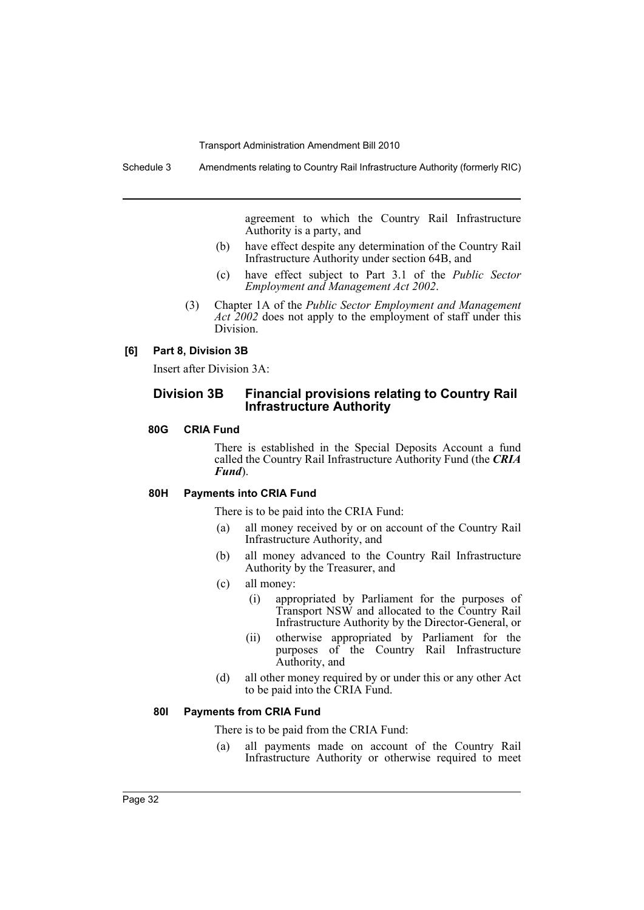agreement to which the Country Rail Infrastructure Authority is a party, and

(b) have effect despite any determination of the Country Rail Infrastructure Authority under section 64B, and

(c) have effect subject to Part 3.1 of the *Public Sector Employment and Management Act 2002*.

(3) Chapter 1A of the *Public Sector Employment and Management Act 2002* does not apply to the employment of staff under this Division.

**[6] Part 8, Division 3B**

Insert after Division 3A:

## Division 3B Financial provisions relating to Country Rail Infrastructure Authority

### 80G CRIA Fund

There is established in the Special Deposits Account a fund called the Country Rail Infrastructure Authority Fund (the ***CRIA Fund***).

### 80H Payments into CRIA Fund

There is to be paid into the CRIA Fund:

(a) all money received by or on account of the Country Rail Infrastructure Authority, and

(b) all money advanced to the Country Rail Infrastructure Authority by the Treasurer, and

(c) all money:

(i) appropriated by Parliament for the purposes of Transport NSW and allocated to the Country Rail Infrastructure Authority by the Director-General, or

(ii) otherwise appropriated by Parliament for the purposes of the Country Rail Infrastructure Authority, and

(d) all other money required by or under this or any other Act to be paid into the CRIA Fund.

### 80I Payments from CRIA Fund

There is to be paid from the CRIA Fund:

(a) all payments made on account of the Country Rail Infrastructure Authority or otherwise required to meet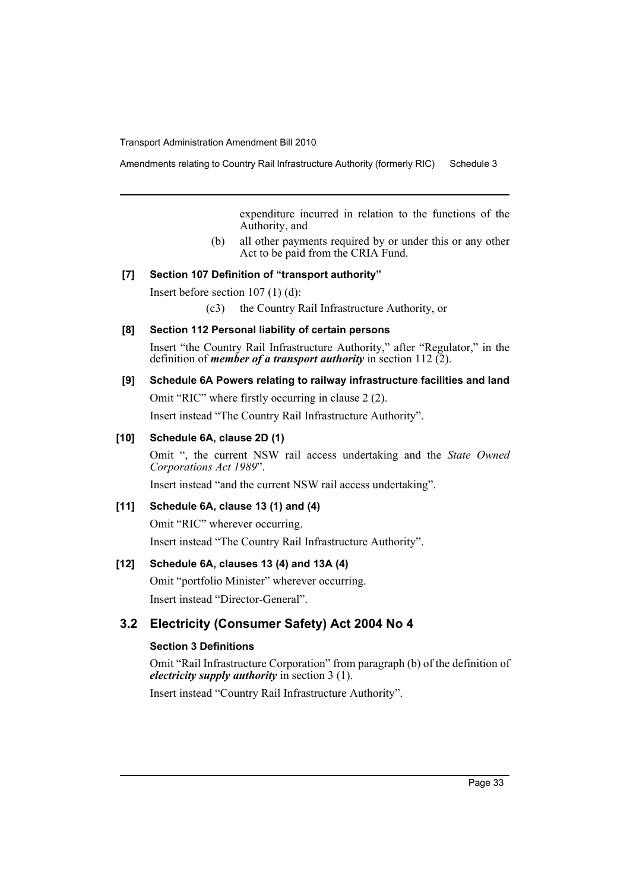expenditure incurred in relation to the functions of the Authority, and

(b) all other payments required by or under this or any other Act to be paid from the CRIA Fund.

### [7] Section 107 Definition of "transport authority"

Insert before section 107 (1) (d):

(c3) the Country Rail Infrastructure Authority, or

### [8] Section 112 Personal liability of certain persons

Insert "the Country Rail Infrastructure Authority," after "Regulator," in the definition of ***member of a transport authority*** in section 112 (2).

### [9] Schedule 6A Powers relating to railway infrastructure facilities and land

Omit "RIC" where firstly occurring in clause 2 (2).

Insert instead "The Country Rail Infrastructure Authority".

### [10] Schedule 6A, clause 2D (1)

Omit ", the current NSW rail access undertaking and the *State Owned Corporations Act 1989*".

Insert instead "and the current NSW rail access undertaking".

### [11] Schedule 6A, clause 13 (1) and (4)

Omit "RIC" wherever occurring.

Insert instead "The Country Rail Infrastructure Authority".

### [12] Schedule 6A, clauses 13 (4) and 13A (4)

Omit "portfolio Minister" wherever occurring.

Insert instead "Director-General".

## 3.2 Electricity (Consumer Safety) Act 2004 No 4

### Section 3 Definitions

Omit "Rail Infrastructure Corporation" from paragraph (b) of the definition of ***electricity supply authority*** in section 3 (1).

Insert instead "Country Rail Infrastructure Authority".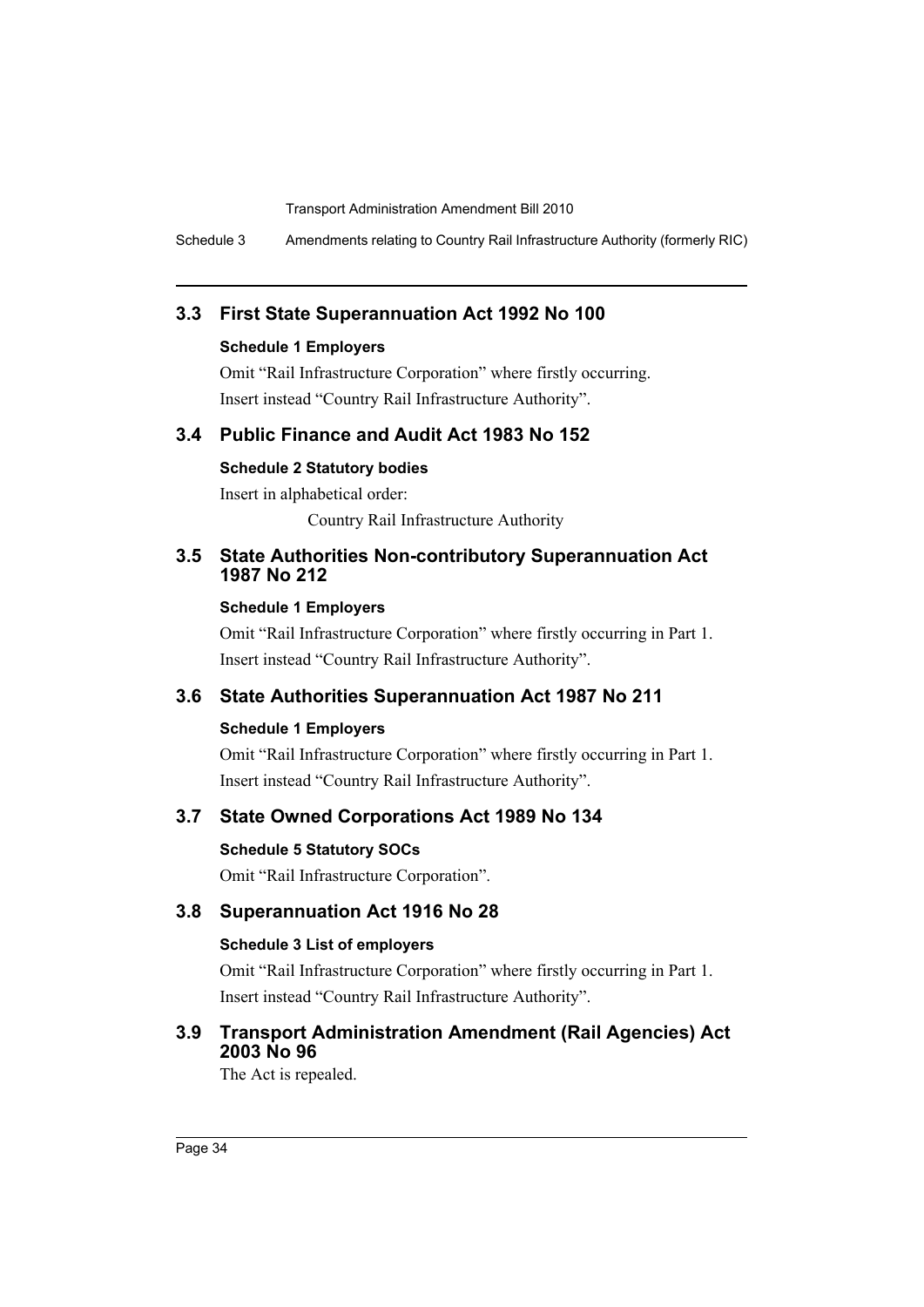## 3.3 First State Superannuation Act 1992 No 100

### Schedule 1 Employers

Omit "Rail Infrastructure Corporation" where firstly occurring.

Insert instead "Country Rail Infrastructure Authority".

## 3.4 Public Finance and Audit Act 1983 No 152

### Schedule 2 Statutory bodies

Insert in alphabetical order:

Country Rail Infrastructure Authority

## 3.5 State Authorities Non-contributory Superannuation Act 1987 No 212

### Schedule 1 Employers

Omit "Rail Infrastructure Corporation" where firstly occurring in Part 1.

Insert instead "Country Rail Infrastructure Authority".

## 3.6 State Authorities Superannuation Act 1987 No 211

### Schedule 1 Employers

Omit "Rail Infrastructure Corporation" where firstly occurring in Part 1.

Insert instead "Country Rail Infrastructure Authority".

## 3.7 State Owned Corporations Act 1989 No 134

### Schedule 5 Statutory SOCs

Omit "Rail Infrastructure Corporation".

## 3.8 Superannuation Act 1916 No 28

### Schedule 3 List of employers

Omit "Rail Infrastructure Corporation" where firstly occurring in Part 1.

Insert instead "Country Rail Infrastructure Authority".

## 3.9 Transport Administration Amendment (Rail Agencies) Act 2003 No 96

The Act is repealed.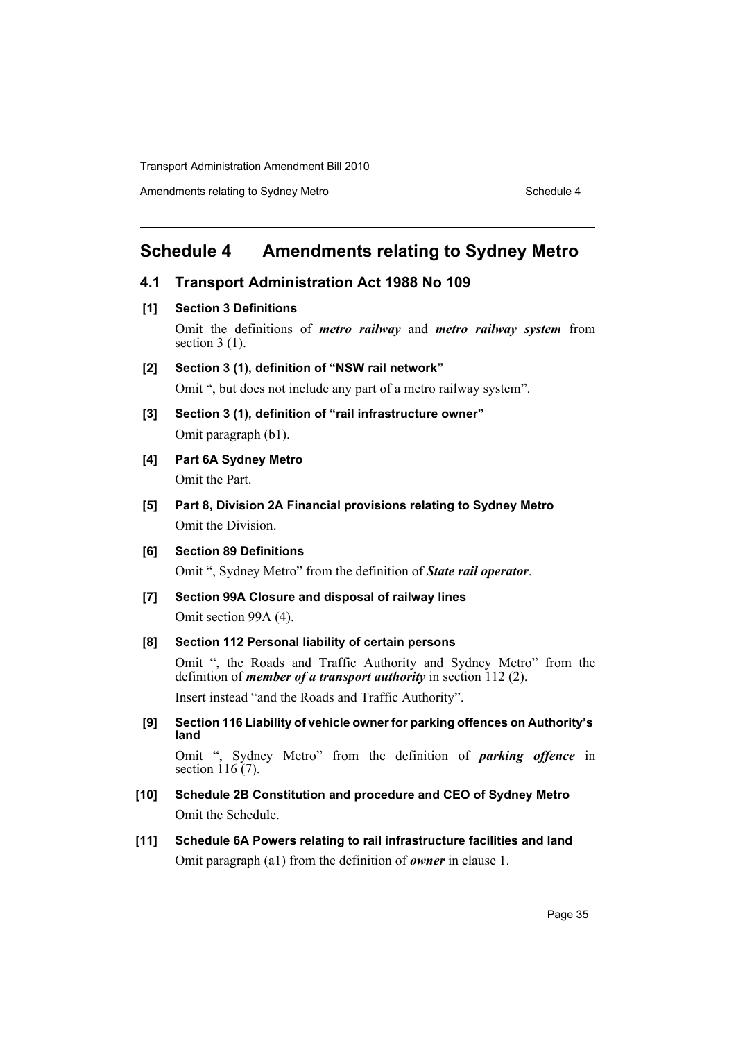# Schedule 4 Amendments relating to Sydney Metro

## 4.1 Transport Administration Act 1988 No 109

**[1] Section 3 Definitions**

Omit the definitions of ***metro railway*** and ***metro railway system*** from section 3 (1).

**[2] Section 3 (1), definition of "NSW rail network"**

Omit ", but does not include any part of a metro railway system".

**[3] Section 3 (1), definition of "rail infrastructure owner"**

Omit paragraph (b1).

**[4] Part 6A Sydney Metro**

Omit the Part.

**[5] Part 8, Division 2A Financial provisions relating to Sydney Metro**

Omit the Division.

**[6] Section 89 Definitions**

Omit ", Sydney Metro" from the definition of ***State rail operator***.

**[7] Section 99A Closure and disposal of railway lines**

Omit section 99A (4).

**[8] Section 112 Personal liability of certain persons**

Omit ", the Roads and Traffic Authority and Sydney Metro" from the definition of ***member of a transport authority*** in section 112 (2).

Insert instead "and the Roads and Traffic Authority".

**[9] Section 116 Liability of vehicle owner for parking offences on Authority's land**

Omit ", Sydney Metro" from the definition of ***parking offence*** in section 116 (7).

**[10] Schedule 2B Constitution and procedure and CEO of Sydney Metro**

Omit the Schedule.

**[11] Schedule 6A Powers relating to rail infrastructure facilities and land**

Omit paragraph (a1) from the definition of ***owner*** in clause 1.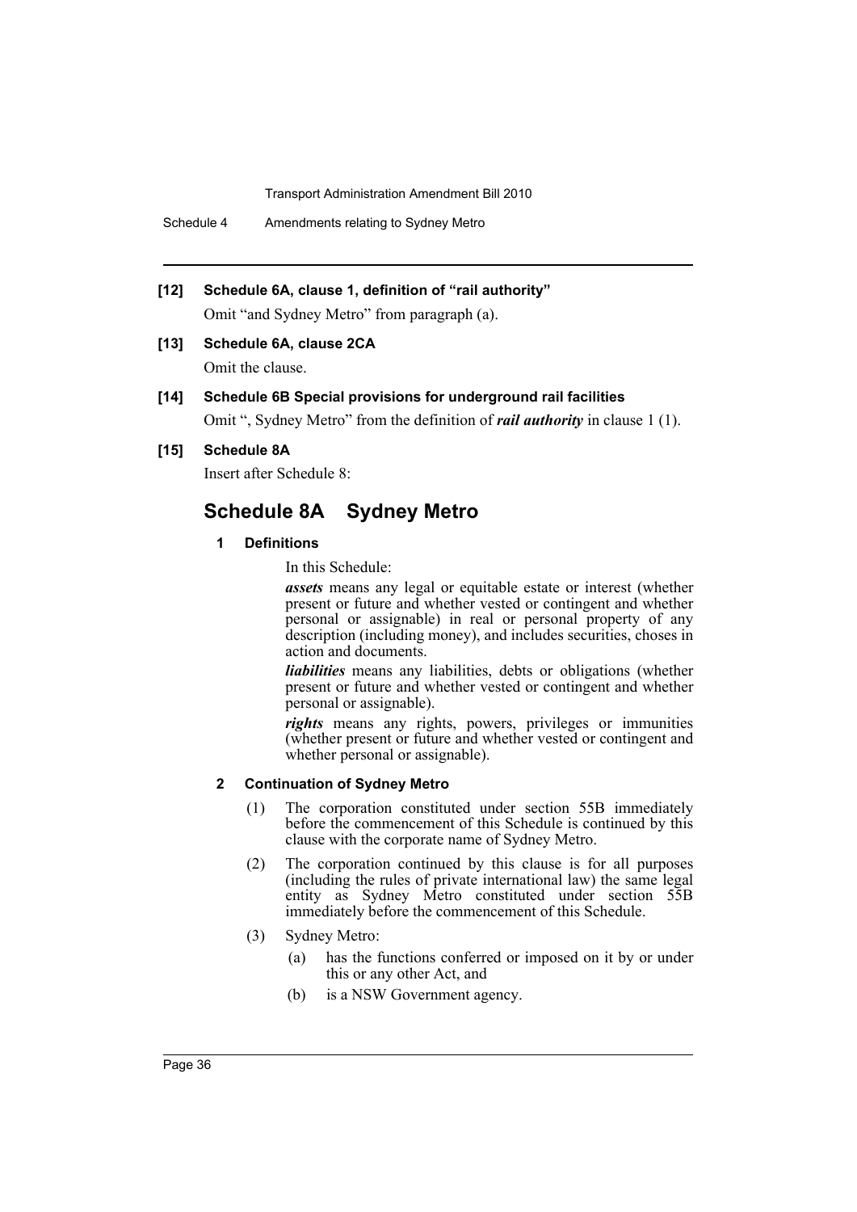**[12] Schedule 6A, clause 1, definition of "rail authority"**

Omit "and Sydney Metro" from paragraph (a).

**[13] Schedule 6A, clause 2CA**

Omit the clause.

**[14] Schedule 6B Special provisions for underground rail facilities**

Omit ", Sydney Metro" from the definition of ***rail authority*** in clause 1 (1).

**[15] Schedule 8A**

Insert after Schedule 8:

## Schedule 8A Sydney Metro

### 1 Definitions

In this Schedule:

***assets*** means any legal or equitable estate or interest (whether present or future and whether vested or contingent and whether personal or assignable) in real or personal property of any description (including money), and includes securities, choses in action and documents.

***liabilities*** means any liabilities, debts or obligations (whether present or future and whether vested or contingent and whether personal or assignable).

***rights*** means any rights, powers, privileges or immunities (whether present or future and whether vested or contingent and whether personal or assignable).

### 2 Continuation of Sydney Metro

(1) The corporation constituted under section 55B immediately before the commencement of this Schedule is continued by this clause with the corporate name of Sydney Metro.

(2) The corporation continued by this clause is for all purposes (including the rules of private international law) the same legal entity as Sydney Metro constituted under section 55B immediately before the commencement of this Schedule.

(3) Sydney Metro:

(a) has the functions conferred or imposed on it by or under this or any other Act, and

(b) is a NSW Government agency.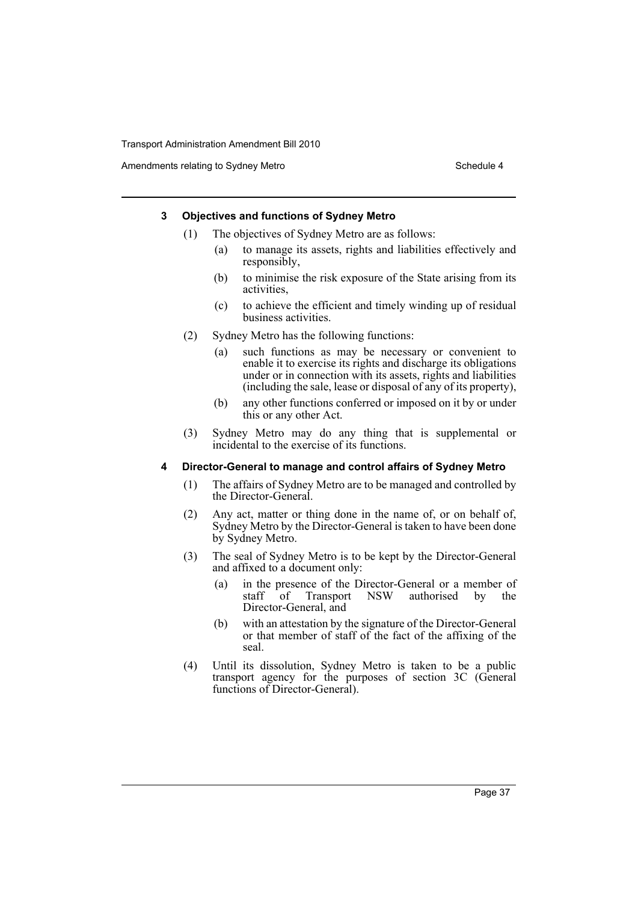### 3 Objectives and functions of Sydney Metro

(1) The objectives of Sydney Metro are as follows:

- (a) to manage its assets, rights and liabilities effectively and responsibly,
- (b) to minimise the risk exposure of the State arising from its activities,
- (c) to achieve the efficient and timely winding up of residual business activities.

(2) Sydney Metro has the following functions:

- (a) such functions as may be necessary or convenient to enable it to exercise its rights and discharge its obligations under or in connection with its assets, rights and liabilities (including the sale, lease or disposal of any of its property),
- (b) any other functions conferred or imposed on it by or under this or any other Act.

(3) Sydney Metro may do any thing that is supplemental or incidental to the exercise of its functions.

### 4 Director-General to manage and control affairs of Sydney Metro

(1) The affairs of Sydney Metro are to be managed and controlled by the Director-General.

(2) Any act, matter or thing done in the name of, or on behalf of, Sydney Metro by the Director-General is taken to have been done by Sydney Metro.

(3) The seal of Sydney Metro is to be kept by the Director-General and affixed to a document only:

- (a) in the presence of the Director-General or a member of staff of Transport NSW authorised by the Director-General, and
- (b) with an attestation by the signature of the Director-General or that member of staff of the fact of the affixing of the seal.

(4) Until its dissolution, Sydney Metro is taken to be a public transport agency for the purposes of section 3C (General functions of Director-General).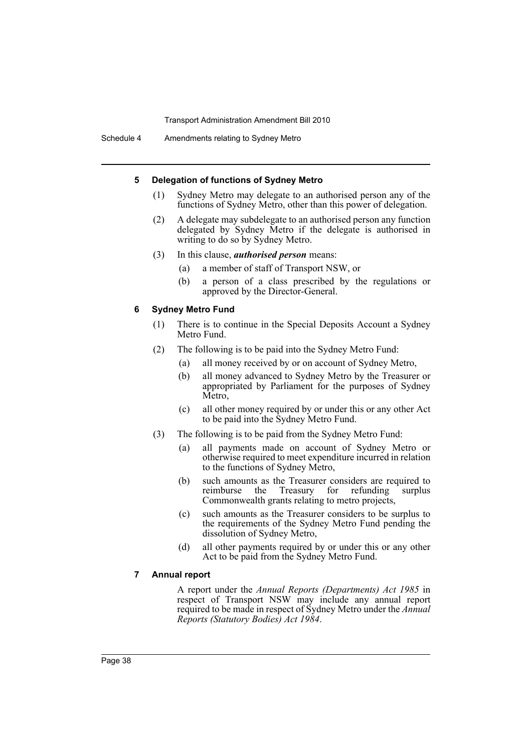#### 5 Delegation of functions of Sydney Metro

(1) Sydney Metro may delegate to an authorised person any of the functions of Sydney Metro, other than this power of delegation.

(2) A delegate may subdelegate to an authorised person any function delegated by Sydney Metro if the delegate is authorised in writing to do so by Sydney Metro.

(3) In this clause, ***authorised person*** means:

(a) a member of staff of Transport NSW, or

(b) a person of a class prescribed by the regulations or approved by the Director-General.

#### 6 Sydney Metro Fund

(1) There is to continue in the Special Deposits Account a Sydney Metro Fund.

(2) The following is to be paid into the Sydney Metro Fund:

(a) all money received by or on account of Sydney Metro,

(b) all money advanced to Sydney Metro by the Treasurer or appropriated by Parliament for the purposes of Sydney Metro,

(c) all other money required by or under this or any other Act to be paid into the Sydney Metro Fund.

(3) The following is to be paid from the Sydney Metro Fund:

(a) all payments made on account of Sydney Metro or otherwise required to meet expenditure incurred in relation to the functions of Sydney Metro,

(b) such amounts as the Treasurer considers are required to reimburse the Treasury for refunding surplus Commonwealth grants relating to metro projects,

(c) such amounts as the Treasurer considers to be surplus to the requirements of the Sydney Metro Fund pending the dissolution of Sydney Metro,

(d) all other payments required by or under this or any other Act to be paid from the Sydney Metro Fund.

#### 7 Annual report

A report under the *Annual Reports (Departments) Act 1985* in respect of Transport NSW may include any annual report required to be made in respect of Sydney Metro under the *Annual Reports (Statutory Bodies) Act 1984*.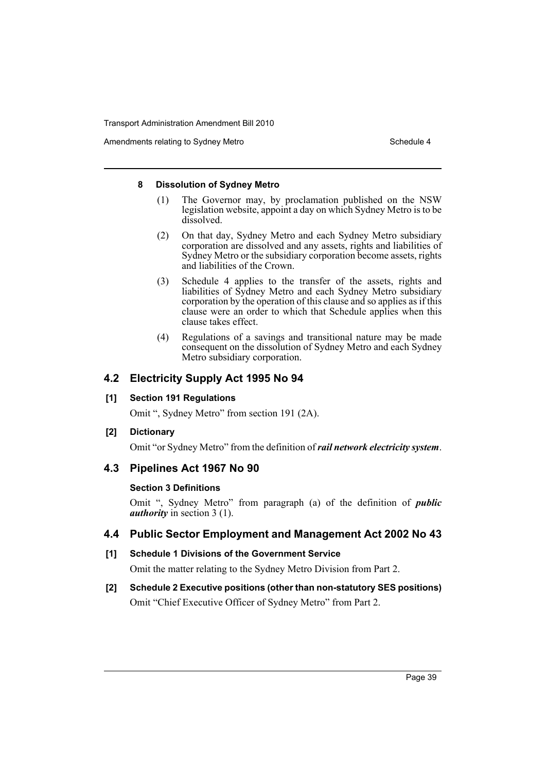#### 8 Dissolution of Sydney Metro

(1) The Governor may, by proclamation published on the NSW legislation website, appoint a day on which Sydney Metro is to be dissolved.

(2) On that day, Sydney Metro and each Sydney Metro subsidiary corporation are dissolved and any assets, rights and liabilities of Sydney Metro or the subsidiary corporation become assets, rights and liabilities of the Crown.

(3) Schedule 4 applies to the transfer of the assets, rights and liabilities of Sydney Metro and each Sydney Metro subsidiary corporation by the operation of this clause and so applies as if this clause were an order to which that Schedule applies when this clause takes effect.

(4) Regulations of a savings and transitional nature may be made consequent on the dissolution of Sydney Metro and each Sydney Metro subsidiary corporation.

## 4.2 Electricity Supply Act 1995 No 94

### [1] Section 191 Regulations

Omit ", Sydney Metro" from section 191 (2A).

### [2] Dictionary

Omit "or Sydney Metro" from the definition of ***rail network electricity system***.

## 4.3 Pipelines Act 1967 No 90

### Section 3 Definitions

Omit ", Sydney Metro" from paragraph (a) of the definition of ***public authority*** in section 3 (1).

## 4.4 Public Sector Employment and Management Act 2002 No 43

### [1] Schedule 1 Divisions of the Government Service

Omit the matter relating to the Sydney Metro Division from Part 2.

### [2] Schedule 2 Executive positions (other than non-statutory SES positions)

Omit "Chief Executive Officer of Sydney Metro" from Part 2.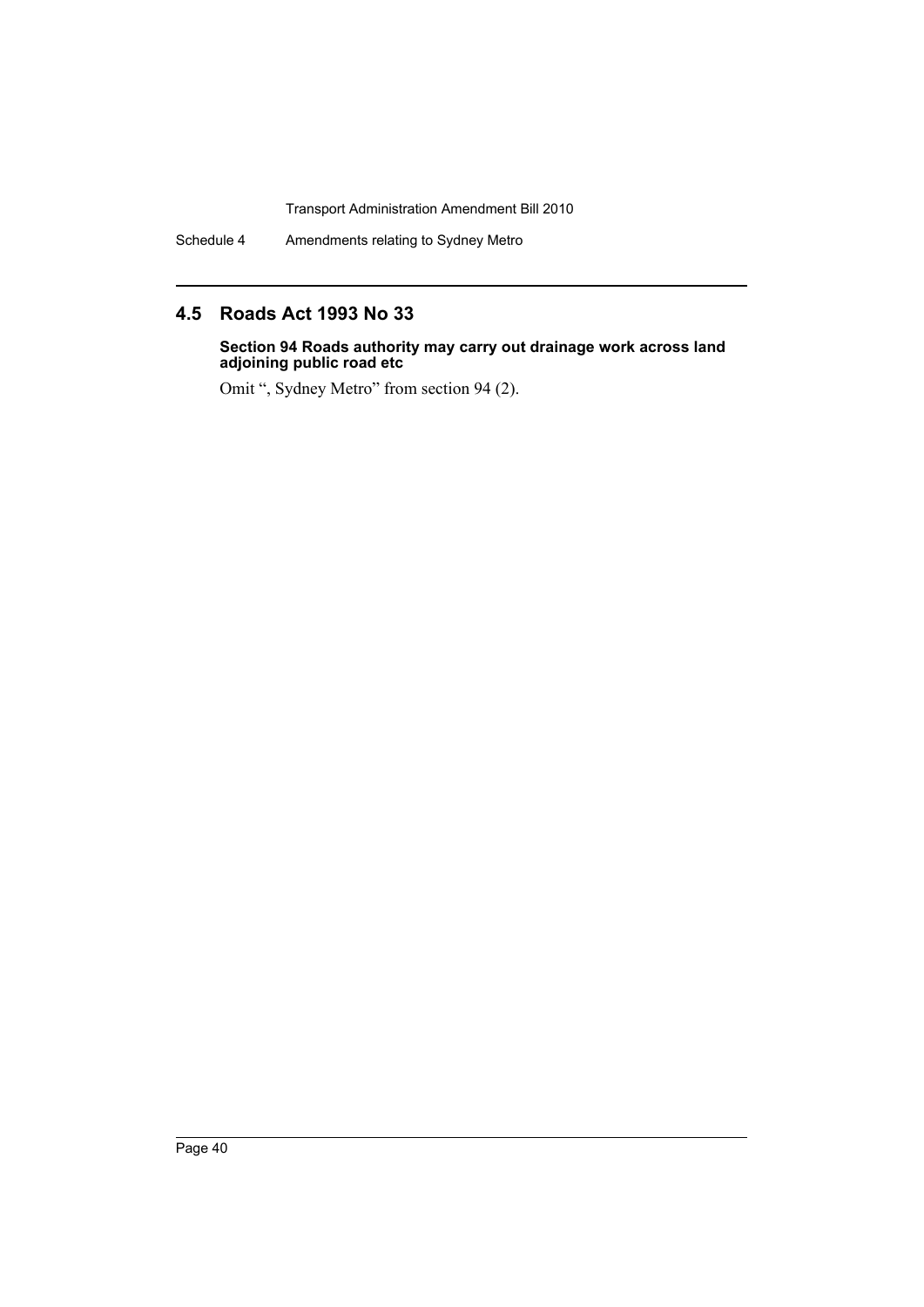## 4.5 Roads Act 1993 No 33

**Section 94 Roads authority may carry out drainage work across land adjoining public road etc**

Omit ", Sydney Metro" from section 94 (2).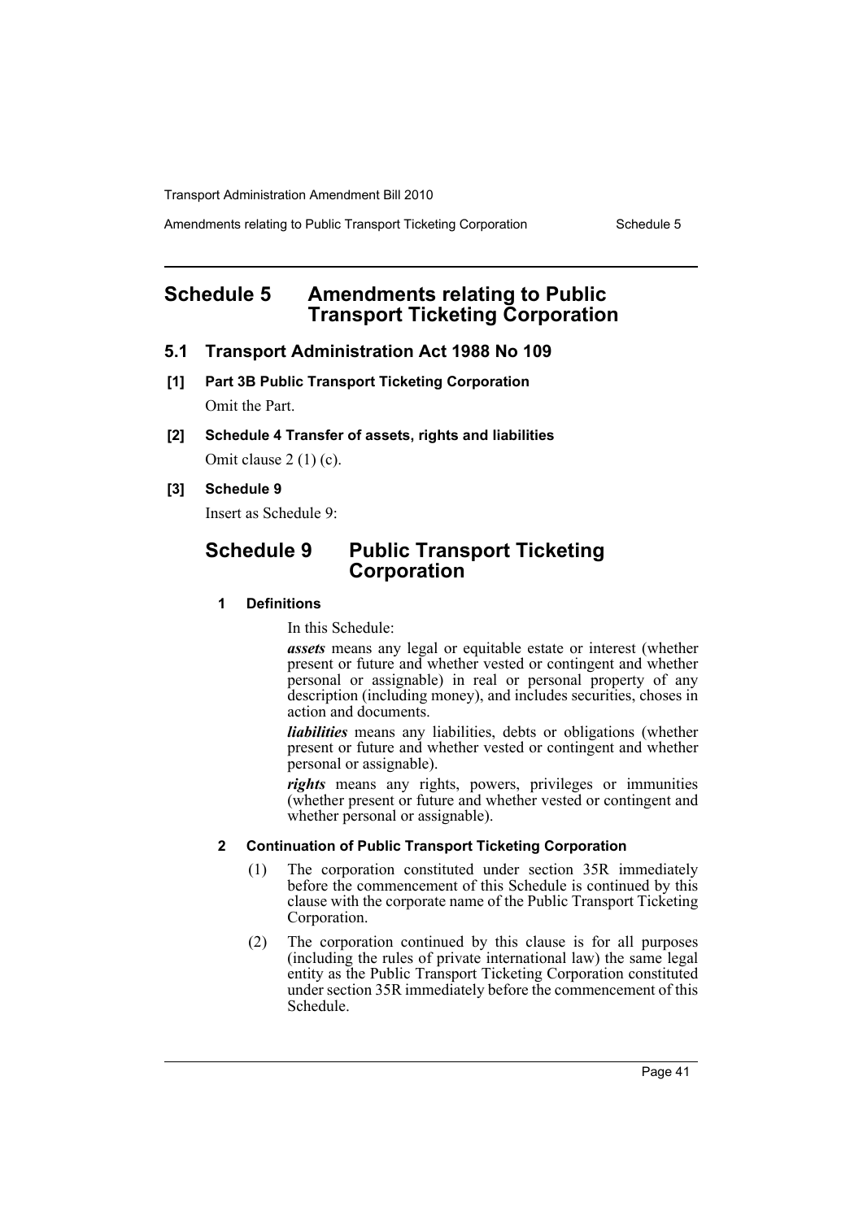# Schedule 5 Amendments relating to Public Transport Ticketing Corporation

## 5.1 Transport Administration Act 1988 No 109

**[1] Part 3B Public Transport Ticketing Corporation**

Omit the Part.

**[2] Schedule 4 Transfer of assets, rights and liabilities**

Omit clause 2 (1) (c).

**[3] Schedule 9**

Insert as Schedule 9:

## Schedule 9 Public Transport Ticketing Corporation

**1 Definitions**

In this Schedule:

***assets*** means any legal or equitable estate or interest (whether present or future and whether vested or contingent and whether personal or assignable) in real or personal property of any description (including money), and includes securities, choses in action and documents.

***liabilities*** means any liabilities, debts or obligations (whether present or future and whether vested or contingent and whether personal or assignable).

***rights*** means any rights, powers, privileges or immunities (whether present or future and whether vested or contingent and whether personal or assignable).

**2 Continuation of Public Transport Ticketing Corporation**

(1) The corporation constituted under section 35R immediately before the commencement of this Schedule is continued by this clause with the corporate name of the Public Transport Ticketing Corporation.

(2) The corporation continued by this clause is for all purposes (including the rules of private international law) the same legal entity as the Public Transport Ticketing Corporation constituted under section 35R immediately before the commencement of this Schedule.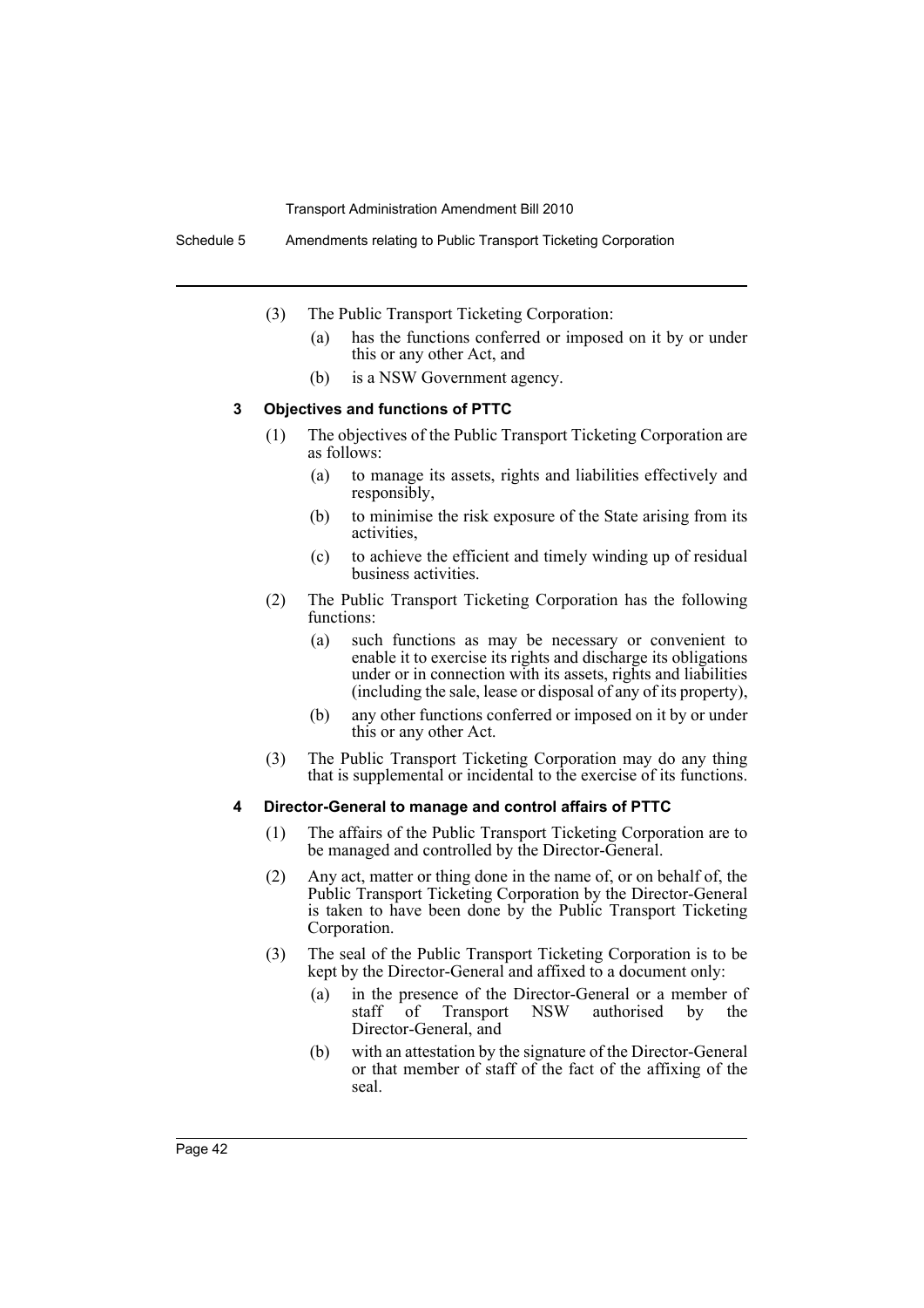(3) The Public Transport Ticketing Corporation:

(a) has the functions conferred or imposed on it by or under this or any other Act, and

(b) is a NSW Government agency.

### 3 Objectives and functions of PTTC

(1) The objectives of the Public Transport Ticketing Corporation are as follows:

(a) to manage its assets, rights and liabilities effectively and responsibly,

(b) to minimise the risk exposure of the State arising from its activities,

(c) to achieve the efficient and timely winding up of residual business activities.

(2) The Public Transport Ticketing Corporation has the following functions:

(a) such functions as may be necessary or convenient to enable it to exercise its rights and discharge its obligations under or in connection with its assets, rights and liabilities (including the sale, lease or disposal of any of its property),

(b) any other functions conferred or imposed on it by or under this or any other Act.

(3) The Public Transport Ticketing Corporation may do any thing that is supplemental or incidental to the exercise of its functions.

### 4 Director-General to manage and control affairs of PTTC

(1) The affairs of the Public Transport Ticketing Corporation are to be managed and controlled by the Director-General.

(2) Any act, matter or thing done in the name of, or on behalf of, the Public Transport Ticketing Corporation by the Director-General is taken to have been done by the Public Transport Ticketing Corporation.

(3) The seal of the Public Transport Ticketing Corporation is to be kept by the Director-General and affixed to a document only:

(a) in the presence of the Director-General or a member of staff of Transport NSW authorised by the Director-General, and

(b) with an attestation by the signature of the Director-General or that member of staff of the fact of the affixing of the seal.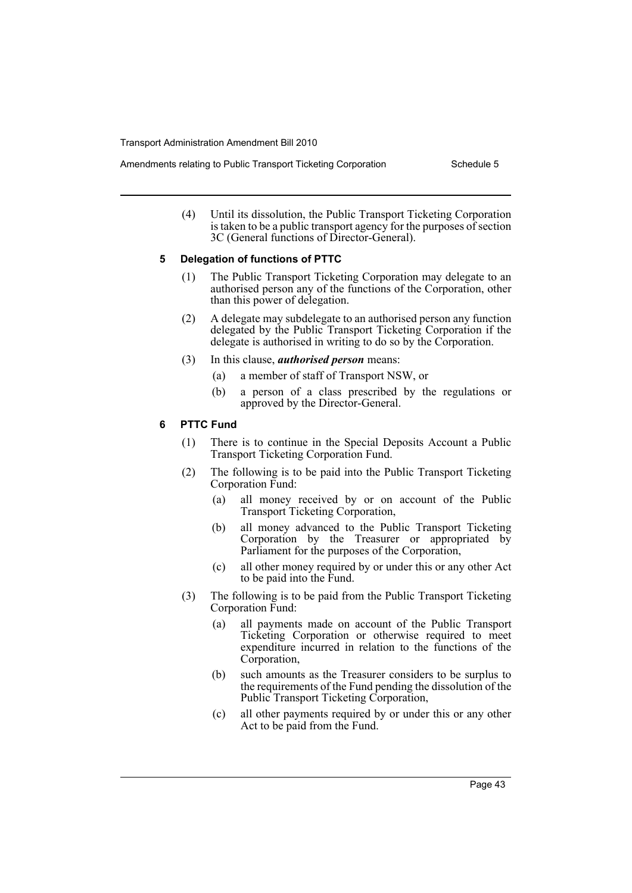(4) Until its dissolution, the Public Transport Ticketing Corporation is taken to be a public transport agency for the purposes of section 3C (General functions of Director-General).

### 5 Delegation of functions of PTTC

(1) The Public Transport Ticketing Corporation may delegate to an authorised person any of the functions of the Corporation, other than this power of delegation.

(2) A delegate may subdelegate to an authorised person any function delegated by the Public Transport Ticketing Corporation if the delegate is authorised in writing to do so by the Corporation.

(3) In this clause, ***authorised person*** means:

- (a) a member of staff of Transport NSW, or
- (b) a person of a class prescribed by the regulations or approved by the Director-General.

### 6 PTTC Fund

(1) There is to continue in the Special Deposits Account a Public Transport Ticketing Corporation Fund.

(2) The following is to be paid into the Public Transport Ticketing Corporation Fund:

- (a) all money received by or on account of the Public Transport Ticketing Corporation,
- (b) all money advanced to the Public Transport Ticketing Corporation by the Treasurer or appropriated by Parliament for the purposes of the Corporation,
- (c) all other money required by or under this or any other Act to be paid into the Fund.

(3) The following is to be paid from the Public Transport Ticketing Corporation Fund:

- (a) all payments made on account of the Public Transport Ticketing Corporation or otherwise required to meet expenditure incurred in relation to the functions of the Corporation,
- (b) such amounts as the Treasurer considers to be surplus to the requirements of the Fund pending the dissolution of the Public Transport Ticketing Corporation,
- (c) all other payments required by or under this or any other Act to be paid from the Fund.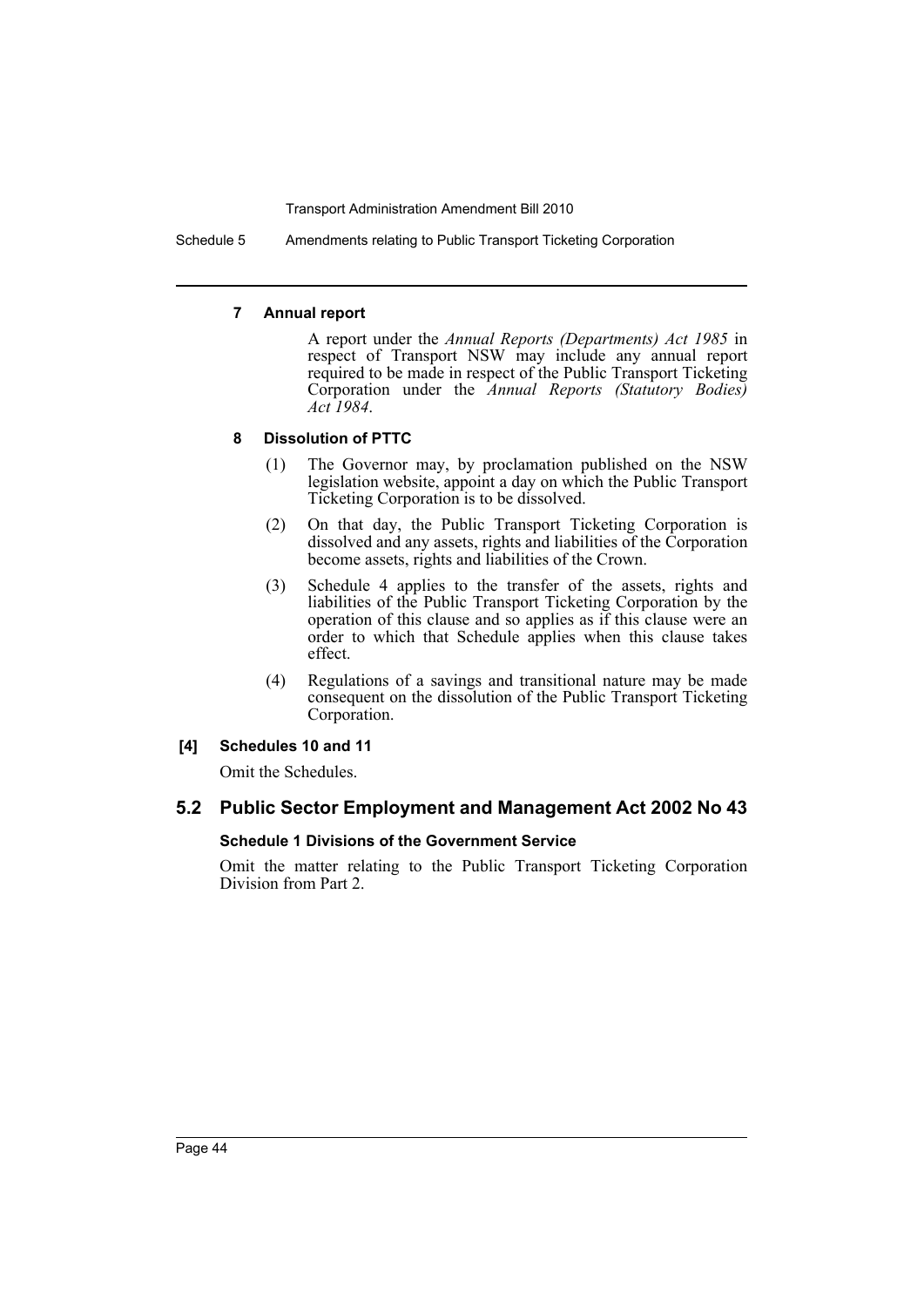#### 7 Annual report

A report under the *Annual Reports (Departments) Act 1985* in respect of Transport NSW may include any annual report required to be made in respect of the Public Transport Ticketing Corporation under the *Annual Reports (Statutory Bodies) Act 1984*.

#### 8 Dissolution of PTTC

(1) The Governor may, by proclamation published on the NSW legislation website, appoint a day on which the Public Transport Ticketing Corporation is to be dissolved.

(2) On that day, the Public Transport Ticketing Corporation is dissolved and any assets, rights and liabilities of the Corporation become assets, rights and liabilities of the Crown.

(3) Schedule 4 applies to the transfer of the assets, rights and liabilities of the Public Transport Ticketing Corporation by the operation of this clause and so applies as if this clause were an order to which that Schedule applies when this clause takes effect.

(4) Regulations of a savings and transitional nature may be made consequent on the dissolution of the Public Transport Ticketing Corporation.

#### [4] Schedules 10 and 11

Omit the Schedules.

## 5.2 Public Sector Employment and Management Act 2002 No 43

#### Schedule 1 Divisions of the Government Service

Omit the matter relating to the Public Transport Ticketing Corporation Division from Part 2.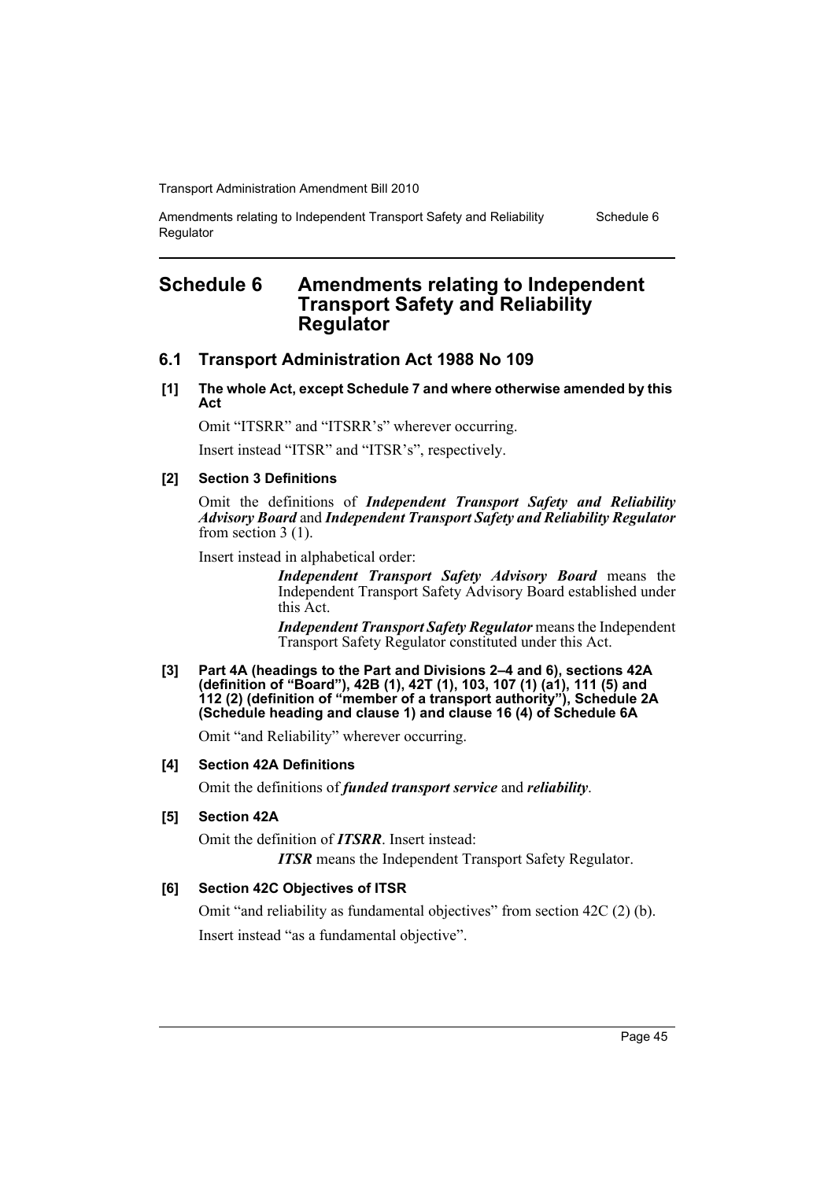# Schedule 6 Amendments relating to Independent Transport Safety and Reliability Regulator

## 6.1 Transport Administration Act 1988 No 109

**[1] The whole Act, except Schedule 7 and where otherwise amended by this Act**

Omit "ITSRR" and "ITSRR's" wherever occurring.

Insert instead "ITSR" and "ITSR's", respectively.

**[2] Section 3 Definitions**

Omit the definitions of ***Independent Transport Safety and Reliability Advisory Board*** and ***Independent Transport Safety and Reliability Regulator*** from section 3 (1).

Insert instead in alphabetical order:

> ***Independent Transport Safety Advisory Board*** means the Independent Transport Safety Advisory Board established under this Act.
>
> ***Independent Transport Safety Regulator*** means the Independent Transport Safety Regulator constituted under this Act.

**[3] Part 4A (headings to the Part and Divisions 2–4 and 6), sections 42A (definition of "Board"), 42B (1), 42T (1), 103, 107 (1) (a1), 111 (5) and 112 (2) (definition of "member of a transport authority"), Schedule 2A (Schedule heading and clause 1) and clause 16 (4) of Schedule 6A**

Omit "and Reliability" wherever occurring.

**[4] Section 42A Definitions**

Omit the definitions of ***funded transport service*** and ***reliability***.

**[5] Section 42A**

Omit the definition of ***ITSRR***. Insert instead:

> ***ITSR*** means the Independent Transport Safety Regulator.

**[6] Section 42C Objectives of ITSR**

Omit "and reliability as fundamental objectives" from section 42C (2) (b).

Insert instead "as a fundamental objective".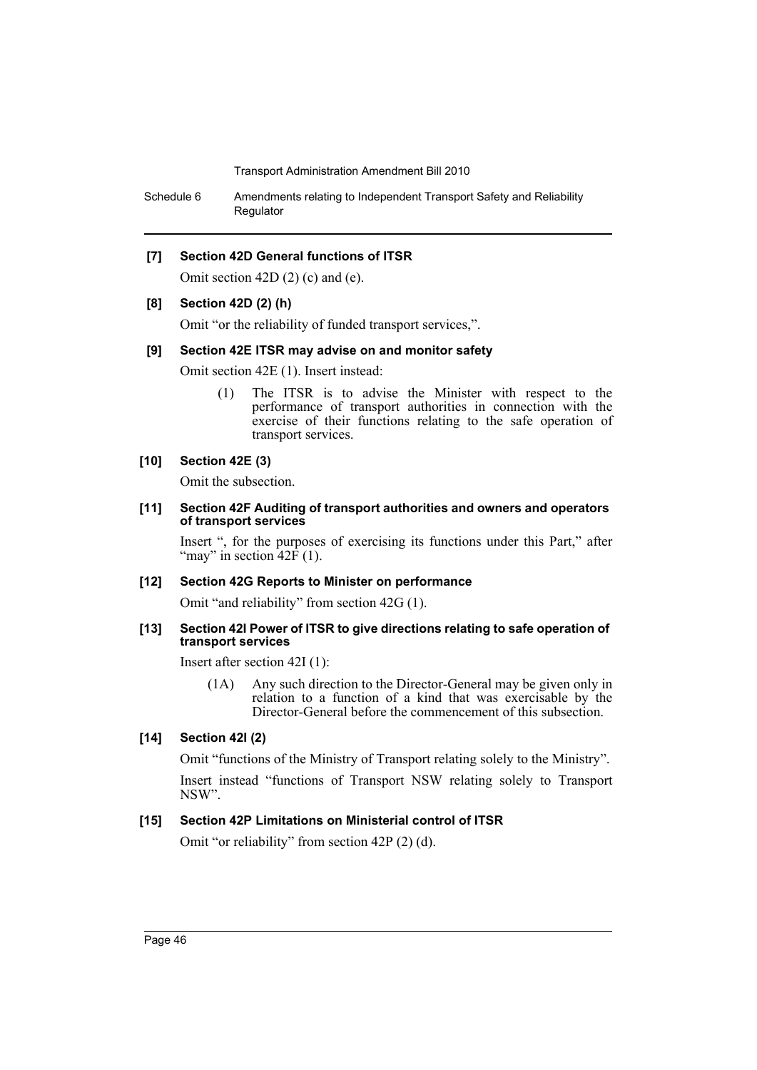**[7] Section 42D General functions of ITSR**

Omit section 42D (2) (c) and (e).

**[8] Section 42D (2) (h)**

Omit "or the reliability of funded transport services,".

**[9] Section 42E ITSR may advise on and monitor safety**

Omit section 42E (1). Insert instead:

> (1) The ITSR is to advise the Minister with respect to the performance of transport authorities in connection with the exercise of their functions relating to the safe operation of transport services.

**[10] Section 42E (3)**

Omit the subsection.

**[11] Section 42F Auditing of transport authorities and owners and operators of transport services**

Insert ", for the purposes of exercising its functions under this Part," after "may" in section 42F (1).

**[12] Section 42G Reports to Minister on performance**

Omit "and reliability" from section 42G (1).

**[13] Section 42I Power of ITSR to give directions relating to safe operation of transport services**

Insert after section 42I (1):

> (1A) Any such direction to the Director-General may be given only in relation to a function of a kind that was exercisable by the Director-General before the commencement of this subsection.

**[14] Section 42I (2)**

Omit "functions of the Ministry of Transport relating solely to the Ministry".

Insert instead "functions of Transport NSW relating solely to Transport NSW".

**[15] Section 42P Limitations on Ministerial control of ITSR**

Omit "or reliability" from section 42P (2) (d).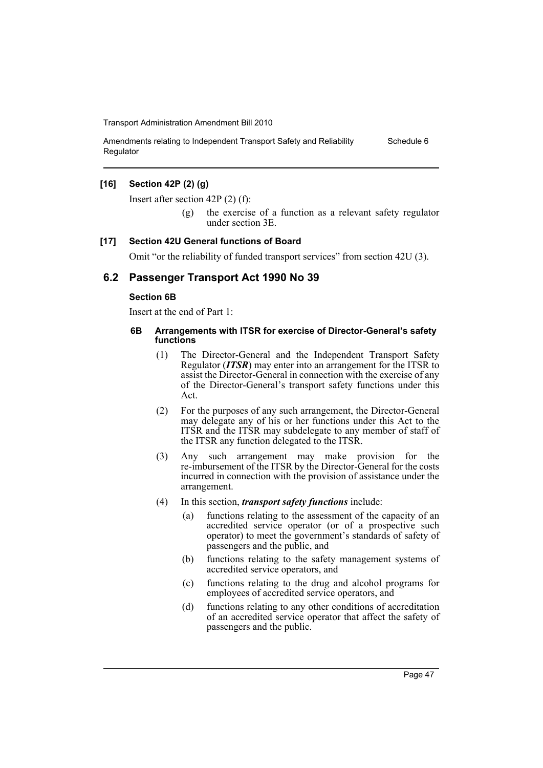**[16] Section 42P (2) (g)**

Insert after section 42P (2) (f):

> (g) the exercise of a function as a relevant safety regulator under section 3E.

**[17] Section 42U General functions of Board**

Omit "or the reliability of funded transport services" from section 42U (3).

## 6.2 Passenger Transport Act 1990 No 39

### Section 6B

Insert at the end of Part 1:

#### 6B Arrangements with ITSR for exercise of Director-General's safety functions

(1) The Director-General and the Independent Transport Safety Regulator (***ITSR***) may enter into an arrangement for the ITSR to assist the Director-General in connection with the exercise of any of the Director-General's transport safety functions under this Act.

(2) For the purposes of any such arrangement, the Director-General may delegate any of his or her functions under this Act to the ITSR and the ITSR may subdelegate to any member of staff of the ITSR any function delegated to the ITSR.

(3) Any such arrangement may make provision for the re-imbursement of the ITSR by the Director-General for the costs incurred in connection with the provision of assistance under the arrangement.

(4) In this section, ***transport safety functions*** include:

- (a) functions relating to the assessment of the capacity of an accredited service operator (or of a prospective such operator) to meet the government's standards of safety of passengers and the public, and
- (b) functions relating to the safety management systems of accredited service operators, and
- (c) functions relating to the drug and alcohol programs for employees of accredited service operators, and
- (d) functions relating to any other conditions of accreditation of an accredited service operator that affect the safety of passengers and the public.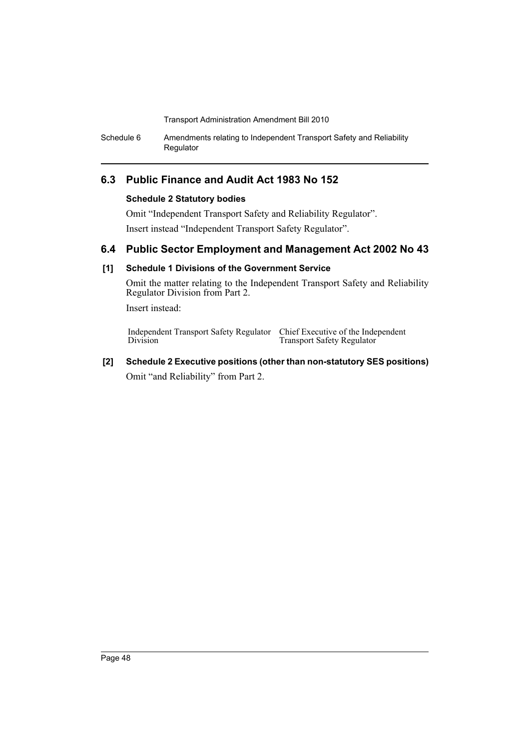## 6.3 Public Finance and Audit Act 1983 No 152

**Schedule 2 Statutory bodies**

Omit "Independent Transport Safety and Reliability Regulator".

Insert instead "Independent Transport Safety Regulator".

## 6.4 Public Sector Employment and Management Act 2002 No 43

**[1] Schedule 1 Divisions of the Government Service**

Omit the matter relating to the Independent Transport Safety and Reliability Regulator Division from Part 2.

Insert instead:

| | |
|---|---|
| Independent Transport Safety Regulator Division | Chief Executive of the Independent Transport Safety Regulator |

**[2] Schedule 2 Executive positions (other than non-statutory SES positions)**

Omit "and Reliability" from Part 2.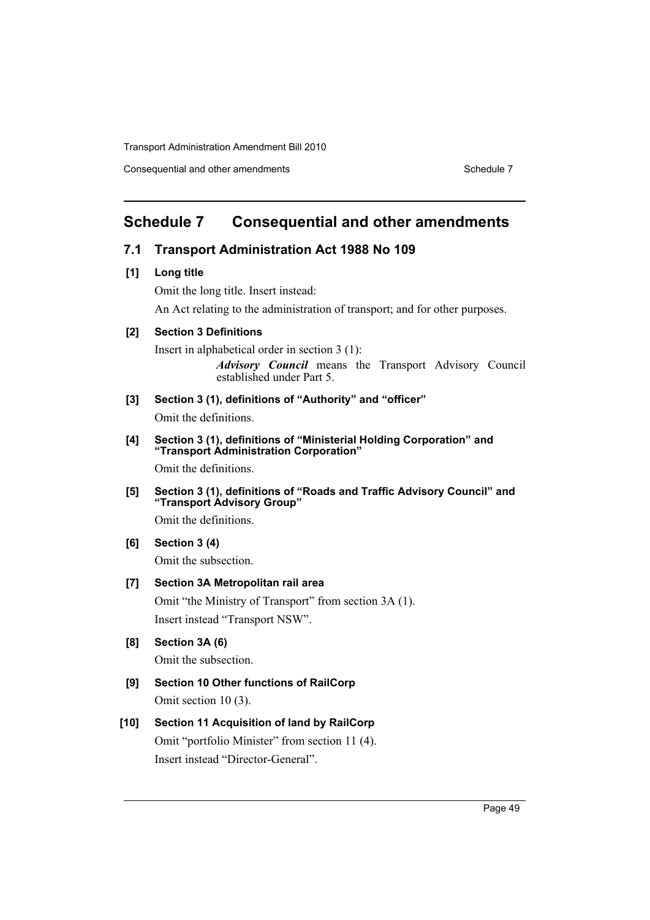## Schedule 7 Consequential and other amendments

### 7.1 Transport Administration Act 1988 No 109

**[1] Long title**

Omit the long title. Insert instead:

An Act relating to the administration of transport; and for other purposes.

**[2] Section 3 Definitions**

Insert in alphabetical order in section 3 (1):

> ***Advisory Council*** means the Transport Advisory Council established under Part 5.

**[3] Section 3 (1), definitions of "Authority" and "officer"**

Omit the definitions.

**[4] Section 3 (1), definitions of "Ministerial Holding Corporation" and "Transport Administration Corporation"**

Omit the definitions.

**[5] Section 3 (1), definitions of "Roads and Traffic Advisory Council" and "Transport Advisory Group"**

Omit the definitions.

**[6] Section 3 (4)**

Omit the subsection.

**[7] Section 3A Metropolitan rail area**

Omit "the Ministry of Transport" from section 3A (1).

Insert instead "Transport NSW".

**[8] Section 3A (6)**

Omit the subsection.

**[9] Section 10 Other functions of RailCorp**

Omit section 10 (3).

**[10] Section 11 Acquisition of land by RailCorp**

Omit "portfolio Minister" from section 11 (4).

Insert instead "Director-General".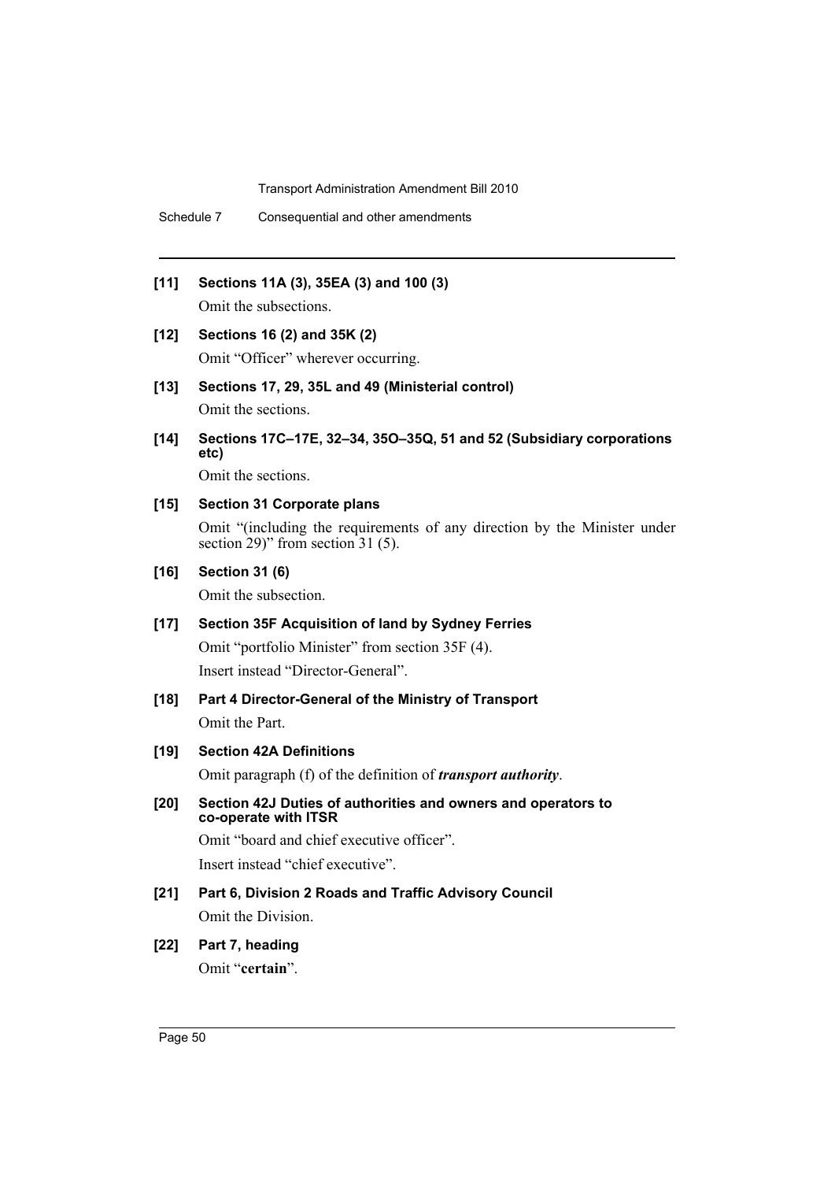**[11] Sections 11A (3), 35EA (3) and 100 (3)**

Omit the subsections.

**[12] Sections 16 (2) and 35K (2)**

Omit "Officer" wherever occurring.

**[13] Sections 17, 29, 35L and 49 (Ministerial control)**

Omit the sections.

**[14] Sections 17C–17E, 32–34, 35O–35Q, 51 and 52 (Subsidiary corporations etc)**

Omit the sections.

**[15] Section 31 Corporate plans**

Omit "(including the requirements of any direction by the Minister under section 29)" from section 31 (5).

**[16] Section 31 (6)**

Omit the subsection.

**[17] Section 35F Acquisition of land by Sydney Ferries**

Omit "portfolio Minister" from section 35F (4).

Insert instead "Director-General".

**[18] Part 4 Director-General of the Ministry of Transport**

Omit the Part.

**[19] Section 42A Definitions**

Omit paragraph (f) of the definition of ***transport authority***.

**[20] Section 42J Duties of authorities and owners and operators to co-operate with ITSR**

Omit "board and chief executive officer".

Insert instead "chief executive".

**[21] Part 6, Division 2 Roads and Traffic Advisory Council**

Omit the Division.

**[22] Part 7, heading**

Omit "**certain**".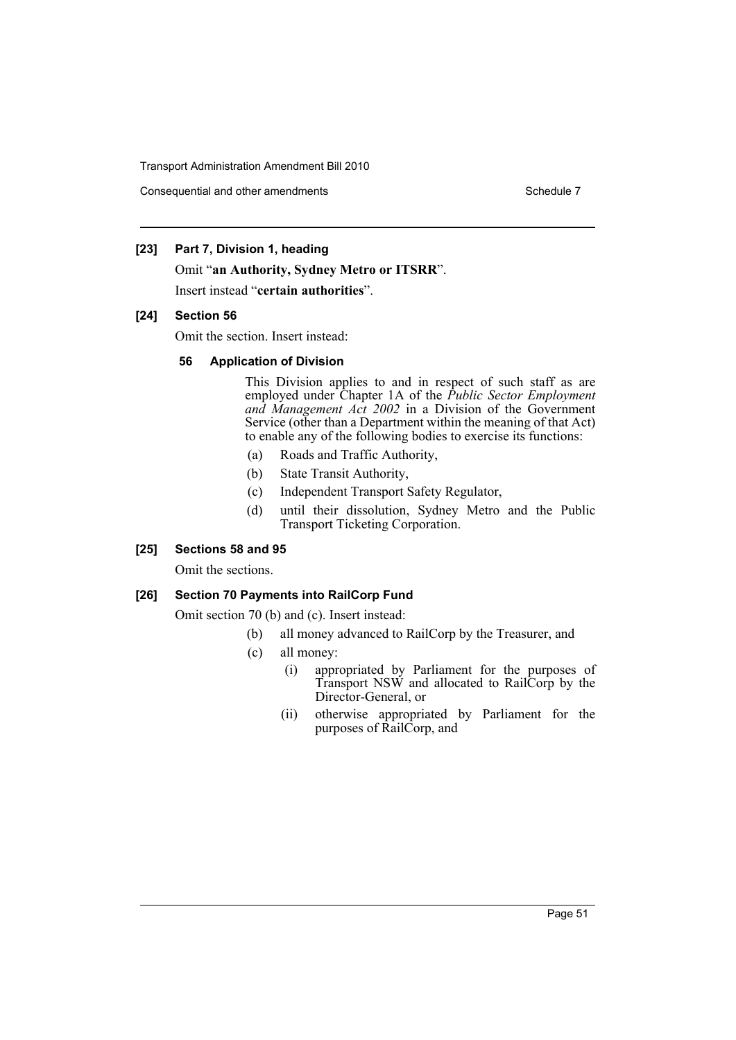**[23] Part 7, Division 1, heading**

Omit "**an Authority, Sydney Metro or ITSRR**".

Insert instead "**certain authorities**".

**[24] Section 56**

Omit the section. Insert instead:

**56 Application of Division**

This Division applies to and in respect of such staff as are employed under Chapter 1A of the *Public Sector Employment and Management Act 2002* in a Division of the Government Service (other than a Department within the meaning of that Act) to enable any of the following bodies to exercise its functions:

- (a) Roads and Traffic Authority,
- (b) State Transit Authority,
- (c) Independent Transport Safety Regulator,
- (d) until their dissolution, Sydney Metro and the Public Transport Ticketing Corporation.

**[25] Sections 58 and 95**

Omit the sections.

**[26] Section 70 Payments into RailCorp Fund**

Omit section 70 (b) and (c). Insert instead:

- (b) all money advanced to RailCorp by the Treasurer, and
- (c) all money:
  - (i) appropriated by Parliament for the purposes of Transport NSW and allocated to RailCorp by the Director-General, or
  - (ii) otherwise appropriated by Parliament for the purposes of RailCorp, and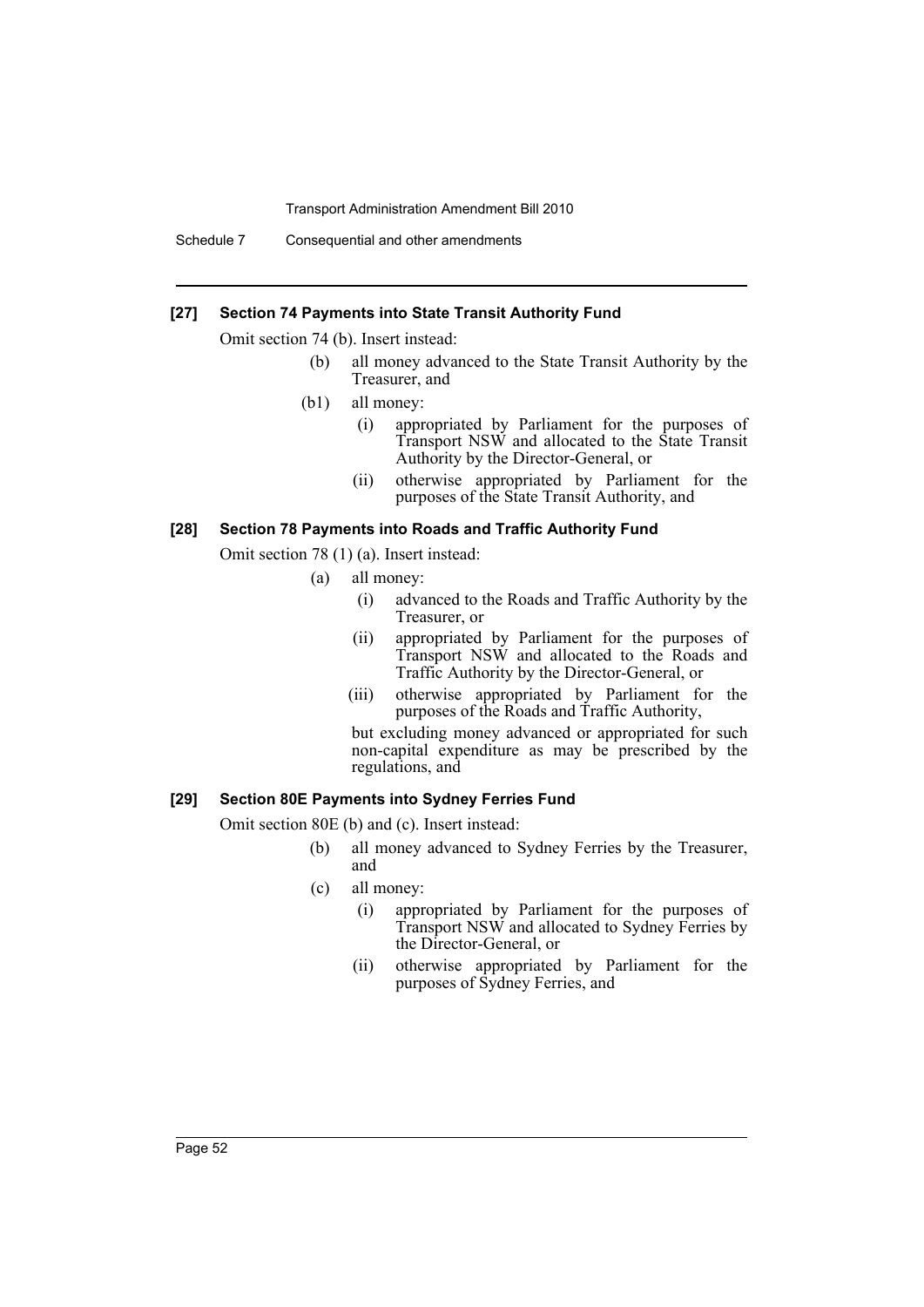### [27] Section 74 Payments into State Transit Authority Fund

Omit section 74 (b). Insert instead:

- (b) all money advanced to the State Transit Authority by the Treasurer, and
- (b1) all money:
  - (i) appropriated by Parliament for the purposes of Transport NSW and allocated to the State Transit Authority by the Director-General, or
  - (ii) otherwise appropriated by Parliament for the purposes of the State Transit Authority, and

### [28] Section 78 Payments into Roads and Traffic Authority Fund

Omit section 78 (1) (a). Insert instead:

- (a) all money:
  - (i) advanced to the Roads and Traffic Authority by the Treasurer, or
  - (ii) appropriated by Parliament for the purposes of Transport NSW and allocated to the Roads and Traffic Authority by the Director-General, or
  - (iii) otherwise appropriated by Parliament for the purposes of the Roads and Traffic Authority,

  but excluding money advanced or appropriated for such non-capital expenditure as may be prescribed by the regulations, and

### [29] Section 80E Payments into Sydney Ferries Fund

Omit section 80E (b) and (c). Insert instead:

- (b) all money advanced to Sydney Ferries by the Treasurer, and
- (c) all money:
  - (i) appropriated by Parliament for the purposes of Transport NSW and allocated to Sydney Ferries by the Director-General, or
  - (ii) otherwise appropriated by Parliament for the purposes of Sydney Ferries, and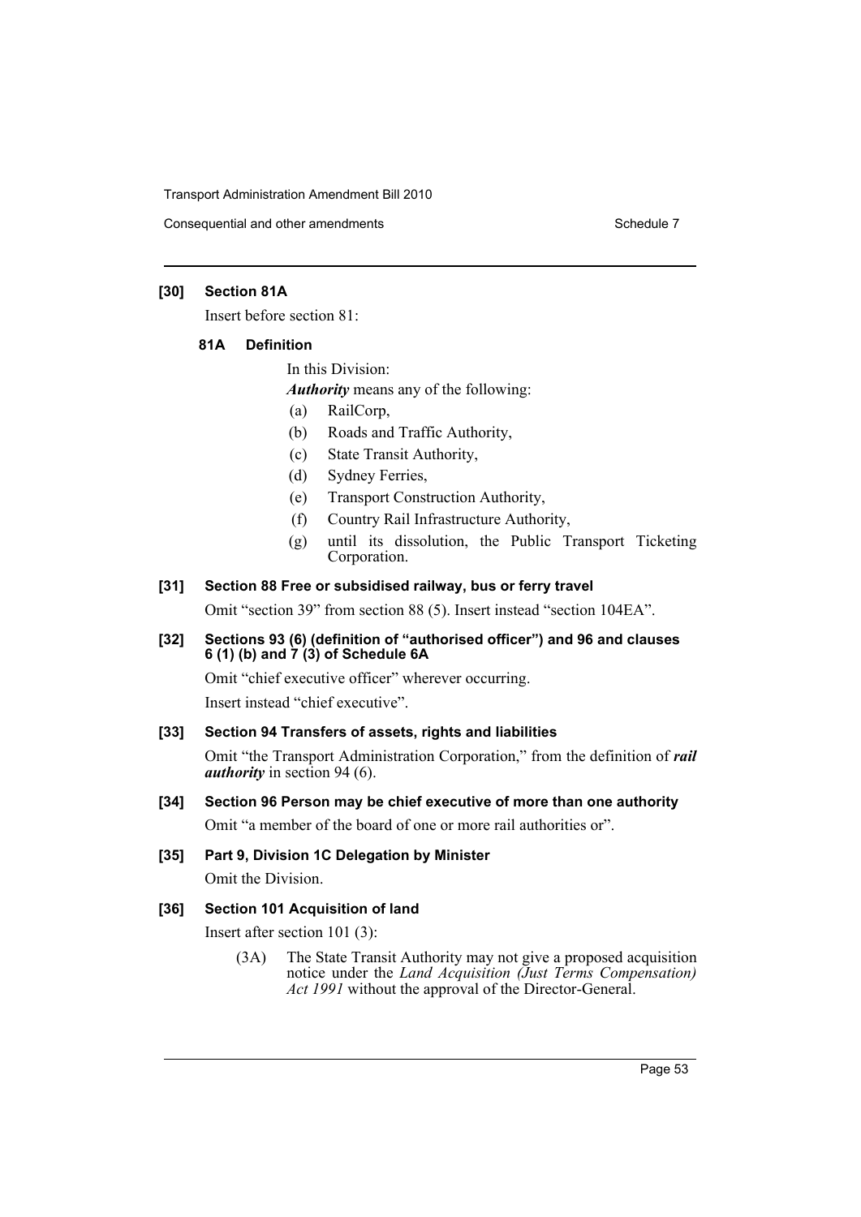**[30] Section 81A**

Insert before section 81:

**81A Definition**

In this Division:

***Authority*** means any of the following:

(a) RailCorp,

(b) Roads and Traffic Authority,

(c) State Transit Authority,

(d) Sydney Ferries,

(e) Transport Construction Authority,

(f) Country Rail Infrastructure Authority,

(g) until its dissolution, the Public Transport Ticketing Corporation.

**[31] Section 88 Free or subsidised railway, bus or ferry travel**

Omit "section 39" from section 88 (5). Insert instead "section 104EA".

**[32] Sections 93 (6) (definition of "authorised officer") and 96 and clauses 6 (1) (b) and 7 (3) of Schedule 6A**

Omit "chief executive officer" wherever occurring.

Insert instead "chief executive".

**[33] Section 94 Transfers of assets, rights and liabilities**

Omit "the Transport Administration Corporation," from the definition of ***rail authority*** in section 94 (6).

**[34] Section 96 Person may be chief executive of more than one authority**

Omit "a member of the board of one or more rail authorities or".

**[35] Part 9, Division 1C Delegation by Minister**

Omit the Division.

**[36] Section 101 Acquisition of land**

Insert after section 101 (3):

(3A) The State Transit Authority may not give a proposed acquisition notice under the *Land Acquisition (Just Terms Compensation) Act 1991* without the approval of the Director-General.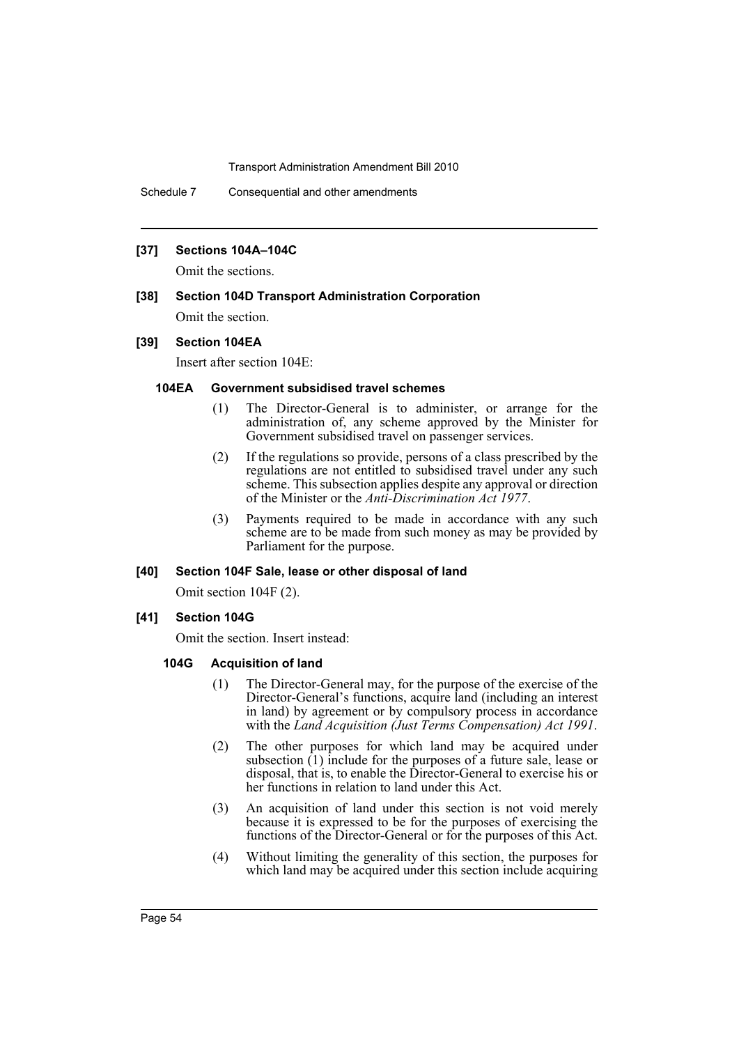**[37] Sections 104A–104C**

Omit the sections.

**[38] Section 104D Transport Administration Corporation**

Omit the section.

**[39] Section 104EA**

Insert after section 104E:

**104EA Government subsidised travel schemes**

(1) The Director-General is to administer, or arrange for the administration of, any scheme approved by the Minister for Government subsidised travel on passenger services.

(2) If the regulations so provide, persons of a class prescribed by the regulations are not entitled to subsidised travel under any such scheme. This subsection applies despite any approval or direction of the Minister or the *Anti-Discrimination Act 1977*.

(3) Payments required to be made in accordance with any such scheme are to be made from such money as may be provided by Parliament for the purpose.

**[40] Section 104F Sale, lease or other disposal of land**

Omit section 104F (2).

**[41] Section 104G**

Omit the section. Insert instead:

**104G Acquisition of land**

(1) The Director-General may, for the purpose of the exercise of the Director-General's functions, acquire land (including an interest in land) by agreement or by compulsory process in accordance with the *Land Acquisition (Just Terms Compensation) Act 1991*.

(2) The other purposes for which land may be acquired under subsection (1) include for the purposes of a future sale, lease or disposal, that is, to enable the Director-General to exercise his or her functions in relation to land under this Act.

(3) An acquisition of land under this section is not void merely because it is expressed to be for the purposes of exercising the functions of the Director-General or for the purposes of this Act.

(4) Without limiting the generality of this section, the purposes for which land may be acquired under this section include acquiring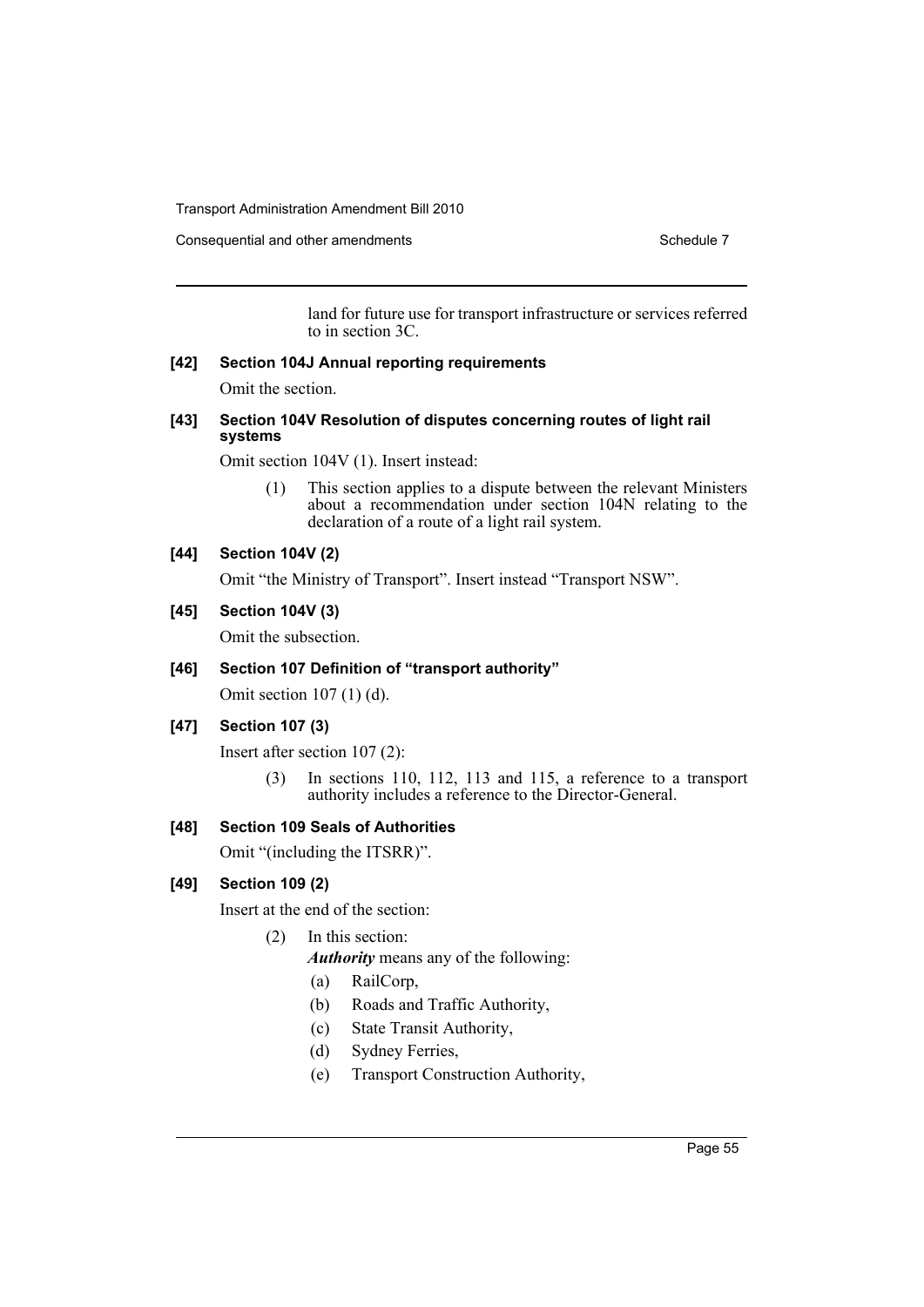land for future use for transport infrastructure or services referred to in section 3C.

**[42] Section 104J Annual reporting requirements**

Omit the section.

**[43] Section 104V Resolution of disputes concerning routes of light rail systems**

Omit section 104V (1). Insert instead:

(1) This section applies to a dispute between the relevant Ministers about a recommendation under section 104N relating to the declaration of a route of a light rail system.

**[44] Section 104V (2)**

Omit "the Ministry of Transport". Insert instead "Transport NSW".

**[45] Section 104V (3)**

Omit the subsection.

**[46] Section 107 Definition of "transport authority"**

Omit section 107 (1) (d).

**[47] Section 107 (3)**

Insert after section 107 (2):

(3) In sections 110, 112, 113 and 115, a reference to a transport authority includes a reference to the Director-General.

**[48] Section 109 Seals of Authorities**

Omit "(including the ITSRR)".

**[49] Section 109 (2)**

Insert at the end of the section:

(2) In this section:

***Authority*** means any of the following:

(a) RailCorp,

(b) Roads and Traffic Authority,

(c) State Transit Authority,

(d) Sydney Ferries,

(e) Transport Construction Authority,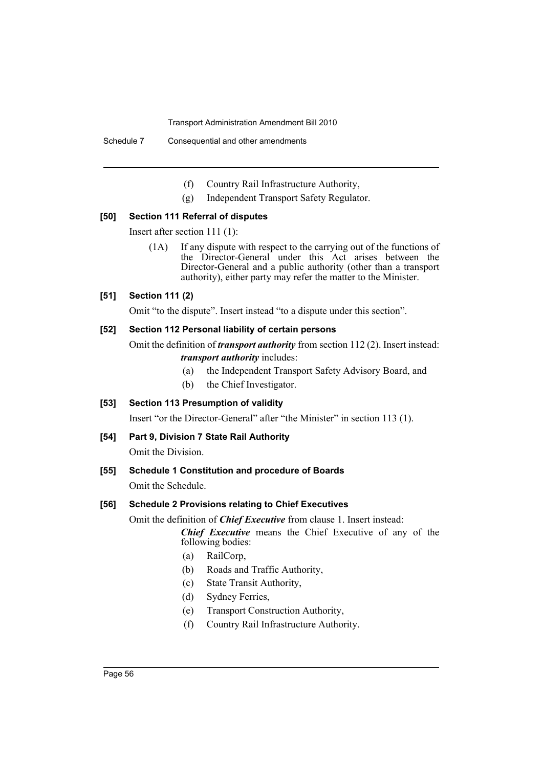(f) Country Rail Infrastructure Authority,

(g) Independent Transport Safety Regulator.

### [50] Section 111 Referral of disputes

Insert after section 111 (1):

(1A) If any dispute with respect to the carrying out of the functions of the Director-General under this Act arises between the Director-General and a public authority (other than a transport authority), either party may refer the matter to the Minister.

### [51] Section 111 (2)

Omit "to the dispute". Insert instead "to a dispute under this section".

### [52] Section 112 Personal liability of certain persons

Omit the definition of ***transport authority*** from section 112 (2). Insert instead:

***transport authority*** includes:

(a) the Independent Transport Safety Advisory Board, and

(b) the Chief Investigator.

### [53] Section 113 Presumption of validity

Insert "or the Director-General" after "the Minister" in section 113 (1).

### [54] Part 9, Division 7 State Rail Authority

Omit the Division.

### [55] Schedule 1 Constitution and procedure of Boards

Omit the Schedule.

### [56] Schedule 2 Provisions relating to Chief Executives

Omit the definition of ***Chief Executive*** from clause 1. Insert instead:

***Chief Executive*** means the Chief Executive of any of the following bodies:

(a) RailCorp,

(b) Roads and Traffic Authority,

(c) State Transit Authority,

(d) Sydney Ferries,

(e) Transport Construction Authority,

(f) Country Rail Infrastructure Authority.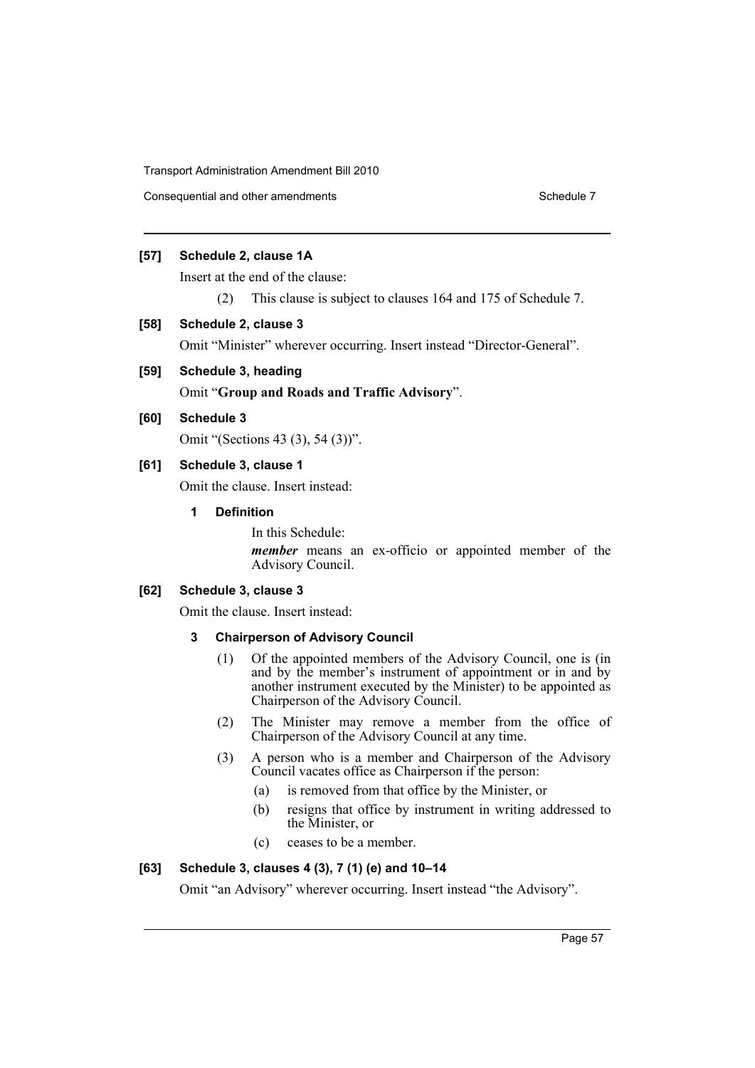**[57] Schedule 2, clause 1A**

Insert at the end of the clause:

(2) This clause is subject to clauses 164 and 175 of Schedule 7.

**[58] Schedule 2, clause 3**

Omit "Minister" wherever occurring. Insert instead "Director-General".

**[59] Schedule 3, heading**

Omit "**Group and Roads and Traffic Advisory**".

**[60] Schedule 3**

Omit "(Sections 43 (3), 54 (3))".

**[61] Schedule 3, clause 1**

Omit the clause. Insert instead:

**1 Definition**

In this Schedule:

***member*** means an ex-officio or appointed member of the Advisory Council.

**[62] Schedule 3, clause 3**

Omit the clause. Insert instead:

**3 Chairperson of Advisory Council**

(1) Of the appointed members of the Advisory Council, one is (in and by the member's instrument of appointment or in and by another instrument executed by the Minister) to be appointed as Chairperson of the Advisory Council.

(2) The Minister may remove a member from the office of Chairperson of the Advisory Council at any time.

(3) A person who is a member and Chairperson of the Advisory Council vacates office as Chairperson if the person:

- (a) is removed from that office by the Minister, or
- (b) resigns that office by instrument in writing addressed to the Minister, or
- (c) ceases to be a member.

**[63] Schedule 3, clauses 4 (3), 7 (1) (e) and 10–14**

Omit "an Advisory" wherever occurring. Insert instead "the Advisory".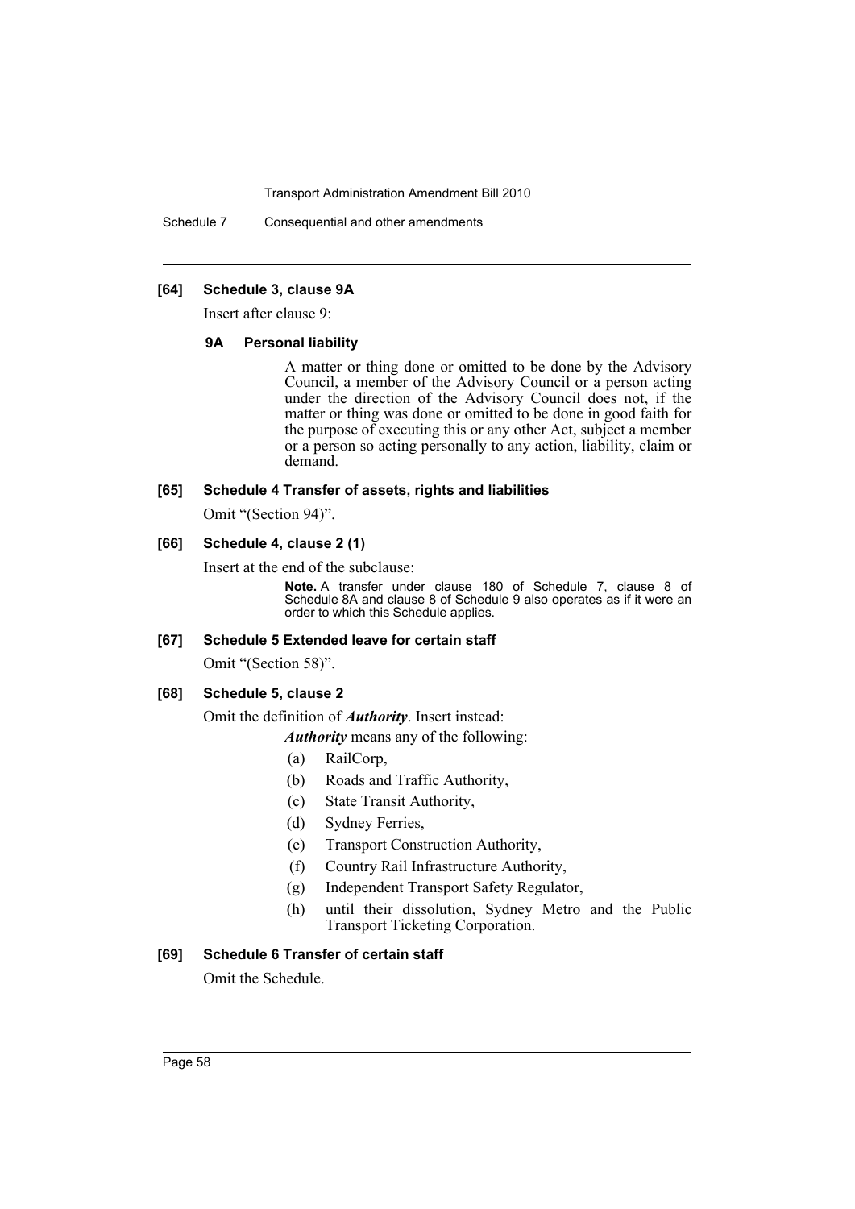**[64] Schedule 3, clause 9A**

Insert after clause 9:

**9A Personal liability**

A matter or thing done or omitted to be done by the Advisory Council, a member of the Advisory Council or a person acting under the direction of the Advisory Council does not, if the matter or thing was done or omitted to be done in good faith for the purpose of executing this or any other Act, subject a member or a person so acting personally to any action, liability, claim or demand.

**[65] Schedule 4 Transfer of assets, rights and liabilities**

Omit "(Section 94)".

**[66] Schedule 4, clause 2 (1)**

Insert at the end of the subclause:

**Note.** A transfer under clause 180 of Schedule 7, clause 8 of Schedule 8A and clause 8 of Schedule 9 also operates as if it were an order to which this Schedule applies.

**[67] Schedule 5 Extended leave for certain staff**

Omit "(Section 58)".

**[68] Schedule 5, clause 2**

Omit the definition of ***Authority***. Insert instead:

***Authority*** means any of the following:

(a) RailCorp,

(b) Roads and Traffic Authority,

(c) State Transit Authority,

(d) Sydney Ferries,

(e) Transport Construction Authority,

(f) Country Rail Infrastructure Authority,

(g) Independent Transport Safety Regulator,

(h) until their dissolution, Sydney Metro and the Public Transport Ticketing Corporation.

**[69] Schedule 6 Transfer of certain staff**

Omit the Schedule.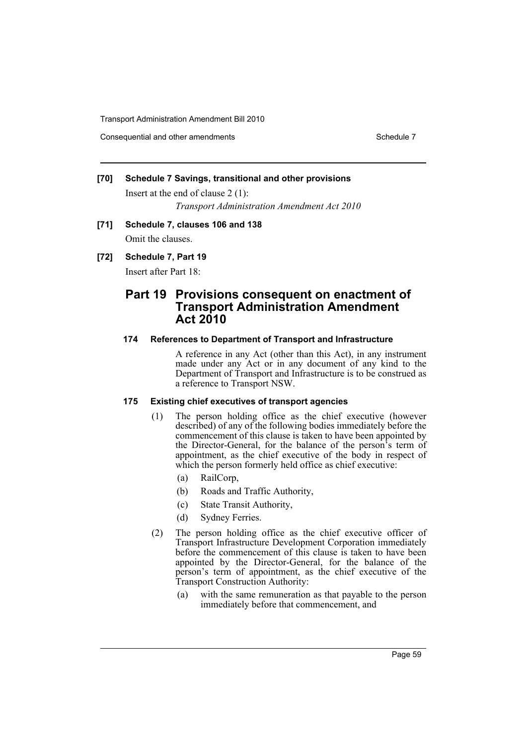**[70] Schedule 7 Savings, transitional and other provisions**

Insert at the end of clause 2 (1):

*Transport Administration Amendment Act 2010*

**[71] Schedule 7, clauses 106 and 138**

Omit the clauses.

**[72] Schedule 7, Part 19**

Insert after Part 18:

## Part 19 Provisions consequent on enactment of Transport Administration Amendment Act 2010

### 174 References to Department of Transport and Infrastructure

A reference in any Act (other than this Act), in any instrument made under any Act or in any document of any kind to the Department of Transport and Infrastructure is to be construed as a reference to Transport NSW.

### 175 Existing chief executives of transport agencies

(1) The person holding office as the chief executive (however described) of any of the following bodies immediately before the commencement of this clause is taken to have been appointed by the Director-General, for the balance of the person's term of appointment, as the chief executive of the body in respect of which the person formerly held office as chief executive:

- (a) RailCorp,
- (b) Roads and Traffic Authority,
- (c) State Transit Authority,
- (d) Sydney Ferries.

(2) The person holding office as the chief executive officer of Transport Infrastructure Development Corporation immediately before the commencement of this clause is taken to have been appointed by the Director-General, for the balance of the person's term of appointment, as the chief executive of the Transport Construction Authority:

- (a) with the same remuneration as that payable to the person immediately before that commencement, and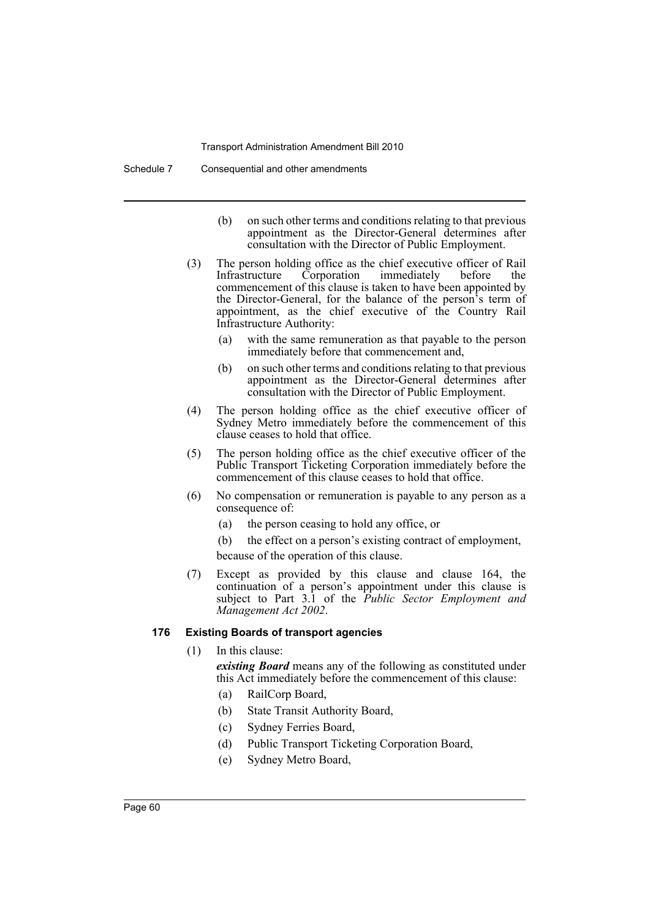(b) on such other terms and conditions relating to that previous appointment as the Director-General determines after consultation with the Director of Public Employment.

(3) The person holding office as the chief executive officer of Rail Infrastructure Corporation immediately before the commencement of this clause is taken to have been appointed by the Director-General, for the balance of the person's term of appointment, as the chief executive of the Country Rail Infrastructure Authority:

(a) with the same remuneration as that payable to the person immediately before that commencement and,

(b) on such other terms and conditions relating to that previous appointment as the Director-General determines after consultation with the Director of Public Employment.

(4) The person holding office as the chief executive officer of Sydney Metro immediately before the commencement of this clause ceases to hold that office.

(5) The person holding office as the chief executive officer of the Public Transport Ticketing Corporation immediately before the commencement of this clause ceases to hold that office.

(6) No compensation or remuneration is payable to any person as a consequence of:

(a) the person ceasing to hold any office, or

(b) the effect on a person's existing contract of employment,

because of the operation of this clause.

(7) Except as provided by this clause and clause 164, the continuation of a person's appointment under this clause is subject to Part 3.1 of the *Public Sector Employment and Management Act 2002*.

### 176 Existing Boards of transport agencies

(1) In this clause:

***existing Board*** means any of the following as constituted under this Act immediately before the commencement of this clause:

(a) RailCorp Board,

(b) State Transit Authority Board,

(c) Sydney Ferries Board,

(d) Public Transport Ticketing Corporation Board,

(e) Sydney Metro Board,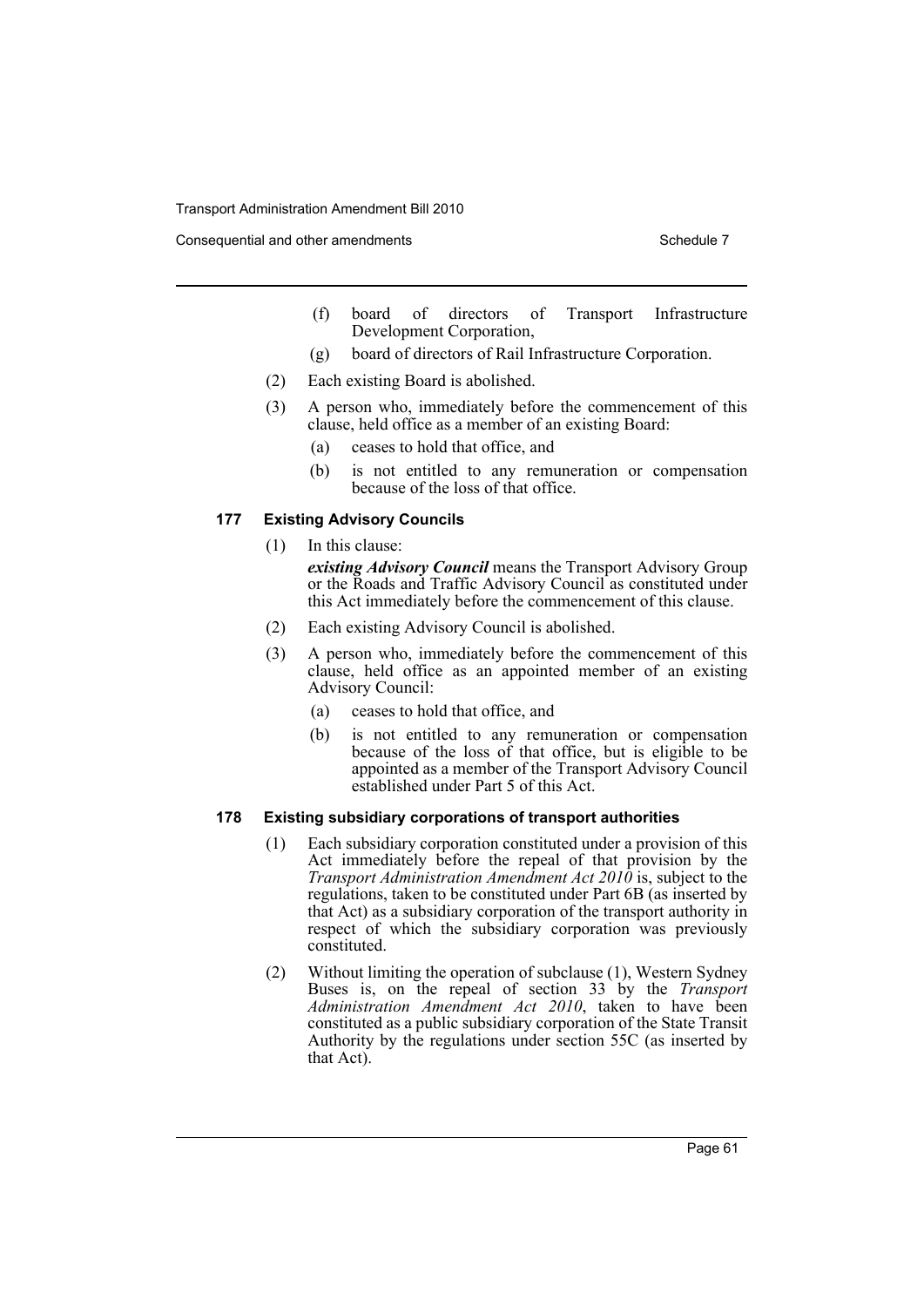(f) board of directors of Transport Infrastructure Development Corporation,

(g) board of directors of Rail Infrastructure Corporation.

(2) Each existing Board is abolished.

(3) A person who, immediately before the commencement of this clause, held office as a member of an existing Board:

(a) ceases to hold that office, and

(b) is not entitled to any remuneration or compensation because of the loss of that office.

### 177 Existing Advisory Councils

(1) In this clause:

***existing Advisory Council*** means the Transport Advisory Group or the Roads and Traffic Advisory Council as constituted under this Act immediately before the commencement of this clause.

(2) Each existing Advisory Council is abolished.

(3) A person who, immediately before the commencement of this clause, held office as an appointed member of an existing Advisory Council:

(a) ceases to hold that office, and

(b) is not entitled to any remuneration or compensation because of the loss of that office, but is eligible to be appointed as a member of the Transport Advisory Council established under Part 5 of this Act.

### 178 Existing subsidiary corporations of transport authorities

(1) Each subsidiary corporation constituted under a provision of this Act immediately before the repeal of that provision by the *Transport Administration Amendment Act 2010* is, subject to the regulations, taken to be constituted under Part 6B (as inserted by that Act) as a subsidiary corporation of the transport authority in respect of which the subsidiary corporation was previously constituted.

(2) Without limiting the operation of subclause (1), Western Sydney Buses is, on the repeal of section 33 by the *Transport Administration Amendment Act 2010*, taken to have been constituted as a public subsidiary corporation of the State Transit Authority by the regulations under section 55C (as inserted by that Act).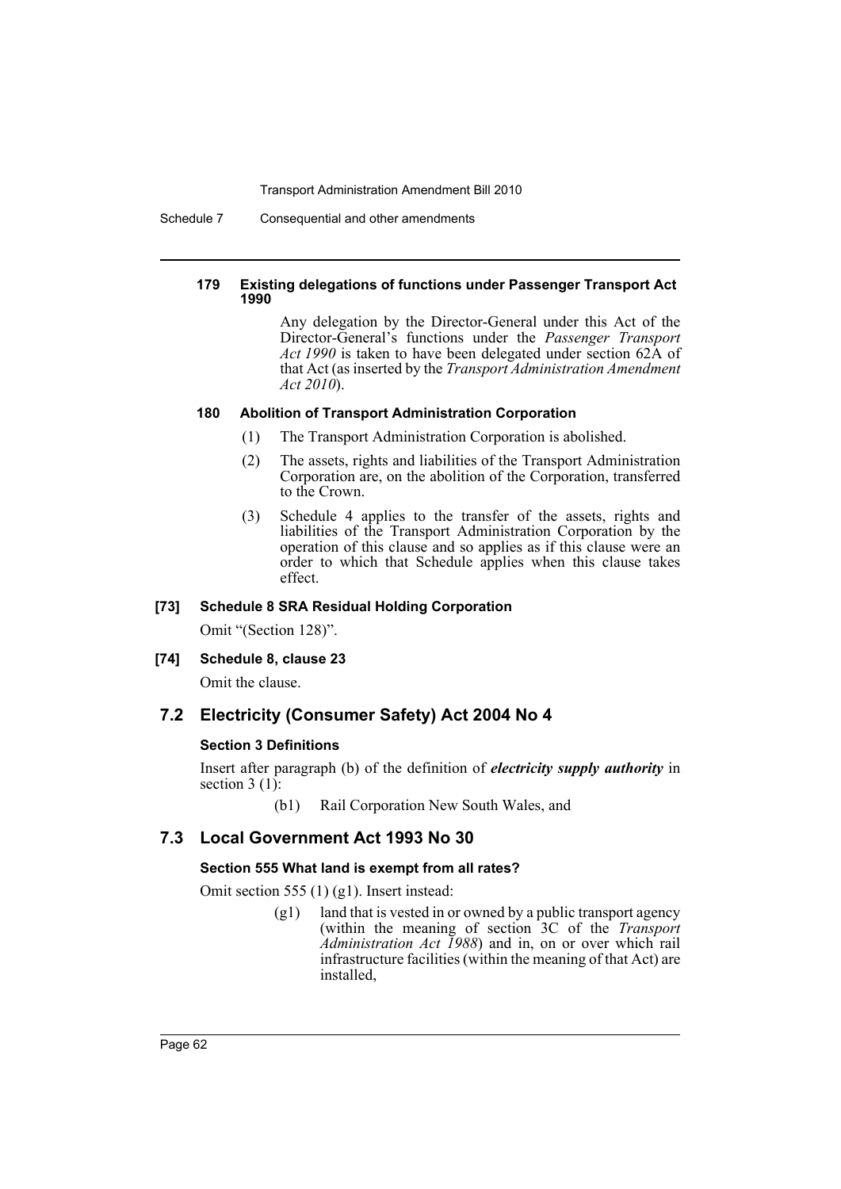**179 Existing delegations of functions under Passenger Transport Act 1990**

Any delegation by the Director-General under this Act of the Director-General's functions under the *Passenger Transport Act 1990* is taken to have been delegated under section 62A of that Act (as inserted by the *Transport Administration Amendment Act 2010*).

**180 Abolition of Transport Administration Corporation**

(1) The Transport Administration Corporation is abolished.

(2) The assets, rights and liabilities of the Transport Administration Corporation are, on the abolition of the Corporation, transferred to the Crown.

(3) Schedule 4 applies to the transfer of the assets, rights and liabilities of the Transport Administration Corporation by the operation of this clause and so applies as if this clause were an order to which that Schedule applies when this clause takes effect.

**[73] Schedule 8 SRA Residual Holding Corporation**

Omit "(Section 128)".

**[74] Schedule 8, clause 23**

Omit the clause.

## 7.2 Electricity (Consumer Safety) Act 2004 No 4

### Section 3 Definitions

Insert after paragraph (b) of the definition of ***electricity supply authority*** in section 3 (1):

(b1) Rail Corporation New South Wales, and

## 7.3 Local Government Act 1993 No 30

### Section 555 What land is exempt from all rates?

Omit section 555 (1) (g1). Insert instead:

(g1) land that is vested in or owned by a public transport agency (within the meaning of section 3C of the *Transport Administration Act 1988*) and in, on or over which rail infrastructure facilities (within the meaning of that Act) are installed,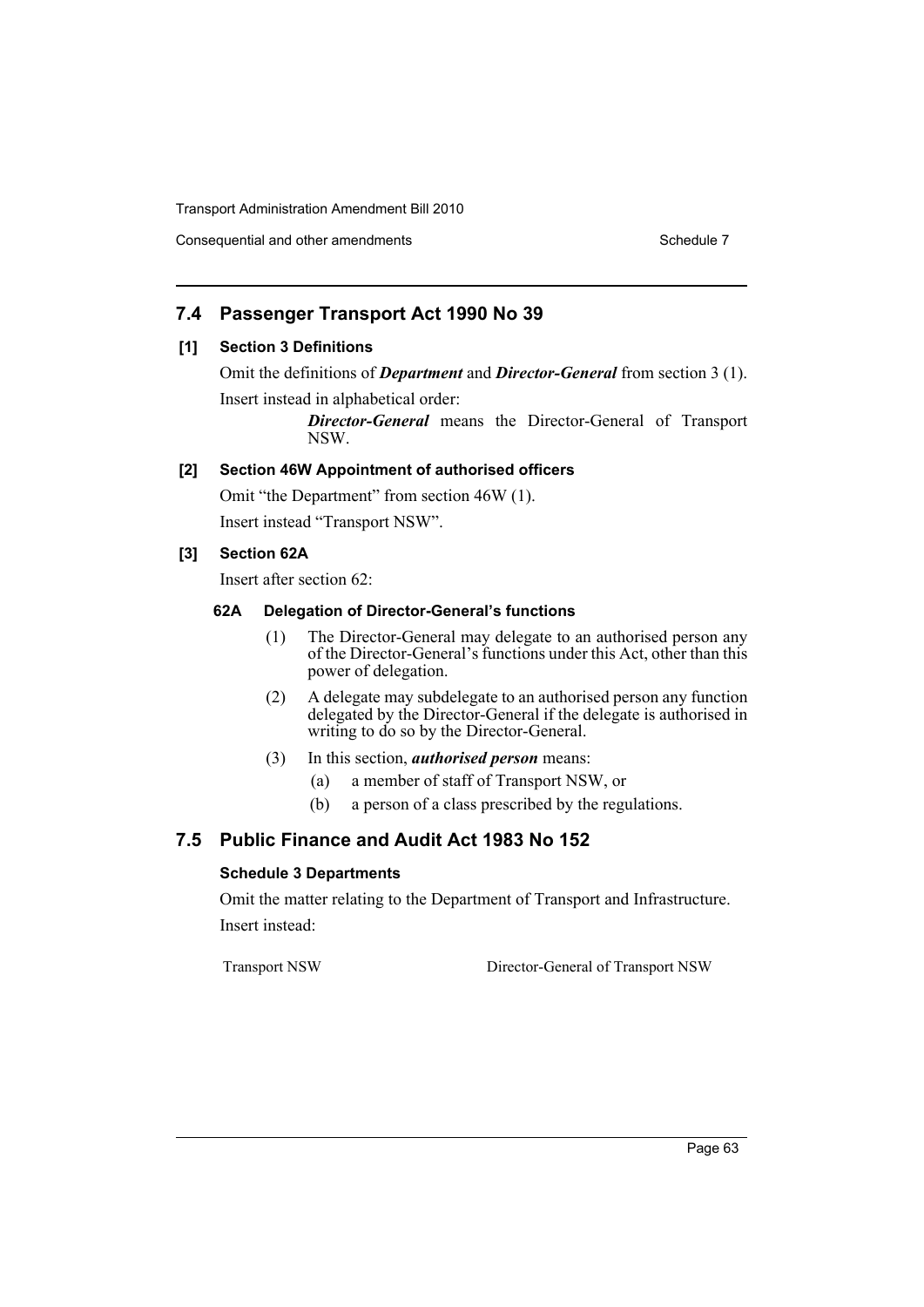## 7.4 Passenger Transport Act 1990 No 39

**[1] Section 3 Definitions**

Omit the definitions of ***Department*** and ***Director-General*** from section 3 (1).

Insert instead in alphabetical order:

> ***Director-General*** means the Director-General of Transport NSW.

**[2] Section 46W Appointment of authorised officers**

Omit "the Department" from section 46W (1).

Insert instead "Transport NSW".

**[3] Section 62A**

Insert after section 62:

**62A Delegation of Director-General's functions**

(1) The Director-General may delegate to an authorised person any of the Director-General's functions under this Act, other than this power of delegation.

(2) A delegate may subdelegate to an authorised person any function delegated by the Director-General if the delegate is authorised in writing to do so by the Director-General.

(3) In this section, ***authorised person*** means:

(a) a member of staff of Transport NSW, or

(b) a person of a class prescribed by the regulations.

## 7.5 Public Finance and Audit Act 1983 No 152

**Schedule 3 Departments**

Omit the matter relating to the Department of Transport and Infrastructure.

Insert instead:

| | |
|---|---|
| Transport NSW | Director-General of Transport NSW |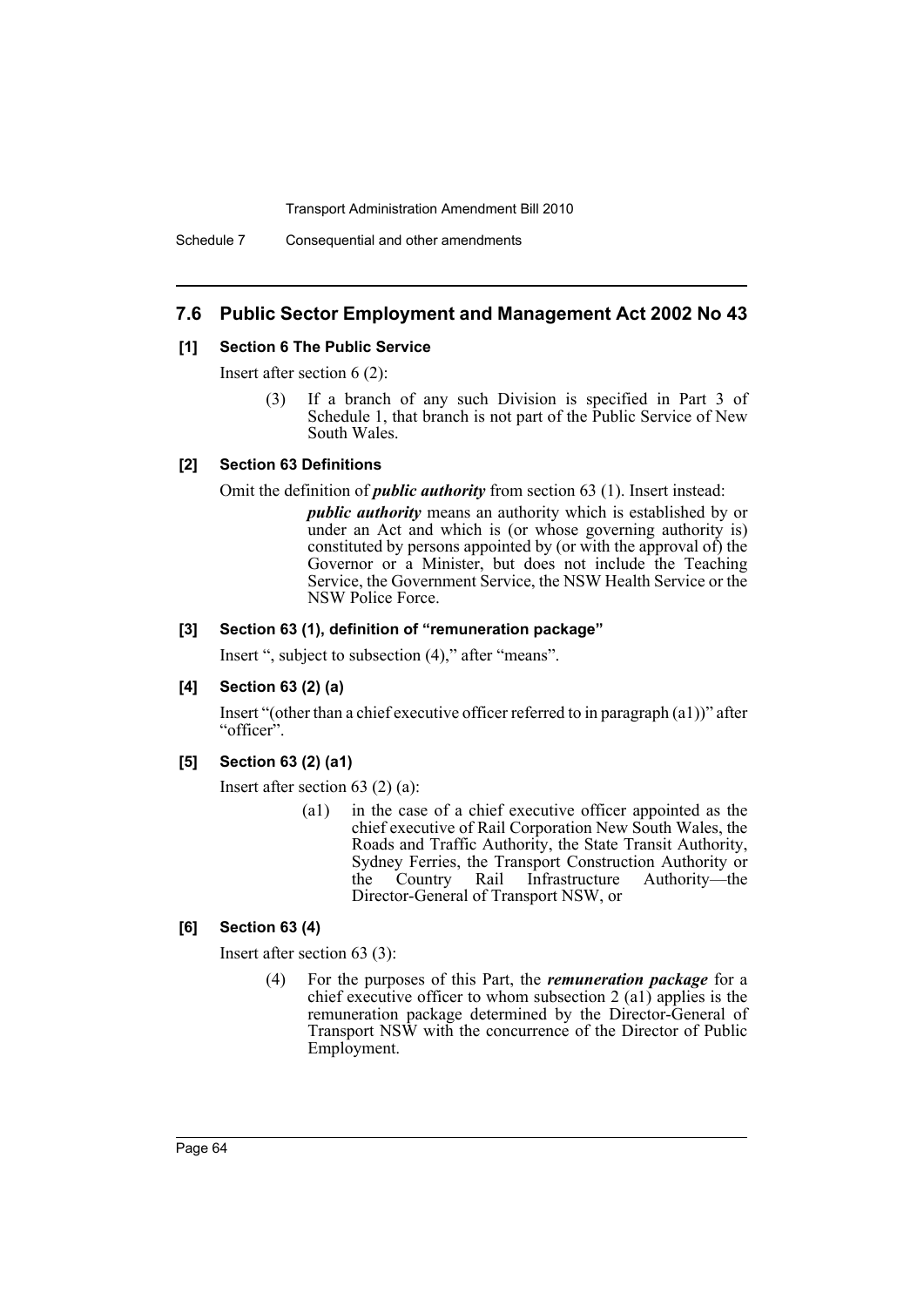## 7.6 Public Sector Employment and Management Act 2002 No 43

### [1] Section 6 The Public Service

Insert after section 6 (2):

> (3) If a branch of any such Division is specified in Part 3 of Schedule 1, that branch is not part of the Public Service of New South Wales.

### [2] Section 63 Definitions

Omit the definition of ***public authority*** from section 63 (1). Insert instead:

> ***public authority*** means an authority which is established by or under an Act and which is (or whose governing authority is) constituted by persons appointed by (or with the approval of) the Governor or a Minister, but does not include the Teaching Service, the Government Service, the NSW Health Service or the NSW Police Force.

### [3] Section 63 (1), definition of "remuneration package"

Insert ", subject to subsection (4)," after "means".

### [4] Section 63 (2) (a)

Insert "(other than a chief executive officer referred to in paragraph (a1))" after "officer".

### [5] Section 63 (2) (a1)

Insert after section 63 (2) (a):

> (a1) in the case of a chief executive officer appointed as the chief executive of Rail Corporation New South Wales, the Roads and Traffic Authority, the State Transit Authority, Sydney Ferries, the Transport Construction Authority or the Country Rail Infrastructure Authority—the Director-General of Transport NSW, or

### [6] Section 63 (4)

Insert after section 63 (3):

> (4) For the purposes of this Part, the ***remuneration package*** for a chief executive officer to whom subsection 2 (a1) applies is the remuneration package determined by the Director-General of Transport NSW with the concurrence of the Director of Public Employment.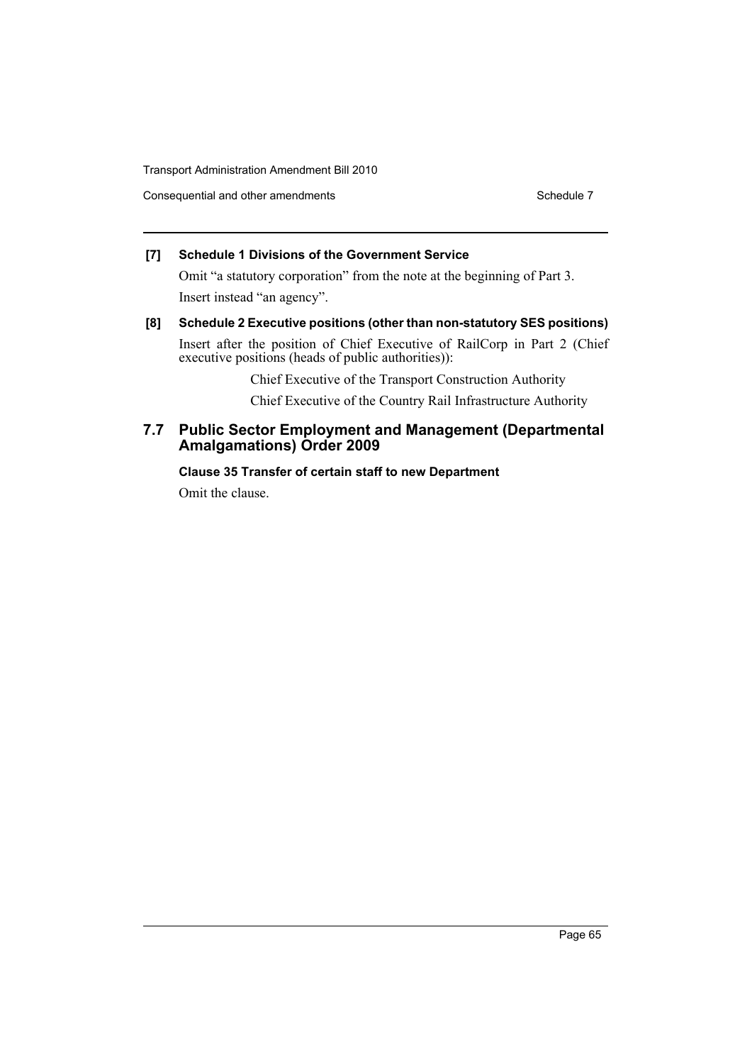**[7] Schedule 1 Divisions of the Government Service**

Omit "a statutory corporation" from the note at the beginning of Part 3.

Insert instead "an agency".

**[8] Schedule 2 Executive positions (other than non-statutory SES positions)**

Insert after the position of Chief Executive of RailCorp in Part 2 (Chief executive positions (heads of public authorities)):

> Chief Executive of the Transport Construction Authority
>
> Chief Executive of the Country Rail Infrastructure Authority

## 7.7 Public Sector Employment and Management (Departmental Amalgamations) Order 2009

**Clause 35 Transfer of certain staff to new Department**

Omit the clause.